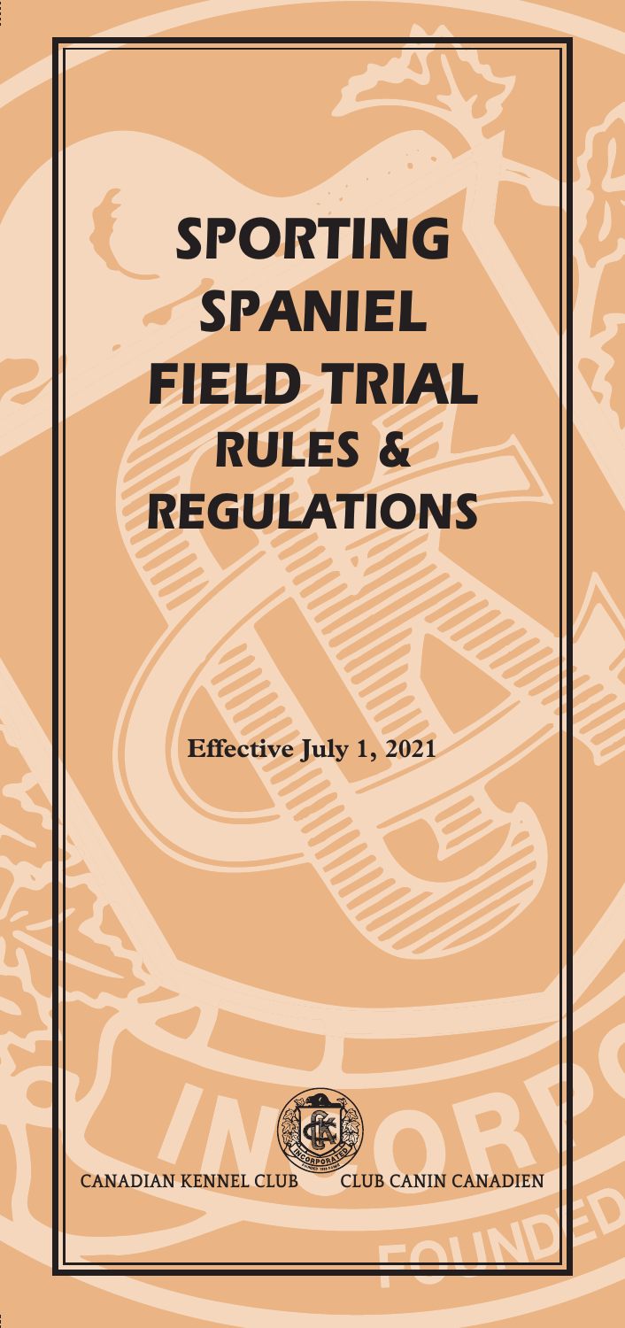# SPORTING SPANIEL FIELD TRIAL RULES & REGULATIONS

**Effective July 1, 2021**

CANADIAN KENNEL CLUB CLUB CANIN CANADIEN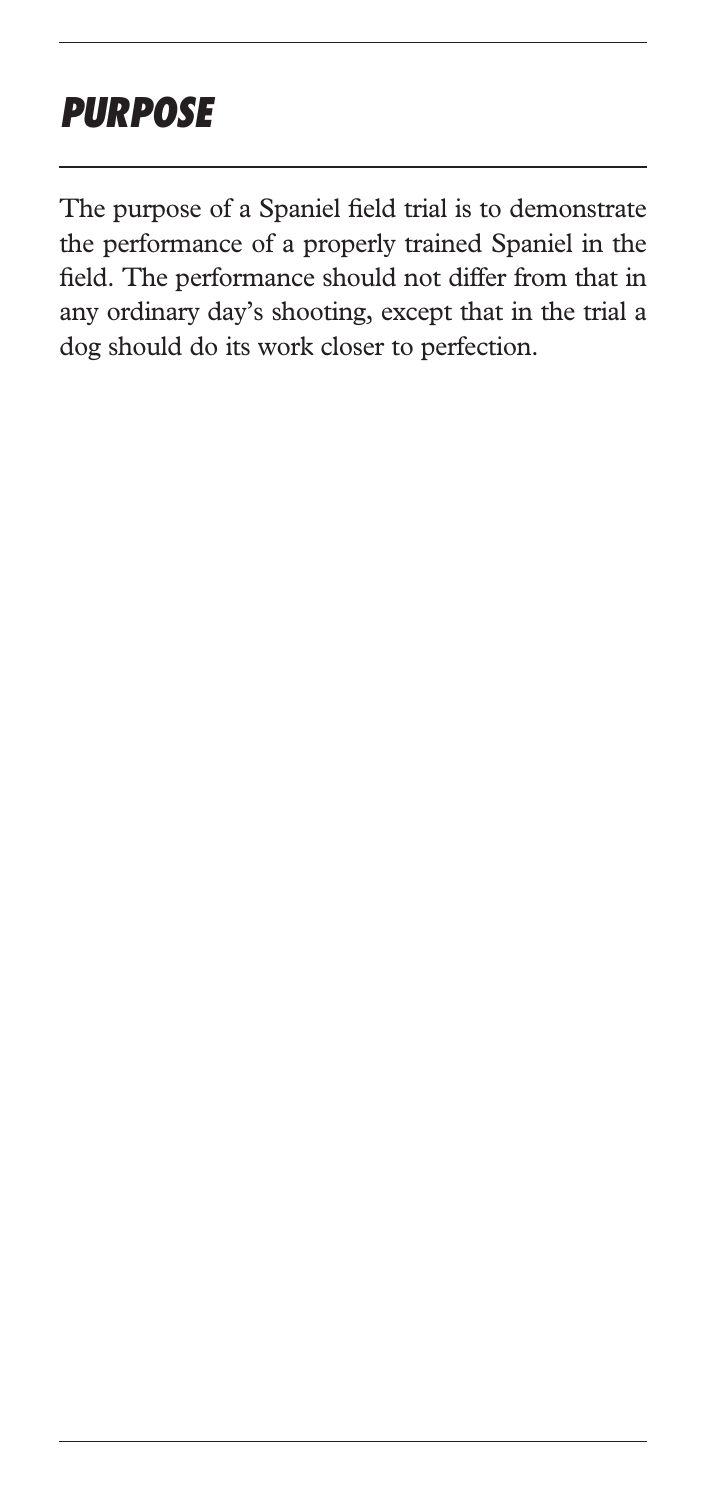# *PURPOSE*

The purpose of a Spaniel field trial is to demonstrate the performance of a properly trained Spaniel in the field. The performance should not differ from that in any ordinary day's shooting, except that in the trial a dog should do its work closer to perfection.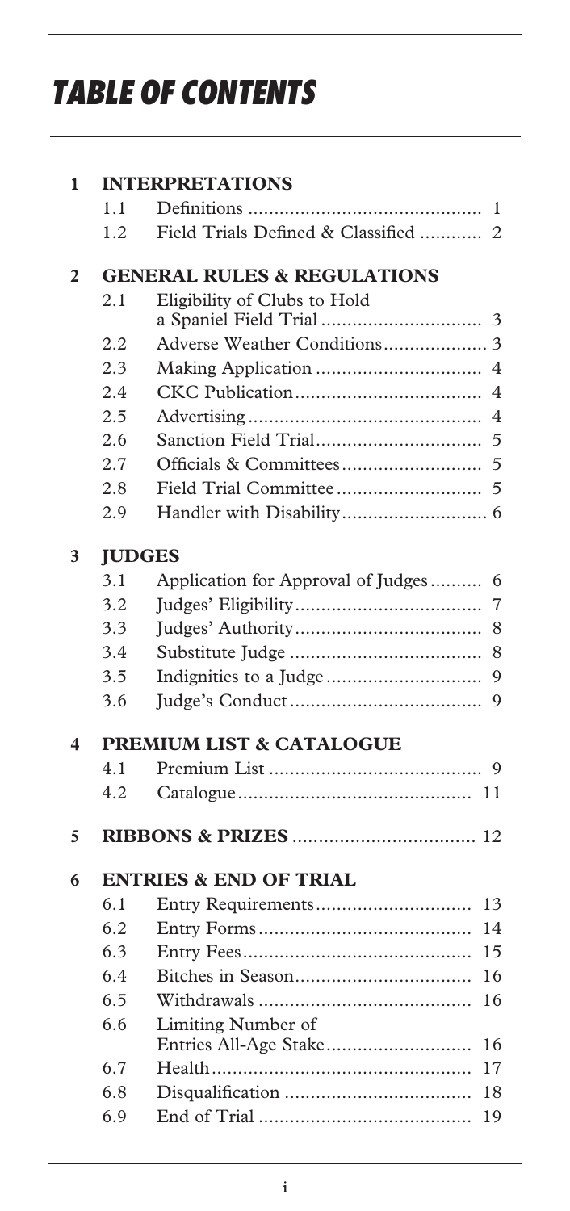# TABLE OF CONTENTS

| | | | |
|---|---|---|---|
| **1** | **INTERPRETATIONS** | | |
| | 1.1 | Definitions | 1 |
| | 1.2 | Field Trials Defined & Classified | 2 |
| **2** | **GENERAL RULES & REGULATIONS** | | |
| | 2.1 | Eligibility of Clubs to Hold a Spaniel Field Trial | 3 |
| | 2.2 | Adverse Weather Conditions | 3 |
| | 2.3 | Making Application | 4 |
| | 2.4 | CKC Publication | 4 |
| | 2.5 | Advertising | 4 |
| | 2.6 | Sanction Field Trial | 5 |
| | 2.7 | Officials & Committees | 5 |
| | 2.8 | Field Trial Committee | 5 |
| | 2.9 | Handler with Disability | 6 |
| **3** | **JUDGES** | | |
| | 3.1 | Application for Approval of Judges | 6 |
| | 3.2 | Judges' Eligibility | 7 |
| | 3.3 | Judges' Authority | 8 |
| | 3.4 | Substitute Judge | 8 |
| | 3.5 | Indignities to a Judge | 9 |
| | 3.6 | Judge's Conduct | 9 |
| **4** | **PREMIUM LIST & CATALOGUE** | | |
| | 4.1 | Premium List | 9 |
| | 4.2 | Catalogue | 11 |
| **5** | **RIBBONS & PRIZES** | | 12 |
| **6** | **ENTRIES & END OF TRIAL** | | |
| | 6.1 | Entry Requirements | 13 |
| | 6.2 | Entry Forms | 14 |
| | 6.3 | Entry Fees | 15 |
| | 6.4 | Bitches in Season | 16 |
| | 6.5 | Withdrawals | 16 |
| | 6.6 | Limiting Number of Entries All-Age Stake | 16 |
| | 6.7 | Health | 17 |
| | 6.8 | Disqualification | 18 |
| | 6.9 | End of Trial | 19 |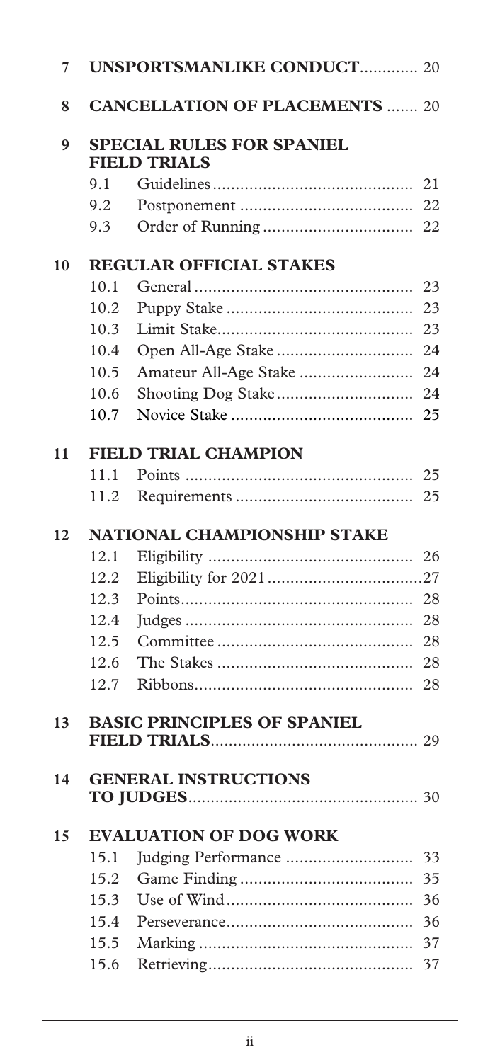**7 UNSPORTSMANLIKE CONDUCT** ............. 20

**8 CANCELLATION OF PLACEMENTS** ....... 20

**9 SPECIAL RULES FOR SPANIEL FIELD TRIALS**

- 9.1 Guidelines ........................................... 21
- 9.2 Postponement ...................................... 22
- 9.3 Order of Running ................................. 22

**10 REGULAR OFFICIAL STAKES**

- 10.1 General ................................................ 23
- 10.2 Puppy Stake ......................................... 23
- 10.3 Limit Stake........................................... 23
- 10.4 Open All-Age Stake .............................. 24
- 10.5 Amateur All-Age Stake ......................... 24
- 10.6 Shooting Dog Stake.............................. 24
- 10.7 Novice Stake ........................................ 25

**11 FIELD TRIAL CHAMPION**

- 11.1 Points .................................................. 25
- 11.2 Requirements ...................................... 25

**12 NATIONAL CHAMPIONSHIP STAKE**

- 12.1 Eligibility ............................................ 26
- 12.2 Eligibility for 2021 .................................27
- 12.3 Points.................................................. 28
- 12.4 Judges ................................................. 28
- 12.5 Committee ........................................... 28
- 12.6 The Stakes ........................................... 28
- 12.7 Ribbons................................................ 28

**13 BASIC PRINCIPLES OF SPANIEL FIELD TRIALS**.............................................. 29

**14 GENERAL INSTRUCTIONS TO JUDGES**................................................... 30

**15 EVALUATION OF DOG WORK**

- 15.1 Judging Performance ............................ 33
- 15.2 Game Finding ...................................... 35
- 15.3 Use of Wind......................................... 36
- 15.4 Perseverance........................................ 36
- 15.5 Marking .............................................. 37
- 15.6 Retrieving............................................. 37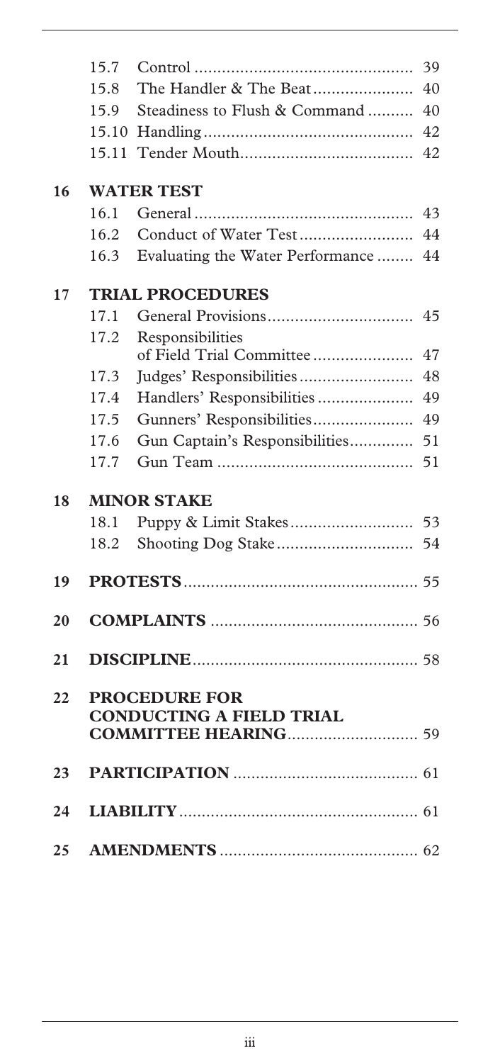| | | |
|---|---|---|
| 15.7 | Control | 39 |
| 15.8 | The Handler & The Beat | 40 |
| 15.9 | Steadiness to Flush & Command | 40 |
| 15.10 | Handling | 42 |
| 15.11 | Tender Mouth | 42 |

**16 WATER TEST**

| | | |
|---|---|---|
| 16.1 | General | 43 |
| 16.2 | Conduct of Water Test | 44 |
| 16.3 | Evaluating the Water Performance | 44 |

**17 TRIAL PROCEDURES**

| | | |
|---|---|---|
| 17.1 | General Provisions | 45 |
| 17.2 | Responsibilities of Field Trial Committee | 47 |
| 17.3 | Judges' Responsibilities | 48 |
| 17.4 | Handlers' Responsibilities | 49 |
| 17.5 | Gunners' Responsibilities | 49 |
| 17.6 | Gun Captain's Responsibilities | 51 |
| 17.7 | Gun Team | 51 |

**18 MINOR STAKE**

| | | |
|---|---|---|
| 18.1 | Puppy & Limit Stakes | 53 |
| 18.2 | Shooting Dog Stake | 54 |

**19 PROTESTS** ..... 55

**20 COMPLAINTS** ..... 56

**21 DISCIPLINE** ..... 58

**22 PROCEDURE FOR CONDUCTING A FIELD TRIAL COMMITTEE HEARING** ..... 59

**23 PARTICIPATION** ..... 61

**24 LIABILITY** ..... 61

**25 AMENDMENTS** ..... 62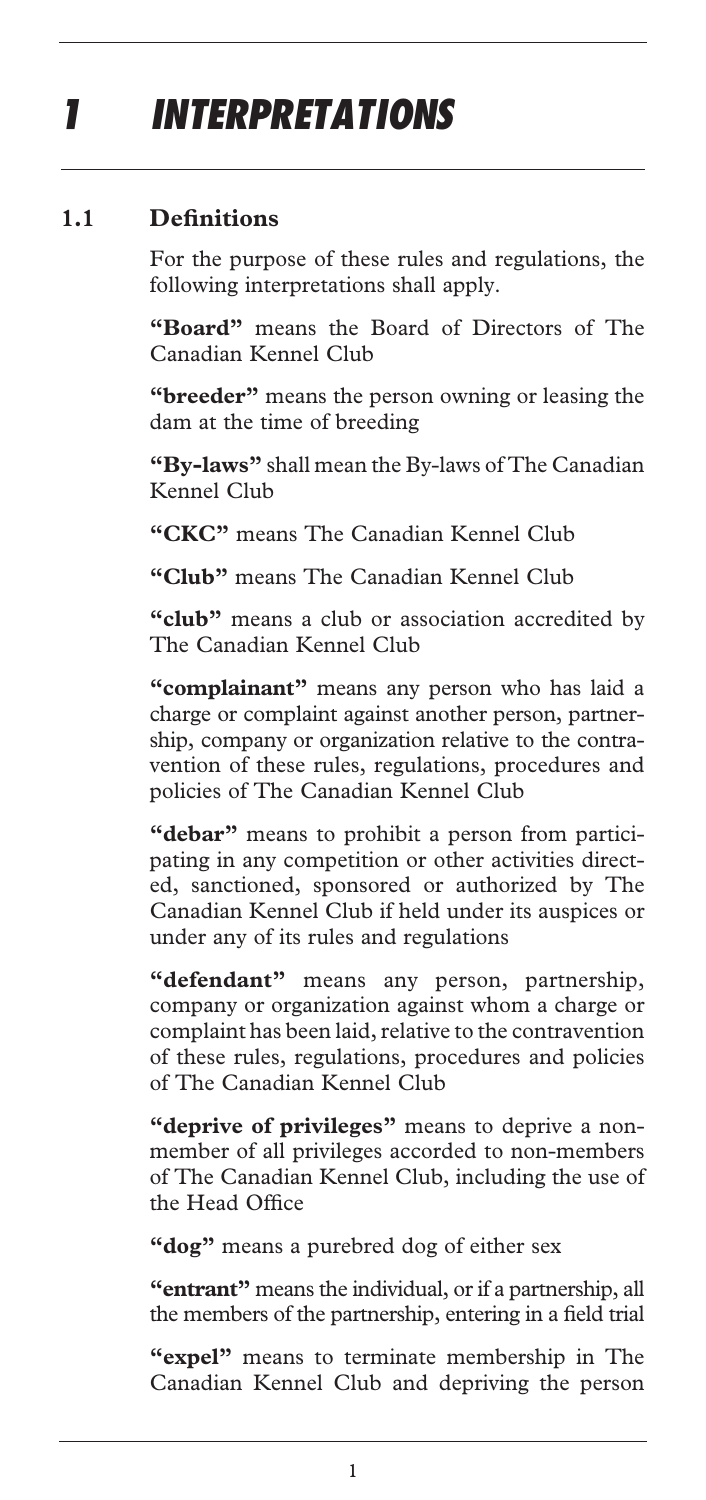# 1 INTERPRETATIONS

## 1.1 Definitions

For the purpose of these rules and regulations, the following interpretations shall apply.

**"Board"** means the Board of Directors of The Canadian Kennel Club

**"breeder"** means the person owning or leasing the dam at the time of breeding

**"By-laws"** shall mean the By-laws of The Canadian Kennel Club

**"CKC"** means The Canadian Kennel Club

**"Club"** means The Canadian Kennel Club

**"club"** means a club or association accredited by The Canadian Kennel Club

**"complainant"** means any person who has laid a charge or complaint against another person, partnership, company or organization relative to the contravention of these rules, regulations, procedures and policies of The Canadian Kennel Club

**"debar"** means to prohibit a person from participating in any competition or other activities directed, sanctioned, sponsored or authorized by The Canadian Kennel Club if held under its auspices or under any of its rules and regulations

**"defendant"** means any person, partnership, company or organization against whom a charge or complaint has been laid, relative to the contravention of these rules, regulations, procedures and policies of The Canadian Kennel Club

**"deprive of privileges"** means to deprive a non-member of all privileges accorded to non-members of The Canadian Kennel Club, including the use of the Head Office

**"dog"** means a purebred dog of either sex

**"entrant"** means the individual, or if a partnership, all the members of the partnership, entering in a field trial

**"expel"** means to terminate membership in The Canadian Kennel Club and depriving the person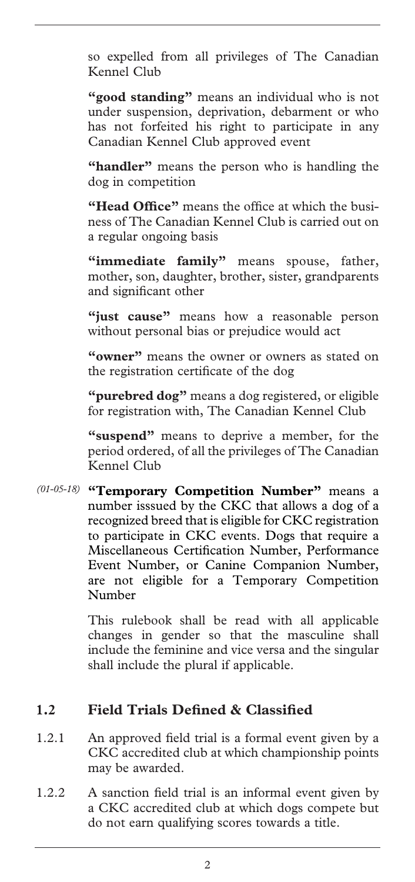so expelled from all privileges of The Canadian Kennel Club

**"good standing"** means an individual who is not under suspension, deprivation, debarment or who has not forfeited his right to participate in any Canadian Kennel Club approved event

**"handler"** means the person who is handling the dog in competition

**"Head Office"** means the office at which the business of The Canadian Kennel Club is carried out on a regular ongoing basis

**"immediate family"** means spouse, father, mother, son, daughter, brother, sister, grandparents and significant other

**"just cause"** means how a reasonable person without personal bias or prejudice would act

**"owner"** means the owner or owners as stated on the registration certificate of the dog

**"purebred dog"** means a dog registered, or eligible for registration with, The Canadian Kennel Club

**"suspend"** means to deprive a member, for the period ordered, of all the privileges of The Canadian Kennel Club

*(01-05-18)* **"Temporary Competition Number"** means a number isssued by the CKC that allows a dog of a recognized breed that is eligible for CKC registration to participate in CKC events. Dogs that require a Miscellaneous Certification Number, Performance Event Number, or Canine Companion Number, are not eligible for a Temporary Competition Number

This rulebook shall be read with all applicable changes in gender so that the masculine shall include the feminine and vice versa and the singular shall include the plural if applicable.

## 1.2 Field Trials Defined & Classified

1.2.1 An approved field trial is a formal event given by a CKC accredited club at which championship points may be awarded.

1.2.2 A sanction field trial is an informal event given by a CKC accredited club at which dogs compete but do not earn qualifying scores towards a title.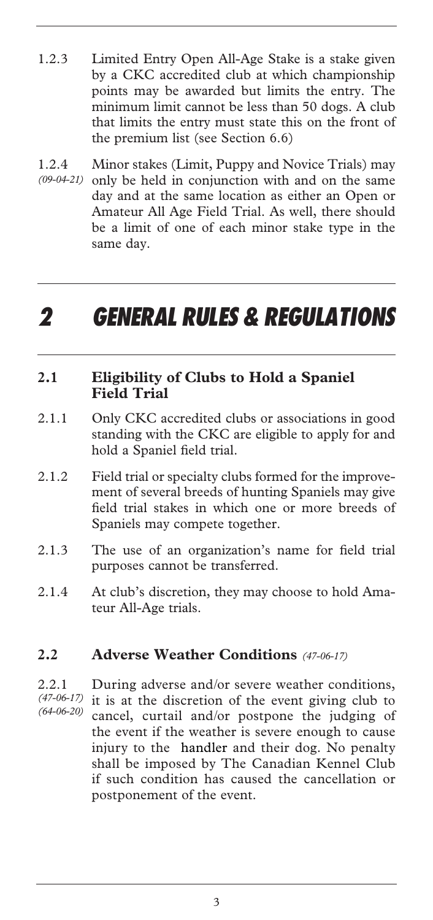1.2.3 Limited Entry Open All-Age Stake is a stake given by a CKC accredited club at which championship points may be awarded but limits the entry. The minimum limit cannot be less than 50 dogs. A club that limits the entry must state this on the front of the premium list (see Section 6.6)

1.2.4 *(09-04-21)* Minor stakes (Limit, Puppy and Novice Trials) may only be held in conjunction with and on the same day and at the same location as either an Open or Amateur All Age Field Trial. As well, there should be a limit of one of each minor stake type in the same day.

# *2 GENERAL RULES & REGULATIONS*

## 2.1 Eligibility of Clubs to Hold a Spaniel Field Trial

2.1.1 Only CKC accredited clubs or associations in good standing with the CKC are eligible to apply for and hold a Spaniel field trial.

2.1.2 Field trial or specialty clubs formed for the improvement of several breeds of hunting Spaniels may give field trial stakes in which one or more breeds of Spaniels may compete together.

2.1.3 The use of an organization's name for field trial purposes cannot be transferred.

2.1.4 At club's discretion, they may choose to hold Amateur All-Age trials.

## 2.2 Adverse Weather Conditions *(47-06-17)*

2.2.1 *(47-06-17)* *(64-06-20)* During adverse and/or severe weather conditions, it is at the discretion of the event giving club to cancel, curtail and/or postpone the judging of the event if the weather is severe enough to cause injury to the handler and their dog. No penalty shall be imposed by The Canadian Kennel Club if such condition has caused the cancellation or postponement of the event.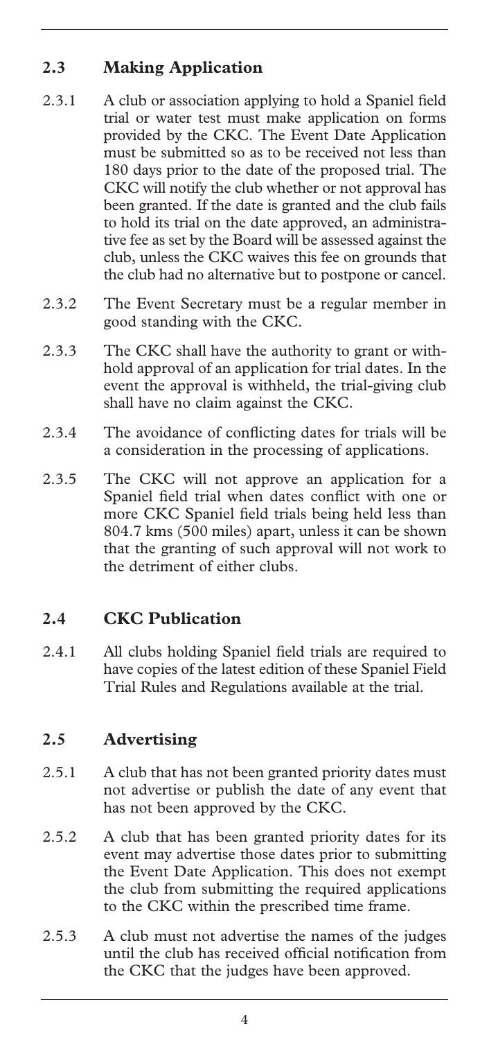## 2.3 Making Application

2.3.1 A club or association applying to hold a Spaniel field trial or water test must make application on forms provided by the CKC. The Event Date Application must be submitted so as to be received not less than 180 days prior to the date of the proposed trial. The CKC will notify the club whether or not approval has been granted. If the date is granted and the club fails to hold its trial on the date approved, an administrative fee as set by the Board will be assessed against the club, unless the CKC waives this fee on grounds that the club had no alternative but to postpone or cancel.

2.3.2 The Event Secretary must be a regular member in good standing with the CKC.

2.3.3 The CKC shall have the authority to grant or withhold approval of an application for trial dates. In the event the approval is withheld, the trial-giving club shall have no claim against the CKC.

2.3.4 The avoidance of conflicting dates for trials will be a consideration in the processing of applications.

2.3.5 The CKC will not approve an application for a Spaniel field trial when dates conflict with one or more CKC Spaniel field trials being held less than 804.7 kms (500 miles) apart, unless it can be shown that the granting of such approval will not work to the detriment of either clubs.

## 2.4 CKC Publication

2.4.1 All clubs holding Spaniel field trials are required to have copies of the latest edition of these Spaniel Field Trial Rules and Regulations available at the trial.

## 2.5 Advertising

2.5.1 A club that has not been granted priority dates must not advertise or publish the date of any event that has not been approved by the CKC.

2.5.2 A club that has been granted priority dates for its event may advertise those dates prior to submitting the Event Date Application. This does not exempt the club from submitting the required applications to the CKC within the prescribed time frame.

2.5.3 A club must not advertise the names of the judges until the club has received official notification from the CKC that the judges have been approved.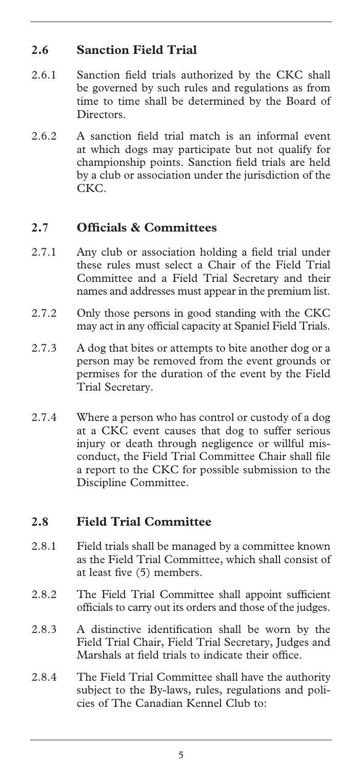## 2.6 Sanction Field Trial

2.6.1 Sanction field trials authorized by the CKC shall be governed by such rules and regulations as from time to time shall be determined by the Board of Directors.

2.6.2 A sanction field trial match is an informal event at which dogs may participate but not qualify for championship points. Sanction field trials are held by a club or association under the jurisdiction of the CKC.

## 2.7 Officials & Committees

2.7.1 Any club or association holding a field trial under these rules must select a Chair of the Field Trial Committee and a Field Trial Secretary and their names and addresses must appear in the premium list.

2.7.2 Only those persons in good standing with the CKC may act in any official capacity at Spaniel Field Trials.

2.7.3 A dog that bites or attempts to bite another dog or a person may be removed from the event grounds or permises for the duration of the event by the Field Trial Secretary.

2.7.4 Where a person who has control or custody of a dog at a CKC event causes that dog to suffer serious injury or death through negligence or willful misconduct, the Field Trial Committee Chair shall file a report to the CKC for possible submission to the Discipline Committee.

## 2.8 Field Trial Committee

2.8.1 Field trials shall be managed by a committee known as the Field Trial Committee, which shall consist of at least five (5) members.

2.8.2 The Field Trial Committee shall appoint sufficient officials to carry out its orders and those of the judges.

2.8.3 A distinctive identification shall be worn by the Field Trial Chair, Field Trial Secretary, Judges and Marshals at field trials to indicate their office.

2.8.4 The Field Trial Committee shall have the authority subject to the By-laws, rules, regulations and policies of The Canadian Kennel Club to: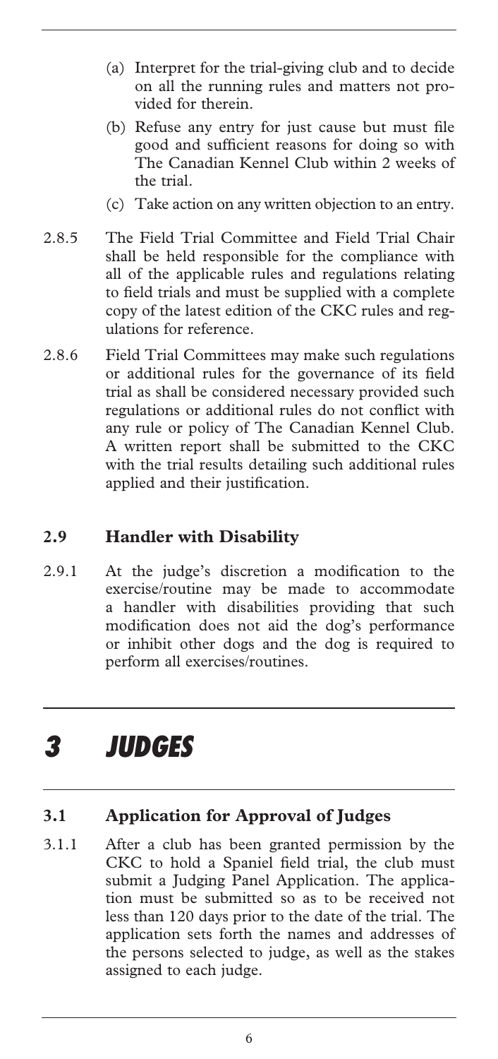(a) Interpret for the trial-giving club and to decide on all the running rules and matters not provided for therein.

(b) Refuse any entry for just cause but must file good and sufficient reasons for doing so with The Canadian Kennel Club within 2 weeks of the trial.

(c) Take action on any written objection to an entry.

2.8.5 The Field Trial Committee and Field Trial Chair shall be held responsible for the compliance with all of the applicable rules and regulations relating to field trials and must be supplied with a complete copy of the latest edition of the CKC rules and regulations for reference.

2.8.6 Field Trial Committees may make such regulations or additional rules for the governance of its field trial as shall be considered necessary provided such regulations or additional rules do not conflict with any rule or policy of The Canadian Kennel Club. A written report shall be submitted to the CKC with the trial results detailing such additional rules applied and their justification.

### 2.9 Handler with Disability

2.9.1 At the judge's discretion a modification to the exercise/routine may be made to accommodate a handler with disabilities providing that such modification does not aid the dog's performance or inhibit other dogs and the dog is required to perform all exercises/routines.

# *3 JUDGES*

### 3.1 Application for Approval of Judges

3.1.1 After a club has been granted permission by the CKC to hold a Spaniel field trial, the club must submit a Judging Panel Application. The application must be submitted so as to be received not less than 120 days prior to the date of the trial. The application sets forth the names and addresses of the persons selected to judge, as well as the stakes assigned to each judge.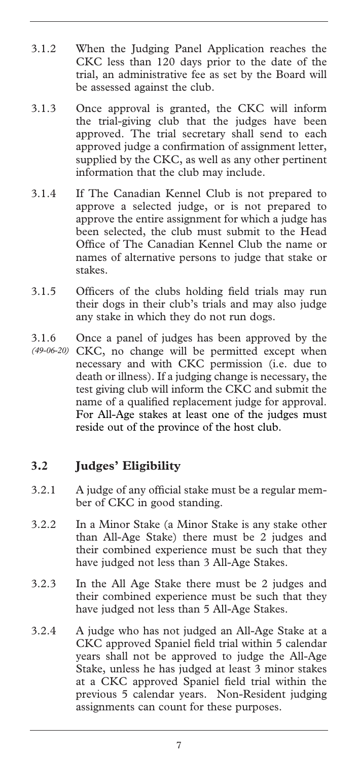3.1.2 When the Judging Panel Application reaches the CKC less than 120 days prior to the date of the trial, an administrative fee as set by the Board will be assessed against the club.

3.1.3 Once approval is granted, the CKC will inform the trial-giving club that the judges have been approved. The trial secretary shall send to each approved judge a confirmation of assignment letter, supplied by the CKC, as well as any other pertinent information that the club may include.

3.1.4 If The Canadian Kennel Club is not prepared to approve a selected judge, or is not prepared to approve the entire assignment for which a judge has been selected, the club must submit to the Head Office of The Canadian Kennel Club the name or names of alternative persons to judge that stake or stakes.

3.1.5 Officers of the clubs holding field trials may run their dogs in their club's trials and may also judge any stake in which they do not run dogs.

3.1.6 *(49-06-20)* Once a panel of judges has been approved by the CKC, no change will be permitted except when necessary and with CKC permission (i.e. due to death or illness). If a judging change is necessary, the test giving club will inform the CKC and submit the name of a qualified replacement judge for approval. For All-Age stakes at least one of the judges must reside out of the province of the host club.

### 3.2 Judges' Eligibility

3.2.1 A judge of any official stake must be a regular member of CKC in good standing.

3.2.2 In a Minor Stake (a Minor Stake is any stake other than All-Age Stake) there must be 2 judges and their combined experience must be such that they have judged not less than 3 All-Age Stakes.

3.2.3 In the All Age Stake there must be 2 judges and their combined experience must be such that they have judged not less than 5 All-Age Stakes.

3.2.4 A judge who has not judged an All-Age Stake at a CKC approved Spaniel field trial within 5 calendar years shall not be approved to judge the All-Age Stake, unless he has judged at least 3 minor stakes at a CKC approved Spaniel field trial within the previous 5 calendar years. Non-Resident judging assignments can count for these purposes.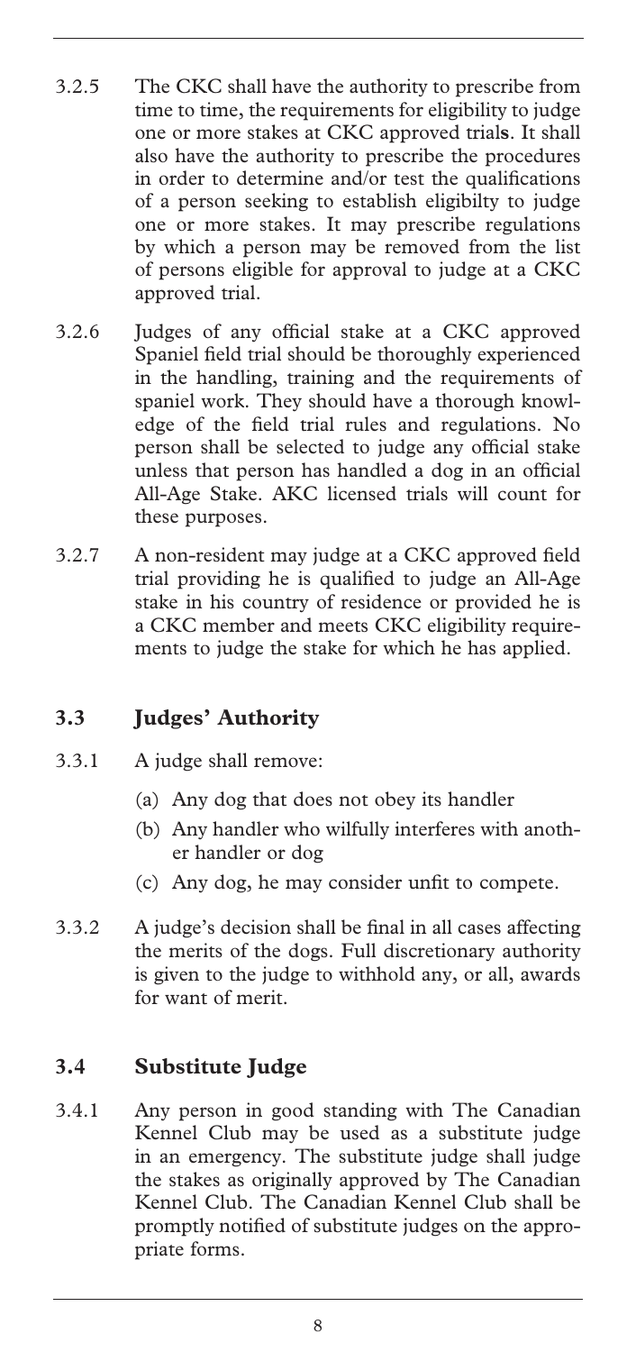3.2.5 The CKC shall have the authority to prescribe from time to time, the requirements for eligibility to judge one or more stakes at CKC approved trial**s**. It shall also have the authority to prescribe the procedures in order to determine and/or test the qualifications of a person seeking to establish eligibilty to judge one or more stakes. It may prescribe regulations by which a person may be removed from the list of persons eligible for approval to judge at a CKC approved trial.

3.2.6 Judges of any official stake at a CKC approved Spaniel field trial should be thoroughly experienced in the handling, training and the requirements of spaniel work. They should have a thorough knowledge of the field trial rules and regulations. No person shall be selected to judge any official stake unless that person has handled a dog in an official All-Age Stake. AKC licensed trials will count for these purposes.

3.2.7 A non-resident may judge at a CKC approved field trial providing he is qualified to judge an All-Age stake in his country of residence or provided he is a CKC member and meets CKC eligibility requirements to judge the stake for which he has applied.

## 3.3 Judges' Authority

3.3.1 A judge shall remove:

(a) Any dog that does not obey its handler
(b) Any handler who wilfully interferes with another handler or dog
(c) Any dog, he may consider unfit to compete.

3.3.2 A judge's decision shall be final in all cases affecting the merits of the dogs. Full discretionary authority is given to the judge to withhold any, or all, awards for want of merit.

## 3.4 Substitute Judge

3.4.1 Any person in good standing with The Canadian Kennel Club may be used as a substitute judge in an emergency. The substitute judge shall judge the stakes as originally approved by The Canadian Kennel Club. The Canadian Kennel Club shall be promptly notified of substitute judges on the appropriate forms.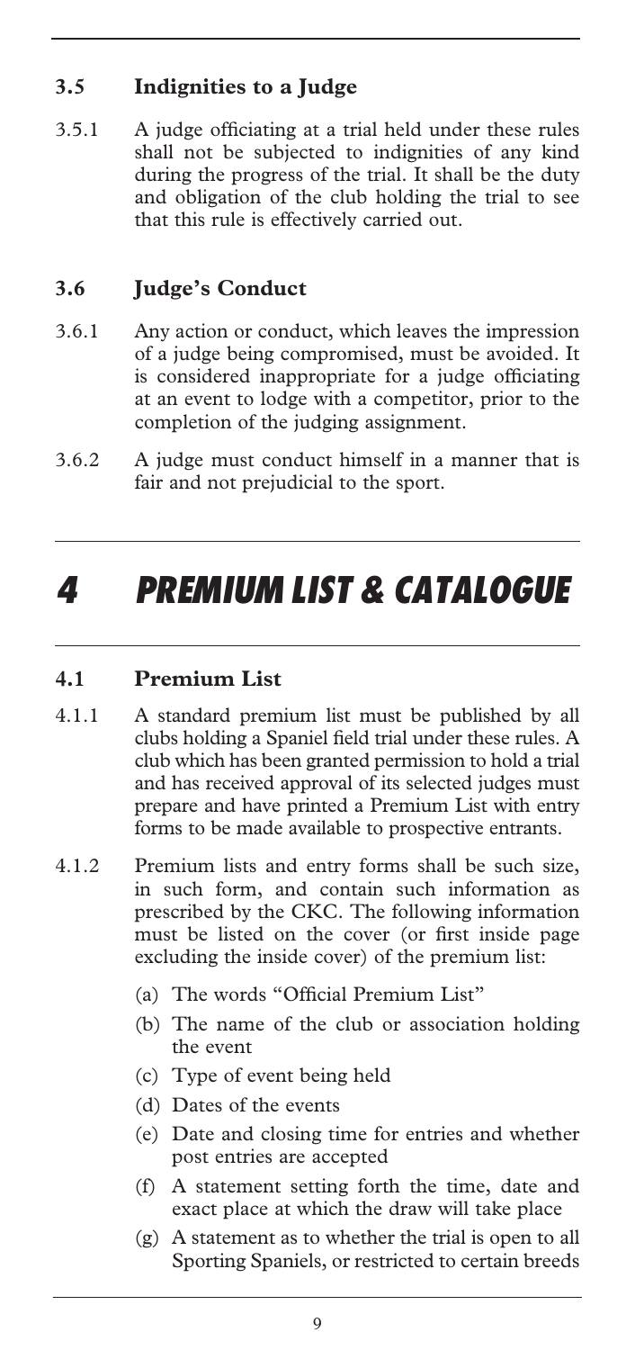### 3.5 Indignities to a Judge

3.5.1 A judge officiating at a trial held under these rules shall not be subjected to indignities of any kind during the progress of the trial. It shall be the duty and obligation of the club holding the trial to see that this rule is effectively carried out.

### 3.6 Judge's Conduct

3.6.1 Any action or conduct, which leaves the impression of a judge being compromised, must be avoided. It is considered inappropriate for a judge officiating at an event to lodge with a competitor, prior to the completion of the judging assignment.

3.6.2 A judge must conduct himself in a manner that is fair and not prejudicial to the sport.

# *4 PREMIUM LIST & CATALOGUE*

### 4.1 Premium List

4.1.1 A standard premium list must be published by all clubs holding a Spaniel field trial under these rules. A club which has been granted permission to hold a trial and has received approval of its selected judges must prepare and have printed a Premium List with entry forms to be made available to prospective entrants.

4.1.2 Premium lists and entry forms shall be such size, in such form, and contain such information as prescribed by the CKC. The following information must be listed on the cover (or first inside page excluding the inside cover) of the premium list:

(a) The words "Official Premium List"

(b) The name of the club or association holding the event

(c) Type of event being held

(d) Dates of the events

(e) Date and closing time for entries and whether post entries are accepted

(f) A statement setting forth the time, date and exact place at which the draw will take place

(g) A statement as to whether the trial is open to all Sporting Spaniels, or restricted to certain breeds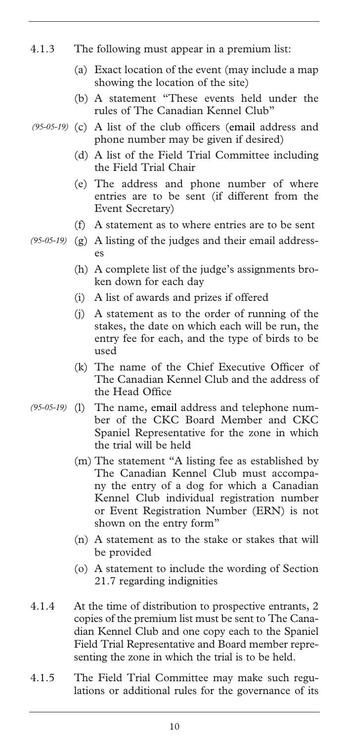4.1.3 The following must appear in a premium list:

(a) Exact location of the event (may include a map showing the location of the site)

(b) A statement "These events held under the rules of The Canadian Kennel Club"

*(95-05-19)* (c) A list of the club officers (email address and phone number may be given if desired)

(d) A list of the Field Trial Committee including the Field Trial Chair

(e) The address and phone number of where entries are to be sent (if different from the Event Secretary)

(f) A statement as to where entries are to be sent

*(95-05-19)* (g) A listing of the judges and their email addresses

(h) A complete list of the judge's assignments broken down for each day

(i) A list of awards and prizes if offered

(j) A statement as to the order of running of the stakes, the date on which each will be run, the entry fee for each, and the type of birds to be used

(k) The name of the Chief Executive Officer of The Canadian Kennel Club and the address of the Head Office

*(95-05-19)* (l) The name, email address and telephone number of the CKC Board Member and CKC Spaniel Representative for the zone in which the trial will be held

(m) The statement "A listing fee as established by The Canadian Kennel Club must accompany the entry of a dog for which a Canadian Kennel Club individual registration number or Event Registration Number (ERN) is not shown on the entry form"

(n) A statement as to the stake or stakes that will be provided

(o) A statement to include the wording of Section 21.7 regarding indignities

4.1.4 At the time of distribution to prospective entrants, 2 copies of the premium list must be sent to The Canadian Kennel Club and one copy each to the Spaniel Field Trial Representative and Board member representing the zone in which the trial is to be held.

4.1.5 The Field Trial Committee may make such regulations or additional rules for the governance of its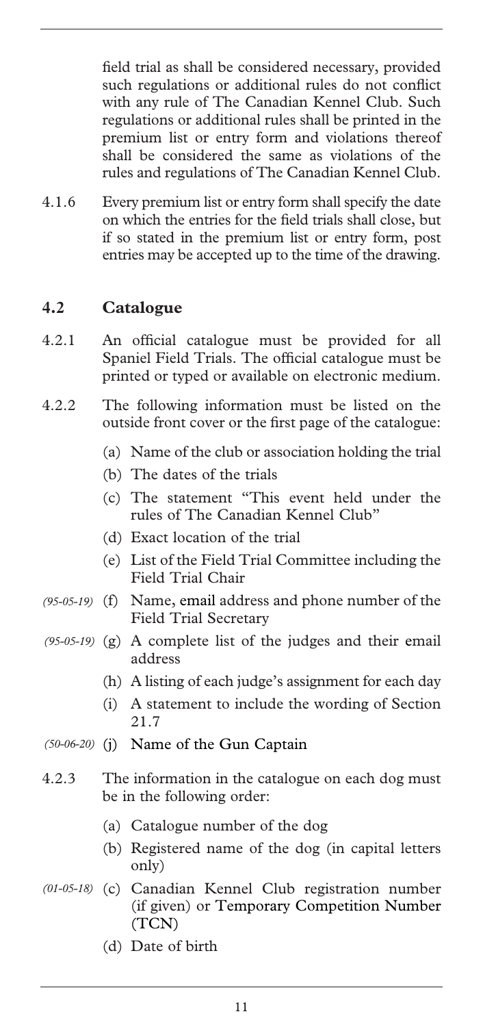field trial as shall be considered necessary, provided such regulations or additional rules do not conflict with any rule of The Canadian Kennel Club. Such regulations or additional rules shall be printed in the premium list or entry form and violations thereof shall be considered the same as violations of the rules and regulations of The Canadian Kennel Club.

4.1.6 Every premium list or entry form shall specify the date on which the entries for the field trials shall close, but if so stated in the premium list or entry form, post entries may be accepted up to the time of the drawing.

## 4.2 Catalogue

4.2.1 An official catalogue must be provided for all Spaniel Field Trials. The official catalogue must be printed or typed or available on electronic medium.

4.2.2 The following information must be listed on the outside front cover or the first page of the catalogue:

- (a) Name of the club or association holding the trial
- (b) The dates of the trials
- (c) The statement "This event held under the rules of The Canadian Kennel Club"
- (d) Exact location of the trial
- (e) List of the Field Trial Committee including the Field Trial Chair
- *(95-05-19)* (f) Name, email address and phone number of the Field Trial Secretary
- *(95-05-19)* (g) A complete list of the judges and their email address
- (h) A listing of each judge's assignment for each day
- (i) A statement to include the wording of Section 21.7
- *(50-06-20)* (j) Name of the Gun Captain

4.2.3 The information in the catalogue on each dog must be in the following order:

- (a) Catalogue number of the dog
- (b) Registered name of the dog (in capital letters only)
- *(01-05-18)* (c) Canadian Kennel Club registration number (if given) or Temporary Competition Number (TCN)
- (d) Date of birth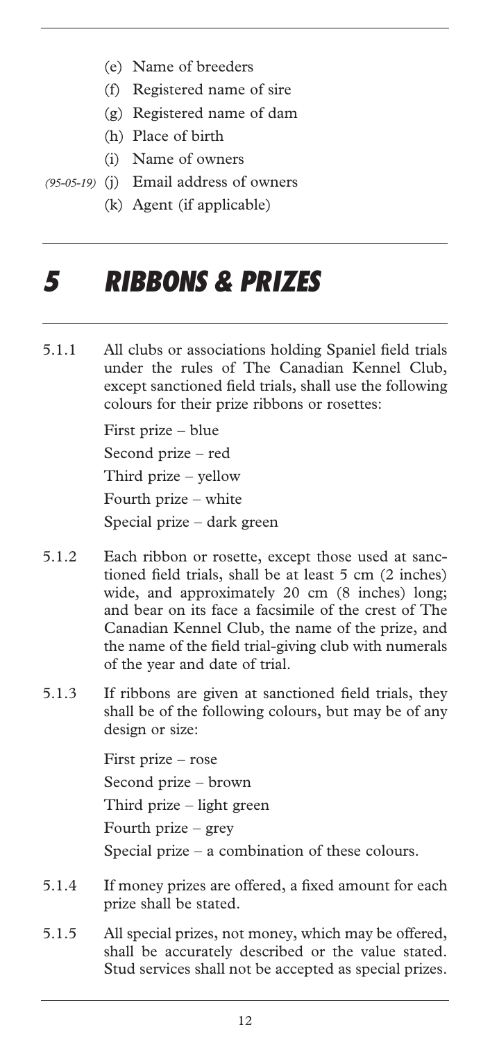(e) Name of breeders

(f) Registered name of sire

(g) Registered name of dam

(h) Place of birth

(i) Name of owners

*(95-05-19)* (j) Email address of owners

(k) Agent (if applicable)

# *5 RIBBONS & PRIZES*

5.1.1 All clubs or associations holding Spaniel field trials under the rules of The Canadian Kennel Club, except sanctioned field trials, shall use the following colours for their prize ribbons or rosettes:

First prize – blue

Second prize – red

Third prize – yellow

Fourth prize – white

Special prize – dark green

5.1.2 Each ribbon or rosette, except those used at sanctioned field trials, shall be at least 5 cm (2 inches) wide, and approximately 20 cm (8 inches) long; and bear on its face a facsimile of the crest of The Canadian Kennel Club, the name of the prize, and the name of the field trial-giving club with numerals of the year and date of trial.

5.1.3 If ribbons are given at sanctioned field trials, they shall be of the following colours, but may be of any design or size:

First prize – rose

Second prize – brown

Third prize – light green

Fourth prize – grey

Special prize – a combination of these colours.

5.1.4 If money prizes are offered, a fixed amount for each prize shall be stated.

5.1.5 All special prizes, not money, which may be offered, shall be accurately described or the value stated. Stud services shall not be accepted as special prizes.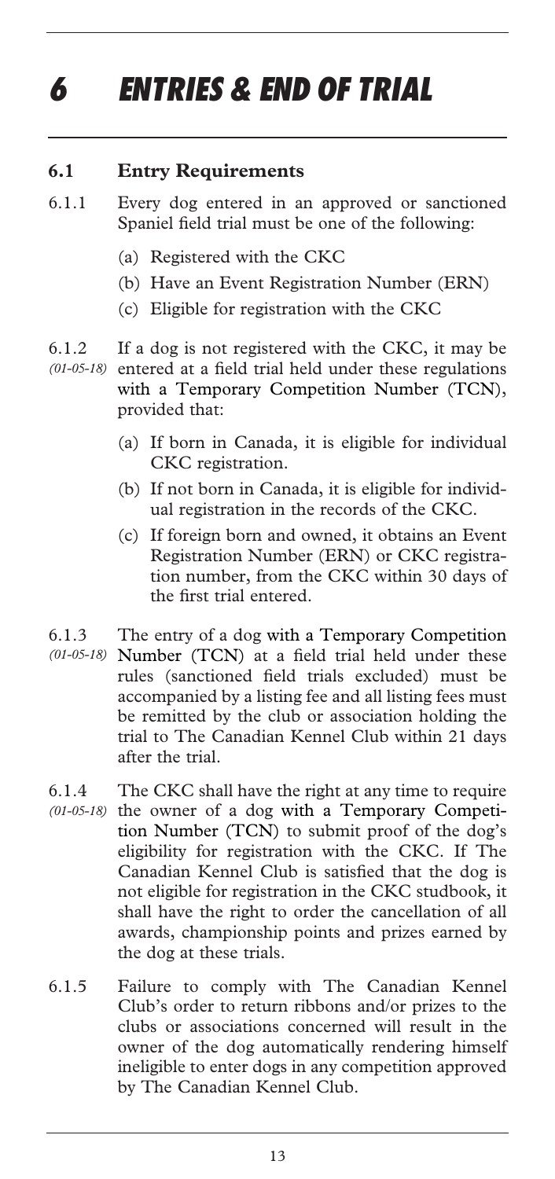# 6 ENTRIES & END OF TRIAL

## 6.1 Entry Requirements

6.1.1 Every dog entered in an approved or sanctioned Spaniel field trial must be one of the following:

(a) Registered with the CKC

(b) Have an Event Registration Number (ERN)

(c) Eligible for registration with the CKC

6.1.2 *(01-05-18)* If a dog is not registered with the CKC, it may be entered at a field trial held under these regulations with a Temporary Competition Number (TCN), provided that:

(a) If born in Canada, it is eligible for individual CKC registration.

(b) If not born in Canada, it is eligible for individual registration in the records of the CKC.

(c) If foreign born and owned, it obtains an Event Registration Number (ERN) or CKC registration number, from the CKC within 30 days of the first trial entered.

6.1.3 *(01-05-18)* The entry of a dog with a Temporary Competition Number (TCN) at a field trial held under these rules (sanctioned field trials excluded) must be accompanied by a listing fee and all listing fees must be remitted by the club or association holding the trial to The Canadian Kennel Club within 21 days after the trial.

6.1.4 *(01-05-18)* The CKC shall have the right at any time to require the owner of a dog with a Temporary Competition Number (TCN) to submit proof of the dog's eligibility for registration with the CKC. If The Canadian Kennel Club is satisfied that the dog is not eligible for registration in the CKC studbook, it shall have the right to order the cancellation of all awards, championship points and prizes earned by the dog at these trials.

6.1.5 Failure to comply with The Canadian Kennel Club's order to return ribbons and/or prizes to the clubs or associations concerned will result in the owner of the dog automatically rendering himself ineligible to enter dogs in any competition approved by The Canadian Kennel Club.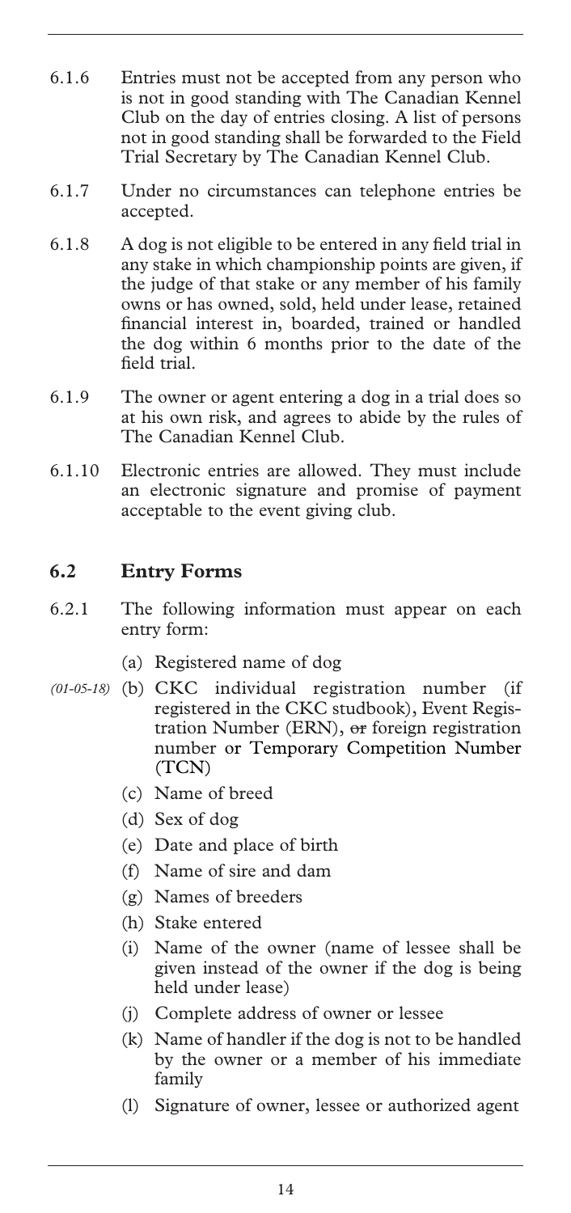6.1.6 Entries must not be accepted from any person who is not in good standing with The Canadian Kennel Club on the day of entries closing. A list of persons not in good standing shall be forwarded to the Field Trial Secretary by The Canadian Kennel Club.

6.1.7 Under no circumstances can telephone entries be accepted.

6.1.8 A dog is not eligible to be entered in any field trial in any stake in which championship points are given, if the judge of that stake or any member of his family owns or has owned, sold, held under lease, retained financial interest in, boarded, trained or handled the dog within 6 months prior to the date of the field trial.

6.1.9 The owner or agent entering a dog in a trial does so at his own risk, and agrees to abide by the rules of The Canadian Kennel Club.

6.1.10 Electronic entries are allowed. They must include an electronic signature and promise of payment acceptable to the event giving club.

## 6.2 Entry Forms

6.2.1 The following information must appear on each entry form:

(a) Registered name of dog

*(01-05-18)* (b) CKC individual registration number (if registered in the CKC studbook), Event Registration Number (ERN), ~~or~~ foreign registration number or Temporary Competition Number (TCN)

(c) Name of breed

(d) Sex of dog

(e) Date and place of birth

(f) Name of sire and dam

(g) Names of breeders

(h) Stake entered

(i) Name of the owner (name of lessee shall be given instead of the owner if the dog is being held under lease)

(j) Complete address of owner or lessee

(k) Name of handler if the dog is not to be handled by the owner or a member of his immediate family

(l) Signature of owner, lessee or authorized agent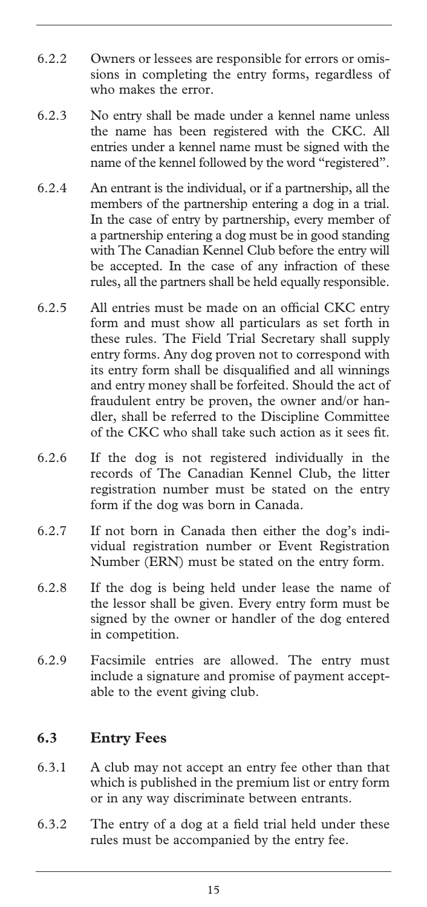6.2.2 Owners or lessees are responsible for errors or omissions in completing the entry forms, regardless of who makes the error.

6.2.3 No entry shall be made under a kennel name unless the name has been registered with the CKC. All entries under a kennel name must be signed with the name of the kennel followed by the word "registered".

6.2.4 An entrant is the individual, or if a partnership, all the members of the partnership entering a dog in a trial. In the case of entry by partnership, every member of a partnership entering a dog must be in good standing with The Canadian Kennel Club before the entry will be accepted. In the case of any infraction of these rules, all the partners shall be held equally responsible.

6.2.5 All entries must be made on an official CKC entry form and must show all particulars as set forth in these rules. The Field Trial Secretary shall supply entry forms. Any dog proven not to correspond with its entry form shall be disqualified and all winnings and entry money shall be forfeited. Should the act of fraudulent entry be proven, the owner and/or handler, shall be referred to the Discipline Committee of the CKC who shall take such action as it sees fit.

6.2.6 If the dog is not registered individually in the records of The Canadian Kennel Club, the litter registration number must be stated on the entry form if the dog was born in Canada.

6.2.7 If not born in Canada then either the dog's individual registration number or Event Registration Number (ERN) must be stated on the entry form.

6.2.8 If the dog is being held under lease the name of the lessor shall be given. Every entry form must be signed by the owner or handler of the dog entered in competition.

6.2.9 Facsimile entries are allowed. The entry must include a signature and promise of payment acceptable to the event giving club.

## 6.3 Entry Fees

6.3.1 A club may not accept an entry fee other than that which is published in the premium list or entry form or in any way discriminate between entrants.

6.3.2 The entry of a dog at a field trial held under these rules must be accompanied by the entry fee.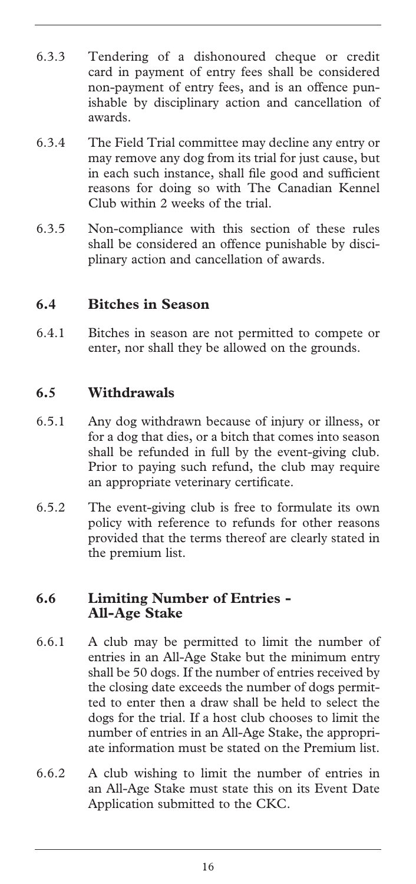6.3.3 Tendering of a dishonoured cheque or credit card in payment of entry fees shall be considered non-payment of entry fees, and is an offence punishable by disciplinary action and cancellation of awards.

6.3.4 The Field Trial committee may decline any entry or may remove any dog from its trial for just cause, but in each such instance, shall file good and sufficient reasons for doing so with The Canadian Kennel Club within 2 weeks of the trial.

6.3.5 Non-compliance with this section of these rules shall be considered an offence punishable by disciplinary action and cancellation of awards.

## 6.4 Bitches in Season

6.4.1 Bitches in season are not permitted to compete or enter, nor shall they be allowed on the grounds.

## 6.5 Withdrawals

6.5.1 Any dog withdrawn because of injury or illness, or for a dog that dies, or a bitch that comes into season shall be refunded in full by the event-giving club. Prior to paying such refund, the club may require an appropriate veterinary certificate.

6.5.2 The event-giving club is free to formulate its own policy with reference to refunds for other reasons provided that the terms thereof are clearly stated in the premium list.

## 6.6 Limiting Number of Entries - All-Age Stake

6.6.1 A club may be permitted to limit the number of entries in an All-Age Stake but the minimum entry shall be 50 dogs. If the number of entries received by the closing date exceeds the number of dogs permitted to enter then a draw shall be held to select the dogs for the trial. If a host club chooses to limit the number of entries in an All-Age Stake, the appropriate information must be stated on the Premium list.

6.6.2 A club wishing to limit the number of entries in an All-Age Stake must state this on its Event Date Application submitted to the CKC.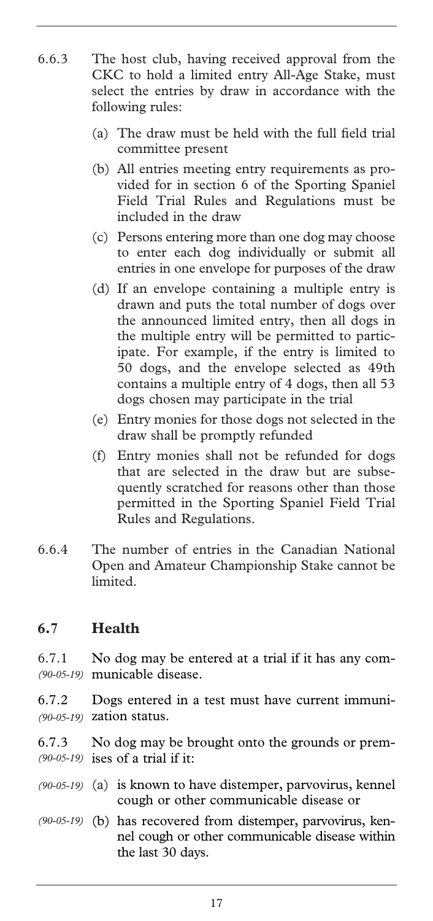6.6.3 The host club, having received approval from the CKC to hold a limited entry All-Age Stake, must select the entries by draw in accordance with the following rules:

- (a) The draw must be held with the full field trial committee present
- (b) All entries meeting entry requirements as provided for in section 6 of the Sporting Spaniel Field Trial Rules and Regulations must be included in the draw
- (c) Persons entering more than one dog may choose to enter each dog individually or submit all entries in one envelope for purposes of the draw
- (d) If an envelope containing a multiple entry is drawn and puts the total number of dogs over the announced limited entry, then all dogs in the multiple entry will be permitted to participate. For example, if the entry is limited to 50 dogs, and the envelope selected as 49th contains a multiple entry of 4 dogs, then all 53 dogs chosen may participate in the trial
- (e) Entry monies for those dogs not selected in the draw shall be promptly refunded
- (f) Entry monies shall not be refunded for dogs that are selected in the draw but are subsequently scratched for reasons other than those permitted in the Sporting Spaniel Field Trial Rules and Regulations.

6.6.4 The number of entries in the Canadian National Open and Amateur Championship Stake cannot be limited.

## 6.7 Health

6.7.1 *(90-05-19)* No dog may be entered at a trial if it has any communicable disease.

6.7.2 *(90-05-19)* Dogs entered in a test must have current immunization status.

6.7.3 *(90-05-19)* No dog may be brought onto the grounds or premises of a trial if it:

- *(90-05-19)* (a) is known to have distemper, parvovirus, kennel cough or other communicable disease or
- *(90-05-19)* (b) has recovered from distemper, parvovirus, kennel cough or other communicable disease within the last 30 days.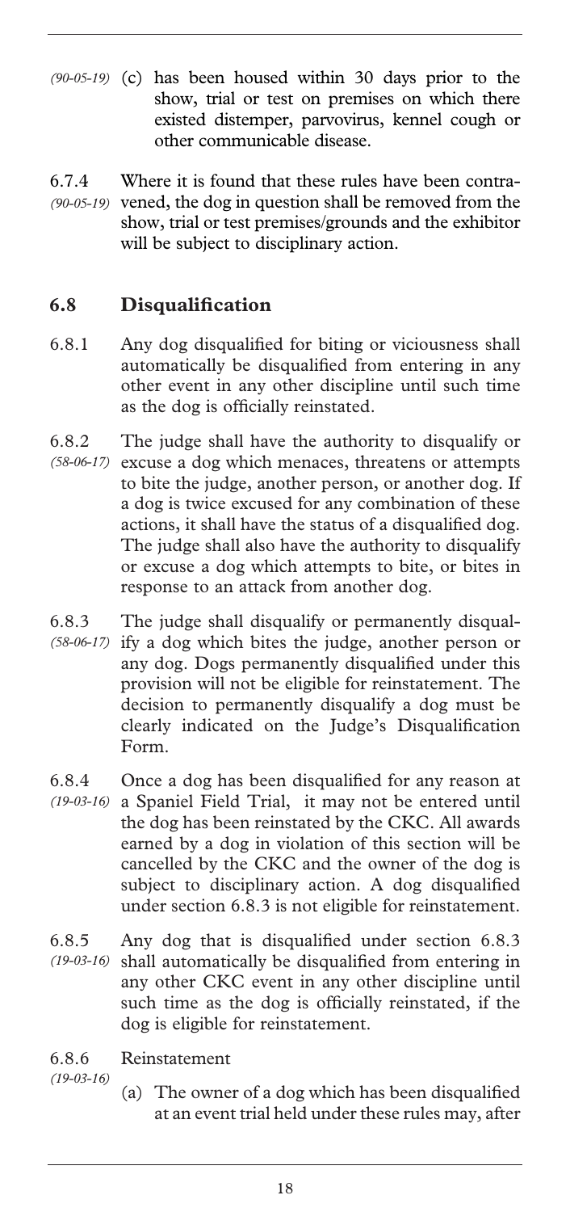*(90-05-19)* (c) has been housed within 30 days prior to the show, trial or test on premises on which there existed distemper, parvovirus, kennel cough or other communicable disease.

6.7.4 *(90-05-19)* Where it is found that these rules have been contravened, the dog in question shall be removed from the show, trial or test premises/grounds and the exhibitor will be subject to disciplinary action.

## 6.8 Disqualification

6.8.1 Any dog disqualified for biting or viciousness shall automatically be disqualified from entering in any other event in any other discipline until such time as the dog is officially reinstated.

6.8.2 *(58-06-17)* The judge shall have the authority to disqualify or excuse a dog which menaces, threatens or attempts to bite the judge, another person, or another dog. If a dog is twice excused for any combination of these actions, it shall have the status of a disqualified dog. The judge shall also have the authority to disqualify or excuse a dog which attempts to bite, or bites in response to an attack from another dog.

6.8.3 *(58-06-17)* The judge shall disqualify or permanently disqualify a dog which bites the judge, another person or any dog. Dogs permanently disqualified under this provision will not be eligible for reinstatement. The decision to permanently disqualify a dog must be clearly indicated on the Judge's Disqualification Form.

6.8.4 *(19-03-16)* Once a dog has been disqualified for any reason at a Spaniel Field Trial, it may not be entered until the dog has been reinstated by the CKC. All awards earned by a dog in violation of this section will be cancelled by the CKC and the owner of the dog is subject to disciplinary action. A dog disqualified under section 6.8.3 is not eligible for reinstatement.

6.8.5 *(19-03-16)* Any dog that is disqualified under section 6.8.3 shall automatically be disqualified from entering in any other CKC event in any other discipline until such time as the dog is officially reinstated, if the dog is eligible for reinstatement.

6.8.6 *(19-03-16)* Reinstatement

(a) The owner of a dog which has been disqualified at an event trial held under these rules may, after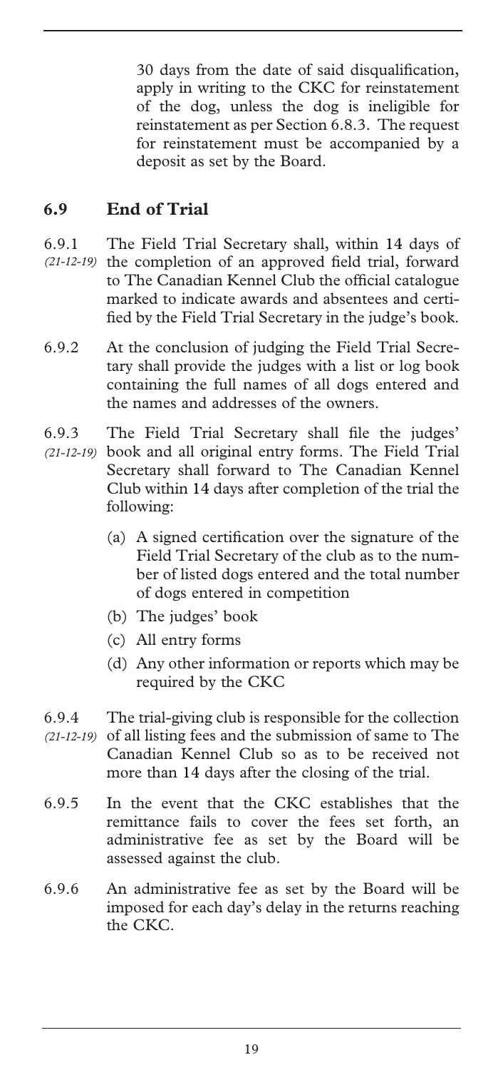30 days from the date of said disqualification, apply in writing to the CKC for reinstatement of the dog, unless the dog is ineligible for reinstatement as per Section 6.8.3. The request for reinstatement must be accompanied by a deposit as set by the Board.

## 6.9 End of Trial

6.9.1 *(21-12-19)* The Field Trial Secretary shall, within 14 days of the completion of an approved field trial, forward to The Canadian Kennel Club the official catalogue marked to indicate awards and absentees and certified by the Field Trial Secretary in the judge's book.

6.9.2 At the conclusion of judging the Field Trial Secretary shall provide the judges with a list or log book containing the full names of all dogs entered and the names and addresses of the owners.

6.9.3 *(21-12-19)* The Field Trial Secretary shall file the judges' book and all original entry forms. The Field Trial Secretary shall forward to The Canadian Kennel Club within 14 days after completion of the trial the following:

(a) A signed certification over the signature of the Field Trial Secretary of the club as to the number of listed dogs entered and the total number of dogs entered in competition

(b) The judges' book

(c) All entry forms

(d) Any other information or reports which may be required by the CKC

6.9.4 *(21-12-19)* The trial-giving club is responsible for the collection of all listing fees and the submission of same to The Canadian Kennel Club so as to be received not more than 14 days after the closing of the trial.

6.9.5 In the event that the CKC establishes that the remittance fails to cover the fees set forth, an administrative fee as set by the Board will be assessed against the club.

6.9.6 An administrative fee as set by the Board will be imposed for each day's delay in the returns reaching the CKC.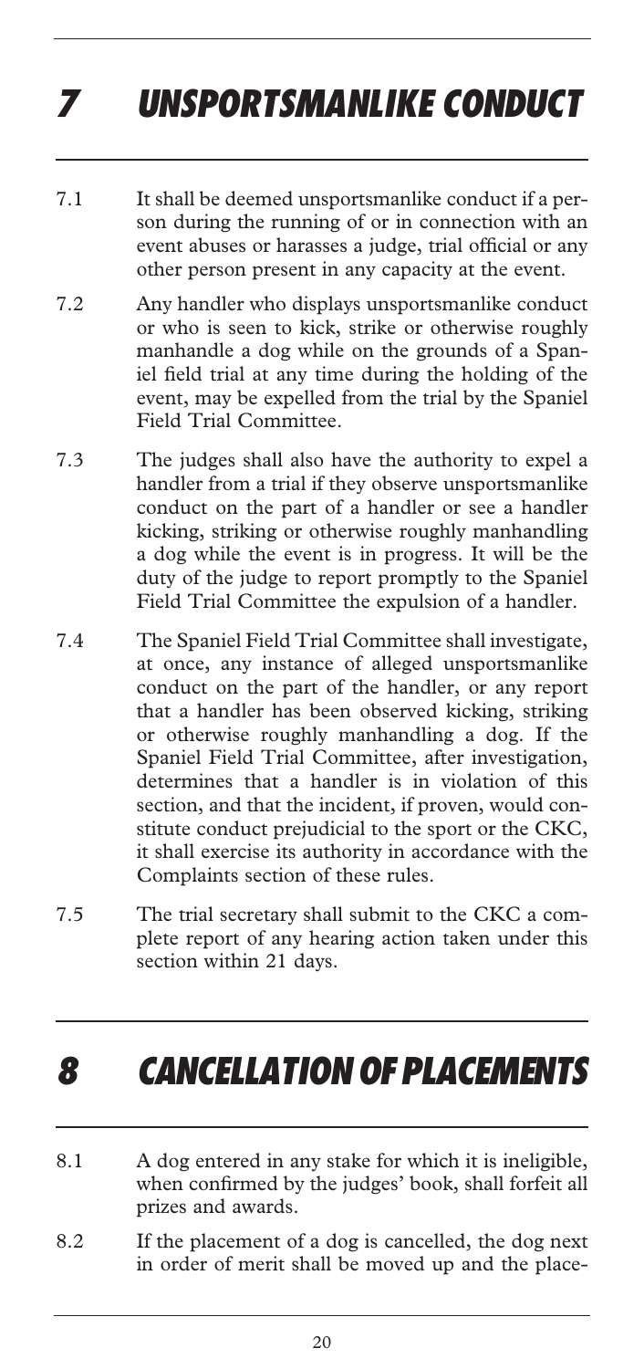# 7 UNSPORTSMANLIKE CONDUCT

7.1 It shall be deemed unsportsmanlike conduct if a person during the running of or in connection with an event abuses or harasses a judge, trial official or any other person present in any capacity at the event.

7.2 Any handler who displays unsportsmanlike conduct or who is seen to kick, strike or otherwise roughly manhandle a dog while on the grounds of a Spaniel field trial at any time during the holding of the event, may be expelled from the trial by the Spaniel Field Trial Committee.

7.3 The judges shall also have the authority to expel a handler from a trial if they observe unsportsmanlike conduct on the part of a handler or see a handler kicking, striking or otherwise roughly manhandling a dog while the event is in progress. It will be the duty of the judge to report promptly to the Spaniel Field Trial Committee the expulsion of a handler.

7.4 The Spaniel Field Trial Committee shall investigate, at once, any instance of alleged unsportsmanlike conduct on the part of the handler, or any report that a handler has been observed kicking, striking or otherwise roughly manhandling a dog. If the Spaniel Field Trial Committee, after investigation, determines that a handler is in violation of this section, and that the incident, if proven, would constitute conduct prejudicial to the sport or the CKC, it shall exercise its authority in accordance with the Complaints section of these rules.

7.5 The trial secretary shall submit to the CKC a complete report of any hearing action taken under this section within 21 days.

# 8 CANCELLATION OF PLACEMENTS

8.1 A dog entered in any stake for which it is ineligible, when confirmed by the judges' book, shall forfeit all prizes and awards.

8.2 If the placement of a dog is cancelled, the dog next in order of merit shall be moved up and the place-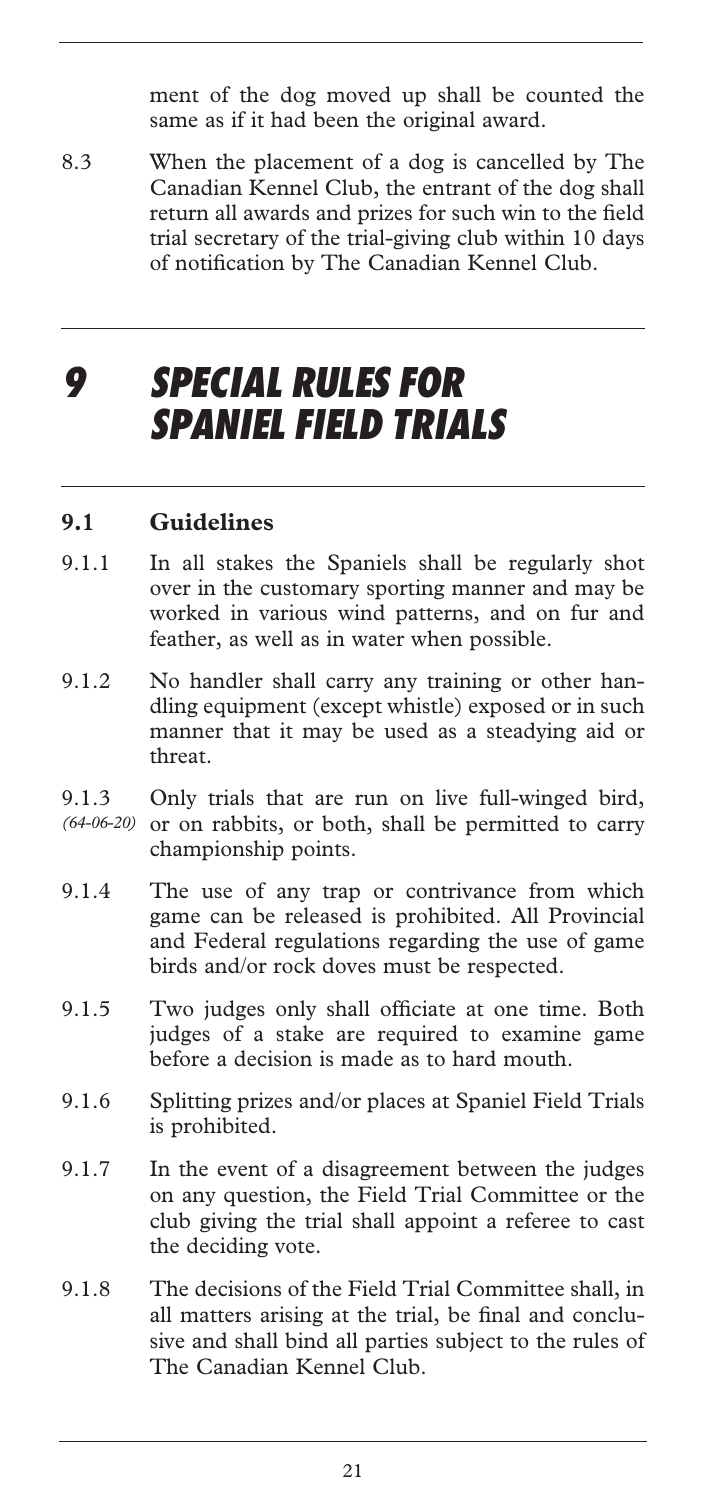ment of the dog moved up shall be counted the same as if it had been the original award.

8.3 When the placement of a dog is cancelled by The Canadian Kennel Club, the entrant of the dog shall return all awards and prizes for such win to the field trial secretary of the trial-giving club within 10 days of notification by The Canadian Kennel Club.

# *9 SPECIAL RULES FOR SPANIEL FIELD TRIALS*

## 9.1 Guidelines

9.1.1 In all stakes the Spaniels shall be regularly shot over in the customary sporting manner and may be worked in various wind patterns, and on fur and feather, as well as in water when possible.

9.1.2 No handler shall carry any training or other handling equipment (except whistle) exposed or in such manner that it may be used as a steadying aid or threat.

9.1.3 *(64-06-20)* Only trials that are run on live full-winged bird, or on rabbits, or both, shall be permitted to carry championship points.

9.1.4 The use of any trap or contrivance from which game can be released is prohibited. All Provincial and Federal regulations regarding the use of game birds and/or rock doves must be respected.

9.1.5 Two judges only shall officiate at one time. Both judges of a stake are required to examine game before a decision is made as to hard mouth.

9.1.6 Splitting prizes and/or places at Spaniel Field Trials is prohibited.

9.1.7 In the event of a disagreement between the judges on any question, the Field Trial Committee or the club giving the trial shall appoint a referee to cast the deciding vote.

9.1.8 The decisions of the Field Trial Committee shall, in all matters arising at the trial, be final and conclusive and shall bind all parties subject to the rules of The Canadian Kennel Club.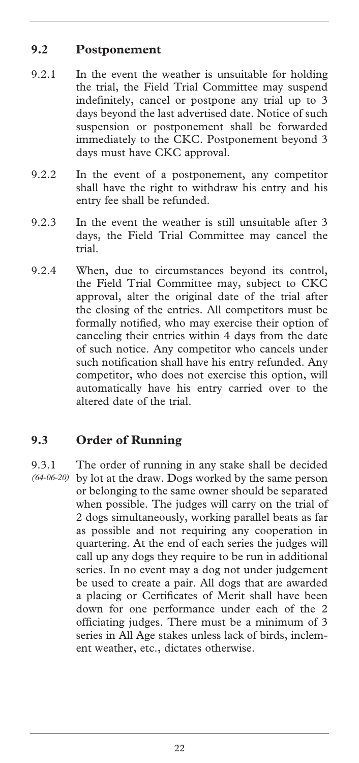## 9.2 Postponement

9.2.1 In the event the weather is unsuitable for holding the trial, the Field Trial Committee may suspend indefinitely, cancel or postpone any trial up to 3 days beyond the last advertised date. Notice of such suspension or postponement shall be forwarded immediately to the CKC. Postponement beyond 3 days must have CKC approval.

9.2.2 In the event of a postponement, any competitor shall have the right to withdraw his entry and his entry fee shall be refunded.

9.2.3 In the event the weather is still unsuitable after 3 days, the Field Trial Committee may cancel the trial.

9.2.4 When, due to circumstances beyond its control, the Field Trial Committee may, subject to CKC approval, alter the original date of the trial after the closing of the entries. All competitors must be formally notified, who may exercise their option of canceling their entries within 4 days from the date of such notice. Any competitor who cancels under such notification shall have his entry refunded. Any competitor, who does not exercise this option, will automatically have his entry carried over to the altered date of the trial.

## 9.3 Order of Running

9.3.1 *(64-06-20)* The order of running in any stake shall be decided by lot at the draw. Dogs worked by the same person or belonging to the same owner should be separated when possible. The judges will carry on the trial of 2 dogs simultaneously, working parallel beats as far as possible and not requiring any cooperation in quartering. At the end of each series the judges will call up any dogs they require to be run in additional series. In no event may a dog not under judgement be used to create a pair. All dogs that are awarded a placing or Certificates of Merit shall have been down for one performance under each of the 2 officiating judges. There must be a minimum of 3 series in All Age stakes unless lack of birds, inclement weather, etc., dictates otherwise.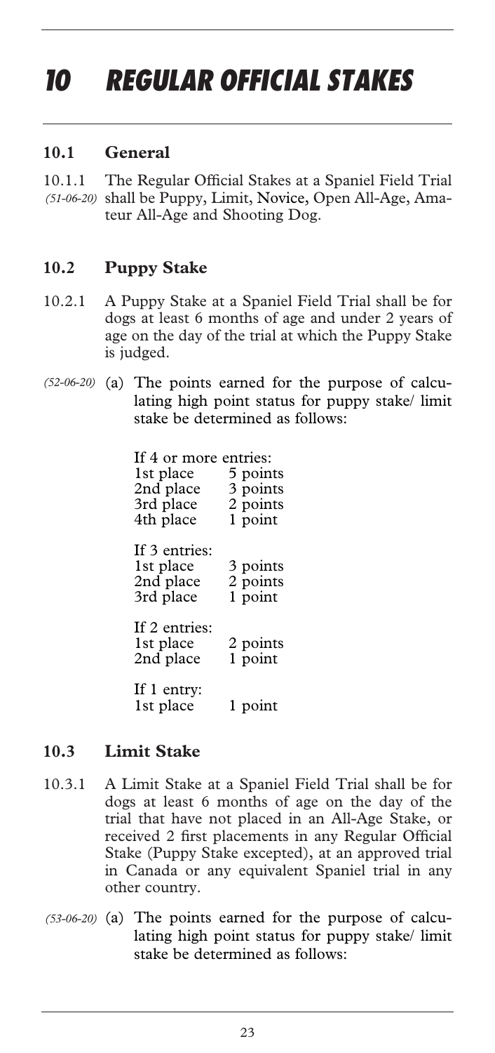# 10 REGULAR OFFICIAL STAKES

## 10.1 General

10.1.1 *(51-06-20)* The Regular Official Stakes at a Spaniel Field Trial shall be Puppy, Limit, Novice, Open All-Age, Amateur All-Age and Shooting Dog.

## 10.2 Puppy Stake

10.2.1 A Puppy Stake at a Spaniel Field Trial shall be for dogs at least 6 months of age and under 2 years of age on the day of the trial at which the Puppy Stake is judged.

*(52-06-20)* (a) The points earned for the purpose of calculating high point status for puppy stake/ limit stake be determined as follows:

If 4 or more entries:

| | |
|---|---|
| 1st place | 5 points |
| 2nd place | 3 points |
| 3rd place | 2 points |
| 4th place | 1 point |

If 3 entries:

| | |
|---|---|
| 1st place | 3 points |
| 2nd place | 2 points |
| 3rd place | 1 point |

If 2 entries:

| | |
|---|---|
| 1st place | 2 points |
| 2nd place | 1 point |

If 1 entry:

| | |
|---|---|
| 1st place | 1 point |

## 10.3 Limit Stake

10.3.1 A Limit Stake at a Spaniel Field Trial shall be for dogs at least 6 months of age on the day of the trial that have not placed in an All-Age Stake, or received 2 first placements in any Regular Official Stake (Puppy Stake excepted), at an approved trial in Canada or any equivalent Spaniel trial in any other country.

*(53-06-20)* (a) The points earned for the purpose of calculating high point status for puppy stake/ limit stake be determined as follows: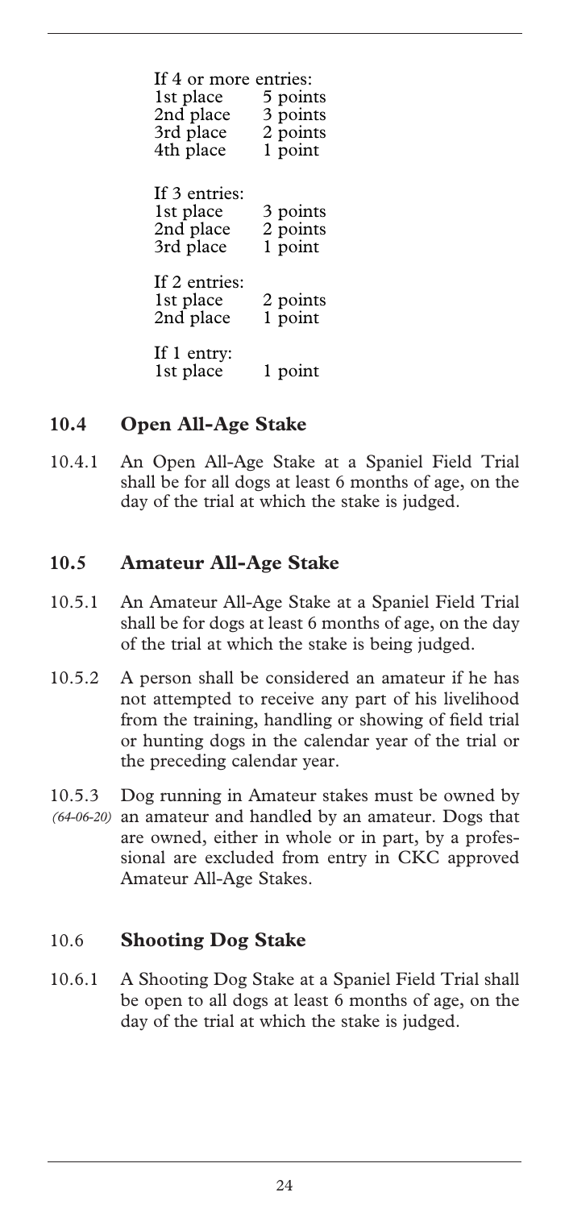If 4 or more entries:

| | |
|---|---|
| 1st place | 5 points |
| 2nd place | 3 points |
| 3rd place | 2 points |
| 4th place | 1 point |

If 3 entries:

| | |
|---|---|
| 1st place | 3 points |
| 2nd place | 2 points |
| 3rd place | 1 point |

If 2 entries:

| | |
|---|---|
| 1st place | 2 points |
| 2nd place | 1 point |

If 1 entry:

| | |
|---|---|
| 1st place | 1 point |

## 10.4 Open All-Age Stake

10.4.1 An Open All-Age Stake at a Spaniel Field Trial shall be for all dogs at least 6 months of age, on the day of the trial at which the stake is judged.

## 10.5 Amateur All-Age Stake

10.5.1 An Amateur All-Age Stake at a Spaniel Field Trial shall be for dogs at least 6 months of age, on the day of the trial at which the stake is being judged.

10.5.2 A person shall be considered an amateur if he has not attempted to receive any part of his livelihood from the training, handling or showing of field trial or hunting dogs in the calendar year of the trial or the preceding calendar year.

10.5.3 *(64-06-20)* Dog running in Amateur stakes must be owned by an amateur and handled by an amateur. Dogs that are owned, either in whole or in part, by a professional are excluded from entry in CKC approved Amateur All-Age Stakes.

## 10.6 Shooting Dog Stake

10.6.1 A Shooting Dog Stake at a Spaniel Field Trial shall be open to all dogs at least 6 months of age, on the day of the trial at which the stake is judged.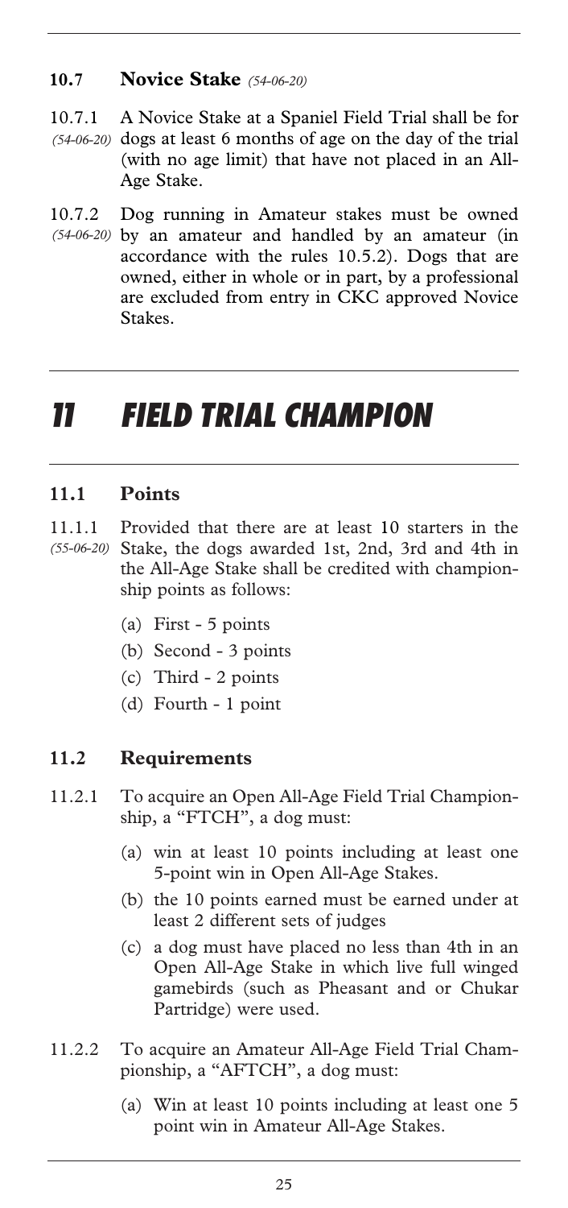### 10.7 Novice Stake *(54-06-20)*

10.7.1 *(54-06-20)* A Novice Stake at a Spaniel Field Trial shall be for dogs at least 6 months of age on the day of the trial (with no age limit) that have not placed in an All-Age Stake.

10.7.2 *(54-06-20)* Dog running in Amateur stakes must be owned by an amateur and handled by an amateur (in accordance with the rules 10.5.2). Dogs that are owned, either in whole or in part, by a professional are excluded from entry in CKC approved Novice Stakes.

# 11 FIELD TRIAL CHAMPION

### 11.1 Points

11.1.1 *(55-06-20)* Provided that there are at least 10 starters in the Stake, the dogs awarded 1st, 2nd, 3rd and 4th in the All-Age Stake shall be credited with championship points as follows:

(a) First - 5 points

(b) Second - 3 points

(c) Third - 2 points

(d) Fourth - 1 point

### 11.2 Requirements

11.2.1 To acquire an Open All-Age Field Trial Championship, a "FTCH", a dog must:

(a) win at least 10 points including at least one 5-point win in Open All-Age Stakes.

(b) the 10 points earned must be earned under at least 2 different sets of judges

(c) a dog must have placed no less than 4th in an Open All-Age Stake in which live full winged gamebirds (such as Pheasant and or Chukar Partridge) were used.

11.2.2 To acquire an Amateur All-Age Field Trial Championship, a "AFTCH", a dog must:

(a) Win at least 10 points including at least one 5 point win in Amateur All-Age Stakes.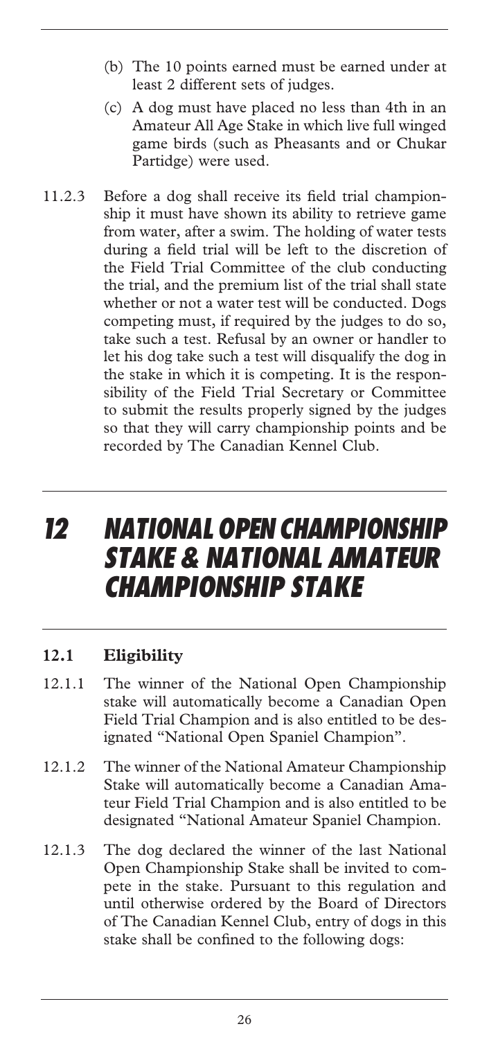(b) The 10 points earned must be earned under at least 2 different sets of judges.

(c) A dog must have placed no less than 4th in an Amateur All Age Stake in which live full winged game birds (such as Pheasants and or Chukar Partidge) were used.

11.2.3 Before a dog shall receive its field trial championship it must have shown its ability to retrieve game from water, after a swim. The holding of water tests during a field trial will be left to the discretion of the Field Trial Committee of the club conducting the trial, and the premium list of the trial shall state whether or not a water test will be conducted. Dogs competing must, if required by the judges to do so, take such a test. Refusal by an owner or handler to let his dog take such a test will disqualify the dog in the stake in which it is competing. It is the responsibility of the Field Trial Secretary or Committee to submit the results properly signed by the judges so that they will carry championship points and be recorded by The Canadian Kennel Club.

# 12 NATIONAL OPEN CHAMPIONSHIP STAKE & NATIONAL AMATEUR CHAMPIONSHIP STAKE

### 12.1 Eligibility

12.1.1 The winner of the National Open Championship stake will automatically become a Canadian Open Field Trial Champion and is also entitled to be designated "National Open Spaniel Champion".

12.1.2 The winner of the National Amateur Championship Stake will automatically become a Canadian Amateur Field Trial Champion and is also entitled to be designated "National Amateur Spaniel Champion.

12.1.3 The dog declared the winner of the last National Open Championship Stake shall be invited to compete in the stake. Pursuant to this regulation and until otherwise ordered by the Board of Directors of The Canadian Kennel Club, entry of dogs in this stake shall be confined to the following dogs: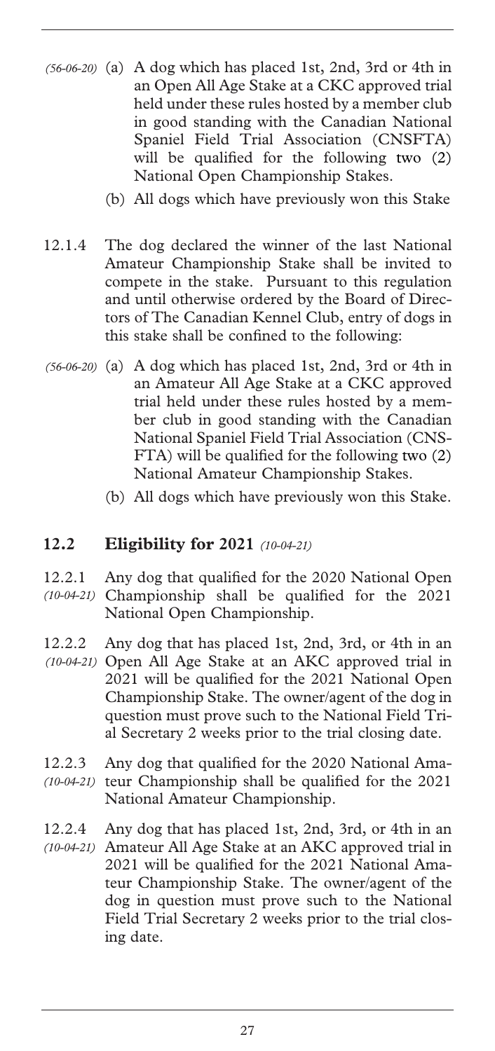*(56-06-20)* (a) A dog which has placed 1st, 2nd, 3rd or 4th in an Open All Age Stake at a CKC approved trial held under these rules hosted by a member club in good standing with the Canadian National Spaniel Field Trial Association (CNSFTA) will be qualified for the following two (2) National Open Championship Stakes.

(b) All dogs which have previously won this Stake

12.1.4 The dog declared the winner of the last National Amateur Championship Stake shall be invited to compete in the stake. Pursuant to this regulation and until otherwise ordered by the Board of Directors of The Canadian Kennel Club, entry of dogs in this stake shall be confined to the following:

*(56-06-20)* (a) A dog which has placed 1st, 2nd, 3rd or 4th in an Amateur All Age Stake at a CKC approved trial held under these rules hosted by a member club in good standing with the Canadian National Spaniel Field Trial Association (CNSFTA) will be qualified for the following two (2) National Amateur Championship Stakes.

(b) All dogs which have previously won this Stake.

## 12.2 Eligibility for 2021 *(10-04-21)*

12.2.1 *(10-04-21)* Any dog that qualified for the 2020 National Open Championship shall be qualified for the 2021 National Open Championship.

12.2.2 *(10-04-21)* Any dog that has placed 1st, 2nd, 3rd, or 4th in an Open All Age Stake at an AKC approved trial in 2021 will be qualified for the 2021 National Open Championship Stake. The owner/agent of the dog in question must prove such to the National Field Trial Secretary 2 weeks prior to the trial closing date.

12.2.3 *(10-04-21)* Any dog that qualified for the 2020 National Amateur Championship shall be qualified for the 2021 National Amateur Championship.

12.2.4 *(10-04-21)* Any dog that has placed 1st, 2nd, 3rd, or 4th in an Amateur All Age Stake at an AKC approved trial in 2021 will be qualified for the 2021 National Amateur Championship Stake. The owner/agent of the dog in question must prove such to the National Field Trial Secretary 2 weeks prior to the trial closing date.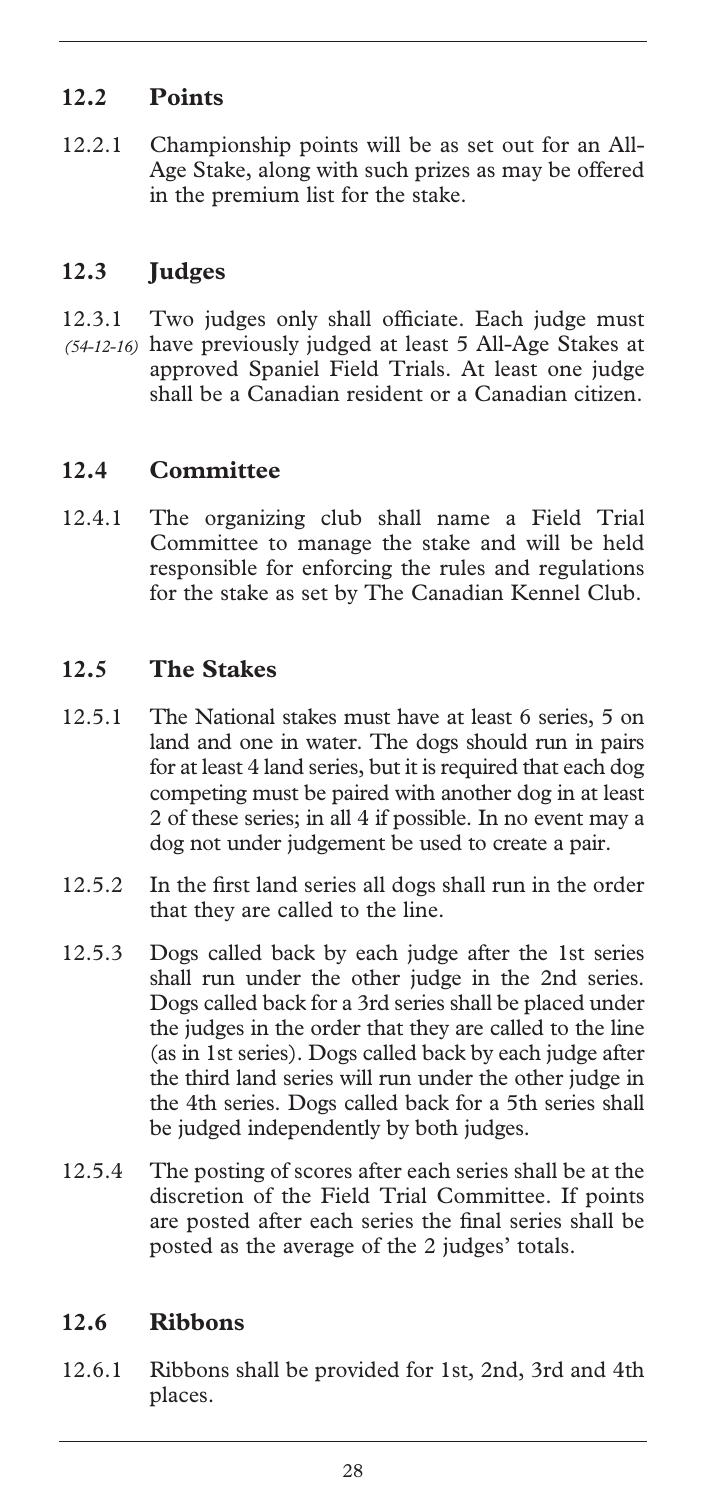## 12.2 Points

12.2.1 Championship points will be as set out for an All-Age Stake, along with such prizes as may be offered in the premium list for the stake.

## 12.3 Judges

12.3.1 *(54-12-16)* Two judges only shall officiate. Each judge must have previously judged at least 5 All-Age Stakes at approved Spaniel Field Trials. At least one judge shall be a Canadian resident or a Canadian citizen.

## 12.4 Committee

12.4.1 The organizing club shall name a Field Trial Committee to manage the stake and will be held responsible for enforcing the rules and regulations for the stake as set by The Canadian Kennel Club.

## 12.5 The Stakes

12.5.1 The National stakes must have at least 6 series, 5 on land and one in water. The dogs should run in pairs for at least 4 land series, but it is required that each dog competing must be paired with another dog in at least 2 of these series; in all 4 if possible. In no event may a dog not under judgement be used to create a pair.

12.5.2 In the first land series all dogs shall run in the order that they are called to the line.

12.5.3 Dogs called back by each judge after the 1st series shall run under the other judge in the 2nd series. Dogs called back for a 3rd series shall be placed under the judges in the order that they are called to the line (as in 1st series). Dogs called back by each judge after the third land series will run under the other judge in the 4th series. Dogs called back for a 5th series shall be judged independently by both judges.

12.5.4 The posting of scores after each series shall be at the discretion of the Field Trial Committee. If points are posted after each series the final series shall be posted as the average of the 2 judges' totals.

## 12.6 Ribbons

12.6.1 Ribbons shall be provided for 1st, 2nd, 3rd and 4th places.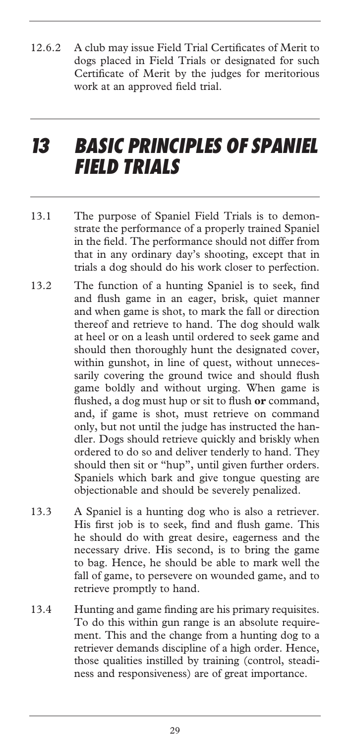12.6.2 A club may issue Field Trial Certificates of Merit to dogs placed in Field Trials or designated for such Certificate of Merit by the judges for meritorious work at an approved field trial.

# 13 BASIC PRINCIPLES OF SPANIEL FIELD TRIALS

13.1 The purpose of Spaniel Field Trials is to demonstrate the performance of a properly trained Spaniel in the field. The performance should not differ from that in any ordinary day's shooting, except that in trials a dog should do his work closer to perfection.

13.2 The function of a hunting Spaniel is to seek, find and flush game in an eager, brisk, quiet manner and when game is shot, to mark the fall or direction thereof and retrieve to hand. The dog should walk at heel or on a leash until ordered to seek game and should then thoroughly hunt the designated cover, within gunshot, in line of quest, without unnecessarily covering the ground twice and should flush game boldly and without urging. When game is flushed, a dog must hup or sit to flush **or** command, and, if game is shot, must retrieve on command only, but not until the judge has instructed the handler. Dogs should retrieve quickly and briskly when ordered to do so and deliver tenderly to hand. They should then sit or "hup", until given further orders. Spaniels which bark and give tongue questing are objectionable and should be severely penalized.

13.3 A Spaniel is a hunting dog who is also a retriever. His first job is to seek, find and flush game. This he should do with great desire, eagerness and the necessary drive. His second, is to bring the game to bag. Hence, he should be able to mark well the fall of game, to persevere on wounded game, and to retrieve promptly to hand.

13.4 Hunting and game finding are his primary requisites. To do this within gun range is an absolute requirement. This and the change from a hunting dog to a retriever demands discipline of a high order. Hence, those qualities instilled by training (control, steadiness and responsiveness) are of great importance.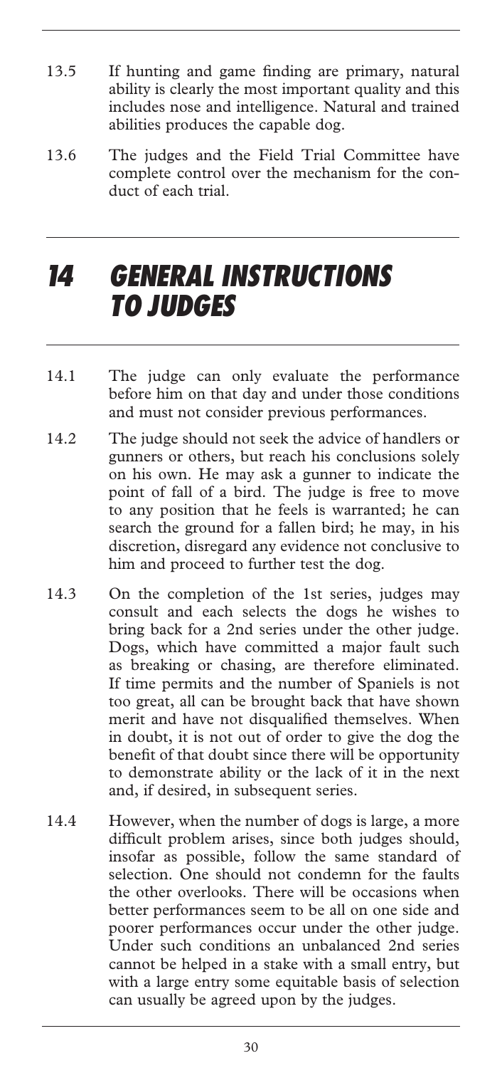13.5 If hunting and game finding are primary, natural ability is clearly the most important quality and this includes nose and intelligence. Natural and trained abilities produces the capable dog.

13.6 The judges and the Field Trial Committee have complete control over the mechanism for the conduct of each trial.

# *14 GENERAL INSTRUCTIONS TO JUDGES*

14.1 The judge can only evaluate the performance before him on that day and under those conditions and must not consider previous performances.

14.2 The judge should not seek the advice of handlers or gunners or others, but reach his conclusions solely on his own. He may ask a gunner to indicate the point of fall of a bird. The judge is free to move to any position that he feels is warranted; he can search the ground for a fallen bird; he may, in his discretion, disregard any evidence not conclusive to him and proceed to further test the dog.

14.3 On the completion of the 1st series, judges may consult and each selects the dogs he wishes to bring back for a 2nd series under the other judge. Dogs, which have committed a major fault such as breaking or chasing, are therefore eliminated. If time permits and the number of Spaniels is not too great, all can be brought back that have shown merit and have not disqualified themselves. When in doubt, it is not out of order to give the dog the benefit of that doubt since there will be opportunity to demonstrate ability or the lack of it in the next and, if desired, in subsequent series.

14.4 However, when the number of dogs is large, a more difficult problem arises, since both judges should, insofar as possible, follow the same standard of selection. One should not condemn for the faults the other overlooks. There will be occasions when better performances seem to be all on one side and poorer performances occur under the other judge. Under such conditions an unbalanced 2nd series cannot be helped in a stake with a small entry, but with a large entry some equitable basis of selection can usually be agreed upon by the judges.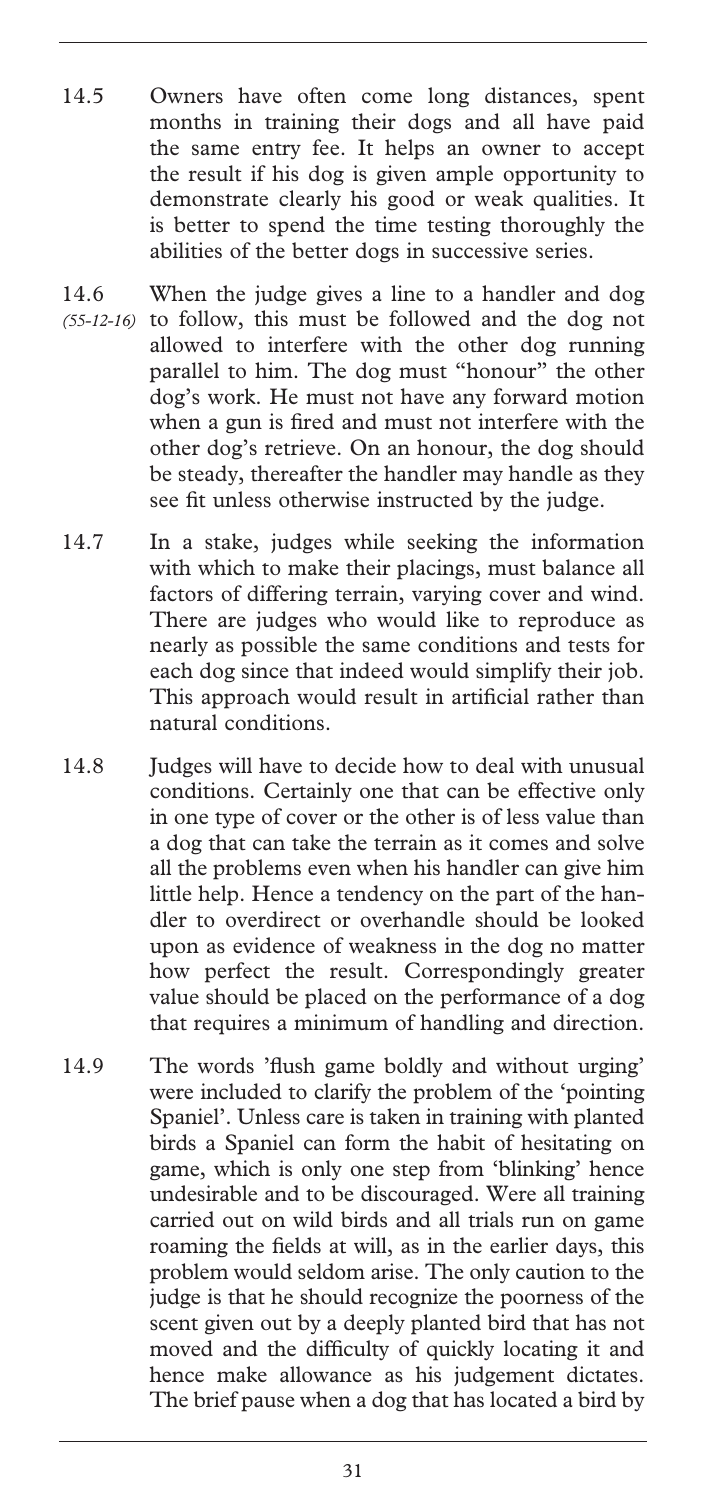14.5 Owners have often come long distances, spent months in training their dogs and all have paid the same entry fee. It helps an owner to accept the result if his dog is given ample opportunity to demonstrate clearly his good or weak qualities. It is better to spend the time testing thoroughly the abilities of the better dogs in successive series.

14.6 *(55-12-16)* When the judge gives a line to a handler and dog to follow, this must be followed and the dog not allowed to interfere with the other dog running parallel to him. The dog must "honour" the other dog's work. He must not have any forward motion when a gun is fired and must not interfere with the other dog's retrieve. On an honour, the dog should be steady, thereafter the handler may handle as they see fit unless otherwise instructed by the judge.

14.7 In a stake, judges while seeking the information with which to make their placings, must balance all factors of differing terrain, varying cover and wind. There are judges who would like to reproduce as nearly as possible the same conditions and tests for each dog since that indeed would simplify their job. This approach would result in artificial rather than natural conditions.

14.8 Judges will have to decide how to deal with unusual conditions. Certainly one that can be effective only in one type of cover or the other is of less value than a dog that can take the terrain as it comes and solve all the problems even when his handler can give him little help. Hence a tendency on the part of the handler to overdirect or overhandle should be looked upon as evidence of weakness in the dog no matter how perfect the result. Correspondingly greater value should be placed on the performance of a dog that requires a minimum of handling and direction.

14.9 The words 'flush game boldly and without urging' were included to clarify the problem of the 'pointing Spaniel'. Unless care is taken in training with planted birds a Spaniel can form the habit of hesitating on game, which is only one step from 'blinking' hence undesirable and to be discouraged. Were all training carried out on wild birds and all trials run on game roaming the fields at will, as in the earlier days, this problem would seldom arise. The only caution to the judge is that he should recognize the poorness of the scent given out by a deeply planted bird that has not moved and the difficulty of quickly locating it and hence make allowance as his judgement dictates. The brief pause when a dog that has located a bird by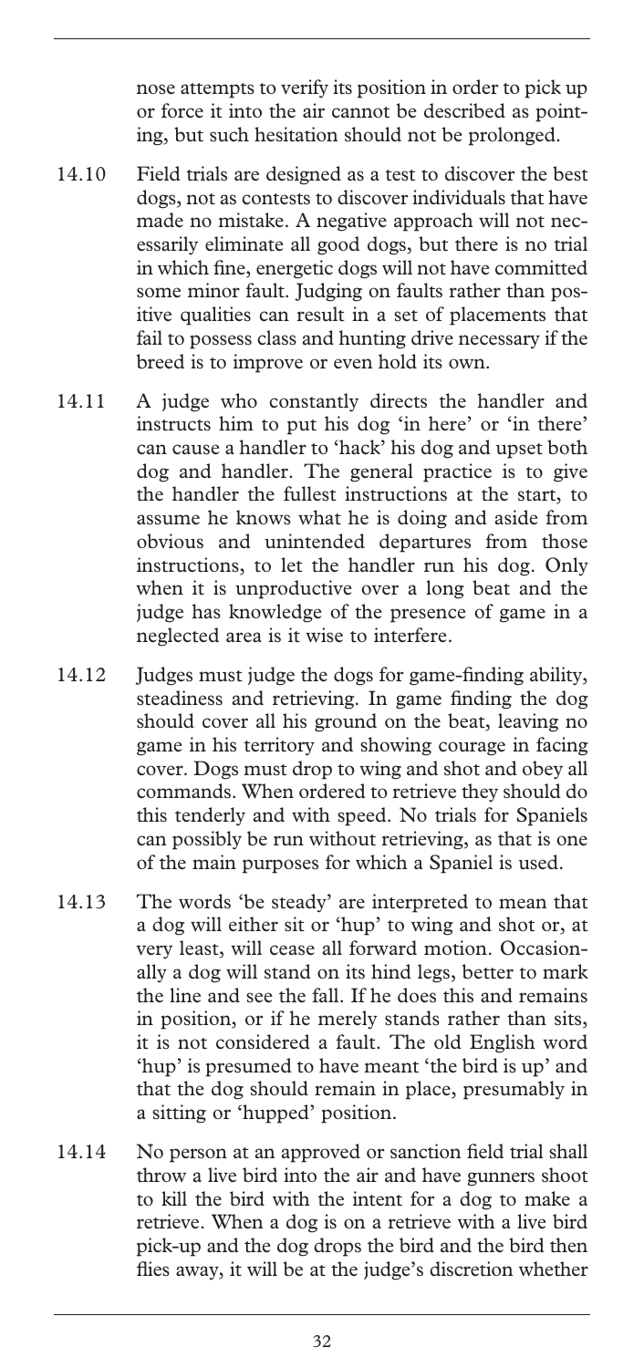nose attempts to verify its position in order to pick up or force it into the air cannot be described as pointing, but such hesitation should not be prolonged.

14.10 Field trials are designed as a test to discover the best dogs, not as contests to discover individuals that have made no mistake. A negative approach will not necessarily eliminate all good dogs, but there is no trial in which fine, energetic dogs will not have committed some minor fault. Judging on faults rather than positive qualities can result in a set of placements that fail to possess class and hunting drive necessary if the breed is to improve or even hold its own.

14.11 A judge who constantly directs the handler and instructs him to put his dog 'in here' or 'in there' can cause a handler to 'hack' his dog and upset both dog and handler. The general practice is to give the handler the fullest instructions at the start, to assume he knows what he is doing and aside from obvious and unintended departures from those instructions, to let the handler run his dog. Only when it is unproductive over a long beat and the judge has knowledge of the presence of game in a neglected area is it wise to interfere.

14.12 Judges must judge the dogs for game-finding ability, steadiness and retrieving. In game finding the dog should cover all his ground on the beat, leaving no game in his territory and showing courage in facing cover. Dogs must drop to wing and shot and obey all commands. When ordered to retrieve they should do this tenderly and with speed. No trials for Spaniels can possibly be run without retrieving, as that is one of the main purposes for which a Spaniel is used.

14.13 The words 'be steady' are interpreted to mean that a dog will either sit or 'hup' to wing and shot or, at very least, will cease all forward motion. Occasionally a dog will stand on its hind legs, better to mark the line and see the fall. If he does this and remains in position, or if he merely stands rather than sits, it is not considered a fault. The old English word 'hup' is presumed to have meant 'the bird is up' and that the dog should remain in place, presumably in a sitting or 'hupped' position.

14.14 No person at an approved or sanction field trial shall throw a live bird into the air and have gunners shoot to kill the bird with the intent for a dog to make a retrieve. When a dog is on a retrieve with a live bird pick-up and the dog drops the bird and the bird then flies away, it will be at the judge's discretion whether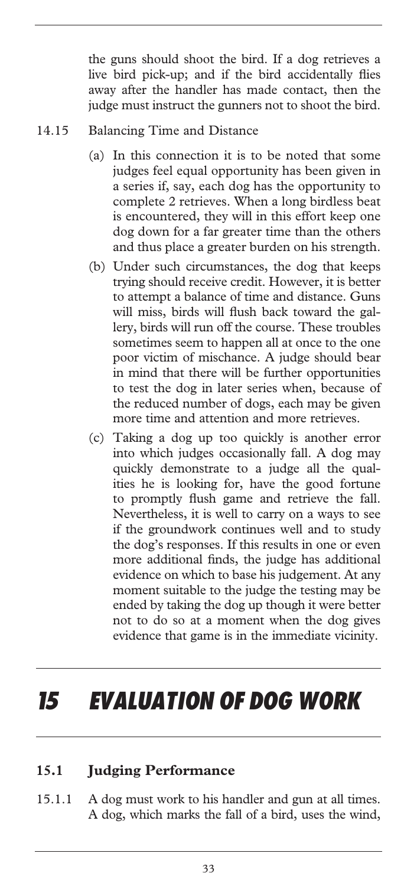the guns should shoot the bird. If a dog retrieves a live bird pick-up; and if the bird accidentally flies away after the handler has made contact, then the judge must instruct the gunners not to shoot the bird.

14.15 Balancing Time and Distance

(a) In this connection it is to be noted that some judges feel equal opportunity has been given in a series if, say, each dog has the opportunity to complete 2 retrieves. When a long birdless beat is encountered, they will in this effort keep one dog down for a far greater time than the others and thus place a greater burden on his strength.

(b) Under such circumstances, the dog that keeps trying should receive credit. However, it is better to attempt a balance of time and distance. Guns will miss, birds will flush back toward the gallery, birds will run off the course. These troubles sometimes seem to happen all at once to the one poor victim of mischance. A judge should bear in mind that there will be further opportunities to test the dog in later series when, because of the reduced number of dogs, each may be given more time and attention and more retrieves.

(c) Taking a dog up too quickly is another error into which judges occasionally fall. A dog may quickly demonstrate to a judge all the qualities he is looking for, have the good fortune to promptly flush game and retrieve the fall. Nevertheless, it is well to carry on a ways to see if the groundwork continues well and to study the dog's responses. If this results in one or even more additional finds, the judge has additional evidence on which to base his judgement. At any moment suitable to the judge the testing may be ended by taking the dog up though it were better not to do so at a moment when the dog gives evidence that game is in the immediate vicinity.

# 15 EVALUATION OF DOG WORK

## 15.1 Judging Performance

15.1.1 A dog must work to his handler and gun at all times. A dog, which marks the fall of a bird, uses the wind,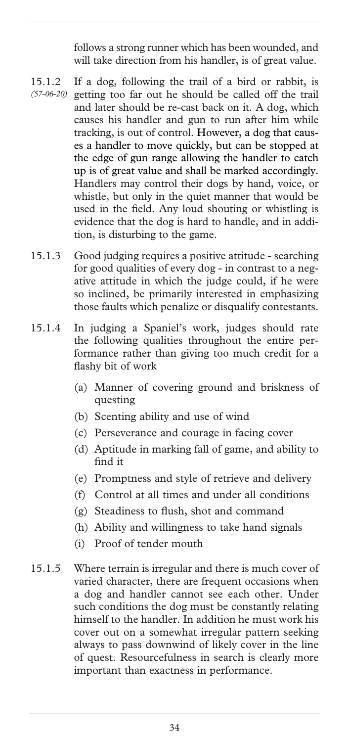follows a strong runner which has been wounded, and will take direction from his handler, is of great value.

15.1.2 *(57-06-20)* If a dog, following the trail of a bird or rabbit, is getting too far out he should be called off the trail and later should be re-cast back on it. A dog, which causes his handler and gun to run after him while tracking, is out of control. However, a dog that causes a handler to move quickly, but can be stopped at the edge of gun range allowing the handler to catch up is of great value and shall be marked accordingly. Handlers may control their dogs by hand, voice, or whistle, but only in the quiet manner that would be used in the field. Any loud shouting or whistling is evidence that the dog is hard to handle, and in addition, is disturbing to the game.

15.1.3 Good judging requires a positive attitude - searching for good qualities of every dog - in contrast to a negative attitude in which the judge could, if he were so inclined, be primarily interested in emphasizing those faults which penalize or disqualify contestants.

15.1.4 In judging a Spaniel's work, judges should rate the following qualities throughout the entire performance rather than giving too much credit for a flashy bit of work

- (a) Manner of covering ground and briskness of questing
- (b) Scenting ability and use of wind
- (c) Perseverance and courage in facing cover
- (d) Aptitude in marking fall of game, and ability to find it
- (e) Promptness and style of retrieve and delivery
- (f) Control at all times and under all conditions
- (g) Steadiness to flush, shot and command
- (h) Ability and willingness to take hand signals
- (i) Proof of tender mouth

15.1.5 Where terrain is irregular and there is much cover of varied character, there are frequent occasions when a dog and handler cannot see each other. Under such conditions the dog must be constantly relating himself to the handler. In addition he must work his cover out on a somewhat irregular pattern seeking always to pass downwind of likely cover in the line of quest. Resourcefulness in search is clearly more important than exactness in performance.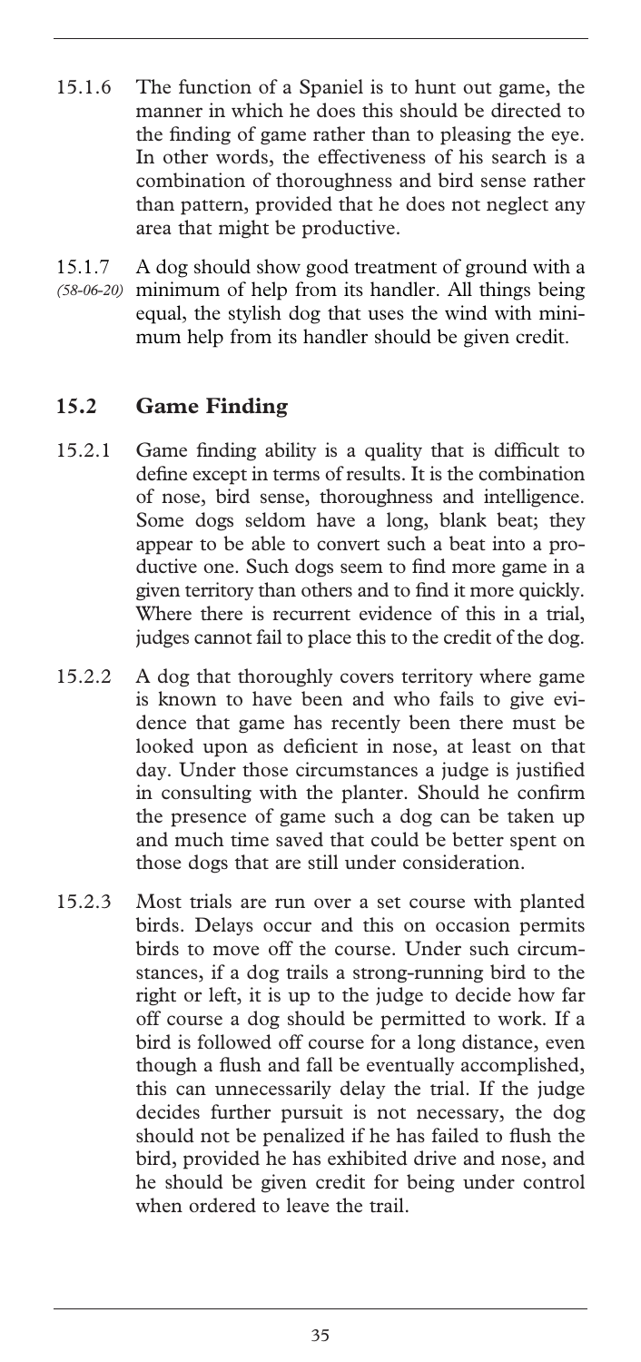15.1.6 The function of a Spaniel is to hunt out game, the manner in which he does this should be directed to the finding of game rather than to pleasing the eye. In other words, the effectiveness of his search is a combination of thoroughness and bird sense rather than pattern, provided that he does not neglect any area that might be productive.

15.1.7 *(58-06-20)* A dog should show good treatment of ground with a minimum of help from its handler. All things being equal, the stylish dog that uses the wind with minimum help from its handler should be given credit.

## 15.2 Game Finding

15.2.1 Game finding ability is a quality that is difficult to define except in terms of results. It is the combination of nose, bird sense, thoroughness and intelligence. Some dogs seldom have a long, blank beat; they appear to be able to convert such a beat into a productive one. Such dogs seem to find more game in a given territory than others and to find it more quickly. Where there is recurrent evidence of this in a trial, judges cannot fail to place this to the credit of the dog.

15.2.2 A dog that thoroughly covers territory where game is known to have been and who fails to give evidence that game has recently been there must be looked upon as deficient in nose, at least on that day. Under those circumstances a judge is justified in consulting with the planter. Should he confirm the presence of game such a dog can be taken up and much time saved that could be better spent on those dogs that are still under consideration.

15.2.3 Most trials are run over a set course with planted birds. Delays occur and this on occasion permits birds to move off the course. Under such circumstances, if a dog trails a strong-running bird to the right or left, it is up to the judge to decide how far off course a dog should be permitted to work. If a bird is followed off course for a long distance, even though a flush and fall be eventually accomplished, this can unnecessarily delay the trial. If the judge decides further pursuit is not necessary, the dog should not be penalized if he has failed to flush the bird, provided he has exhibited drive and nose, and he should be given credit for being under control when ordered to leave the trail.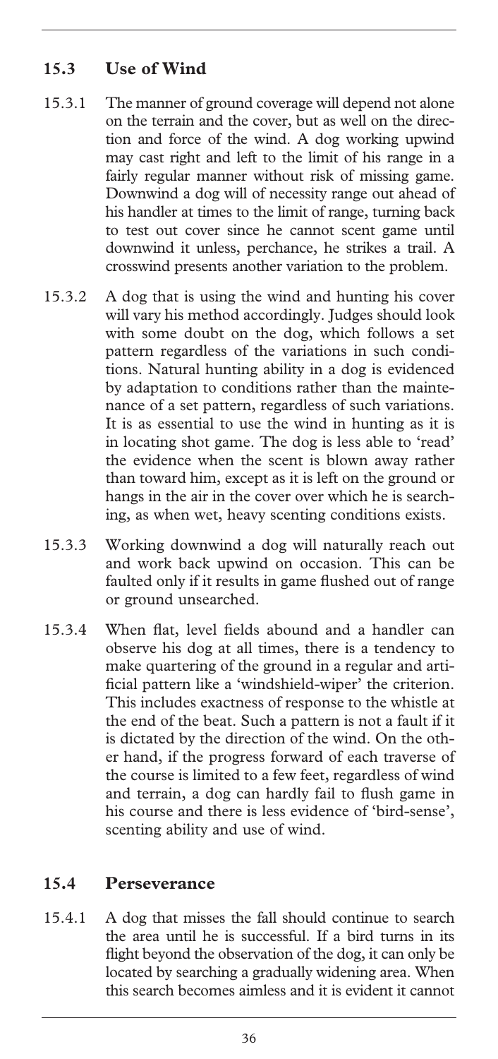## 15.3 Use of Wind

15.3.1 The manner of ground coverage will depend not alone on the terrain and the cover, but as well on the direction and force of the wind. A dog working upwind may cast right and left to the limit of his range in a fairly regular manner without risk of missing game. Downwind a dog will of necessity range out ahead of his handler at times to the limit of range, turning back to test out cover since he cannot scent game until downwind it unless, perchance, he strikes a trail. A crosswind presents another variation to the problem.

15.3.2 A dog that is using the wind and hunting his cover will vary his method accordingly. Judges should look with some doubt on the dog, which follows a set pattern regardless of the variations in such conditions. Natural hunting ability in a dog is evidenced by adaptation to conditions rather than the maintenance of a set pattern, regardless of such variations. It is as essential to use the wind in hunting as it is in locating shot game. The dog is less able to 'read' the evidence when the scent is blown away rather than toward him, except as it is left on the ground or hangs in the air in the cover over which he is searching, as when wet, heavy scenting conditions exists.

15.3.3 Working downwind a dog will naturally reach out and work back upwind on occasion. This can be faulted only if it results in game flushed out of range or ground unsearched.

15.3.4 When flat, level fields abound and a handler can observe his dog at all times, there is a tendency to make quartering of the ground in a regular and artificial pattern like a 'windshield-wiper' the criterion. This includes exactness of response to the whistle at the end of the beat. Such a pattern is not a fault if it is dictated by the direction of the wind. On the other hand, if the progress forward of each traverse of the course is limited to a few feet, regardless of wind and terrain, a dog can hardly fail to flush game in his course and there is less evidence of 'bird-sense', scenting ability and use of wind.

## 15.4 Perseverance

15.4.1 A dog that misses the fall should continue to search the area until he is successful. If a bird turns in its flight beyond the observation of the dog, it can only be located by searching a gradually widening area. When this search becomes aimless and it is evident it cannot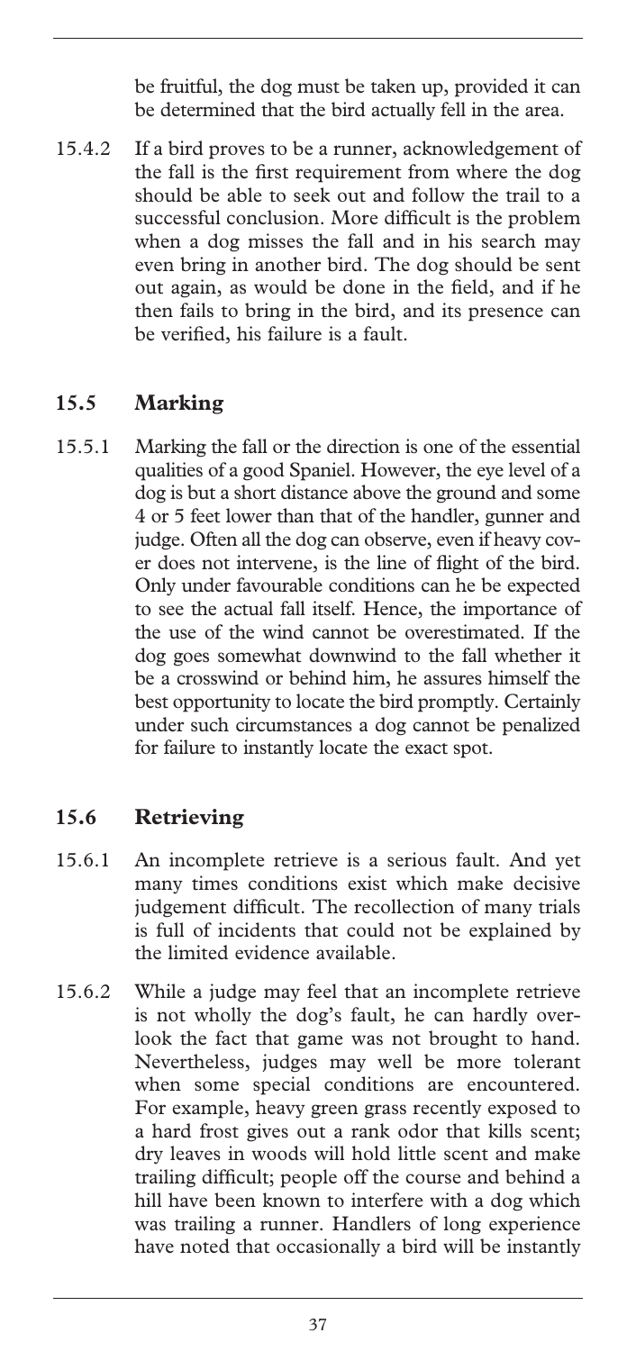be fruitful, the dog must be taken up, provided it can be determined that the bird actually fell in the area.

15.4.2 If a bird proves to be a runner, acknowledgement of the fall is the first requirement from where the dog should be able to seek out and follow the trail to a successful conclusion. More difficult is the problem when a dog misses the fall and in his search may even bring in another bird. The dog should be sent out again, as would be done in the field, and if he then fails to bring in the bird, and its presence can be verified, his failure is a fault.

## 15.5 Marking

15.5.1 Marking the fall or the direction is one of the essential qualities of a good Spaniel. However, the eye level of a dog is but a short distance above the ground and some 4 or 5 feet lower than that of the handler, gunner and judge. Often all the dog can observe, even if heavy cover does not intervene, is the line of flight of the bird. Only under favourable conditions can he be expected to see the actual fall itself. Hence, the importance of the use of the wind cannot be overestimated. If the dog goes somewhat downwind to the fall whether it be a crosswind or behind him, he assures himself the best opportunity to locate the bird promptly. Certainly under such circumstances a dog cannot be penalized for failure to instantly locate the exact spot.

## 15.6 Retrieving

15.6.1 An incomplete retrieve is a serious fault. And yet many times conditions exist which make decisive judgement difficult. The recollection of many trials is full of incidents that could not be explained by the limited evidence available.

15.6.2 While a judge may feel that an incomplete retrieve is not wholly the dog's fault, he can hardly overlook the fact that game was not brought to hand. Nevertheless, judges may well be more tolerant when some special conditions are encountered. For example, heavy green grass recently exposed to a hard frost gives out a rank odor that kills scent; dry leaves in woods will hold little scent and make trailing difficult; people off the course and behind a hill have been known to interfere with a dog which was trailing a runner. Handlers of long experience have noted that occasionally a bird will be instantly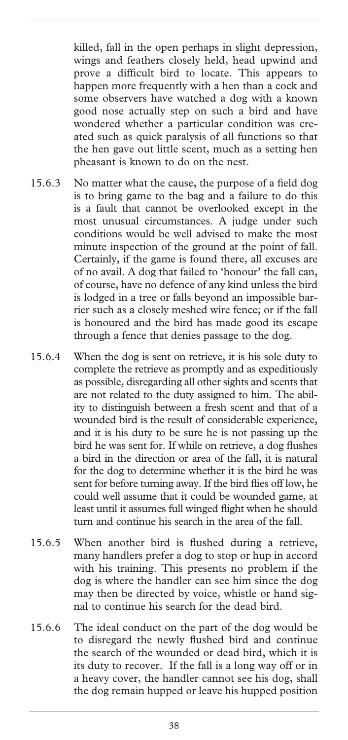killed, fall in the open perhaps in slight depression, wings and feathers closely held, head upwind and prove a difficult bird to locate. This appears to happen more frequently with a hen than a cock and some observers have watched a dog with a known good nose actually step on such a bird and have wondered whether a particular condition was created such as quick paralysis of all functions so that the hen gave out little scent, much as a setting hen pheasant is known to do on the nest.

15.6.3 No matter what the cause, the purpose of a field dog is to bring game to the bag and a failure to do this is a fault that cannot be overlooked except in the most unusual circumstances. A judge under such conditions would be well advised to make the most minute inspection of the ground at the point of fall. Certainly, if the game is found there, all excuses are of no avail. A dog that failed to 'honour' the fall can, of course, have no defence of any kind unless the bird is lodged in a tree or falls beyond an impossible barrier such as a closely meshed wire fence; or if the fall is honoured and the bird has made good its escape through a fence that denies passage to the dog.

15.6.4 When the dog is sent on retrieve, it is his sole duty to complete the retrieve as promptly and as expeditiously as possible, disregarding all other sights and scents that are not related to the duty assigned to him. The ability to distinguish between a fresh scent and that of a wounded bird is the result of considerable experience, and it is his duty to be sure he is not passing up the bird he was sent for. If while on retrieve, a dog flushes a bird in the direction or area of the fall, it is natural for the dog to determine whether it is the bird he was sent for before turning away. If the bird flies off low, he could well assume that it could be wounded game, at least until it assumes full winged flight when he should turn and continue his search in the area of the fall.

15.6.5 When another bird is flushed during a retrieve, many handlers prefer a dog to stop or hup in accord with his training. This presents no problem if the dog is where the handler can see him since the dog may then be directed by voice, whistle or hand signal to continue his search for the dead bird.

15.6.6 The ideal conduct on the part of the dog would be to disregard the newly flushed bird and continue the search of the wounded or dead bird, which it is its duty to recover. If the fall is a long way off or in a heavy cover, the handler cannot see his dog, shall the dog remain hupped or leave his hupped position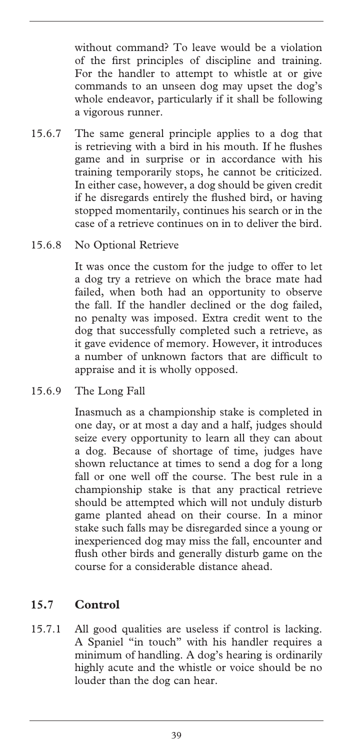without command? To leave would be a violation of the first principles of discipline and training. For the handler to attempt to whistle at or give commands to an unseen dog may upset the dog's whole endeavor, particularly if it shall be following a vigorous runner.

15.6.7 The same general principle applies to a dog that is retrieving with a bird in his mouth. If he flushes game and in surprise or in accordance with his training temporarily stops, he cannot be criticized. In either case, however, a dog should be given credit if he disregards entirely the flushed bird, or having stopped momentarily, continues his search or in the case of a retrieve continues on in to deliver the bird.

15.6.8 No Optional Retrieve

It was once the custom for the judge to offer to let a dog try a retrieve on which the brace mate had failed, when both had an opportunity to observe the fall. If the handler declined or the dog failed, no penalty was imposed. Extra credit went to the dog that successfully completed such a retrieve, as it gave evidence of memory. However, it introduces a number of unknown factors that are difficult to appraise and it is wholly opposed.

15.6.9 The Long Fall

Inasmuch as a championship stake is completed in one day, or at most a day and a half, judges should seize every opportunity to learn all they can about a dog. Because of shortage of time, judges have shown reluctance at times to send a dog for a long fall or one well off the course. The best rule in a championship stake is that any practical retrieve should be attempted which will not unduly disturb game planted ahead on their course. In a minor stake such falls may be disregarded since a young or inexperienced dog may miss the fall, encounter and flush other birds and generally disturb game on the course for a considerable distance ahead.

## 15.7 Control

15.7.1 All good qualities are useless if control is lacking. A Spaniel "in touch" with his handler requires a minimum of handling. A dog's hearing is ordinarily highly acute and the whistle or voice should be no louder than the dog can hear.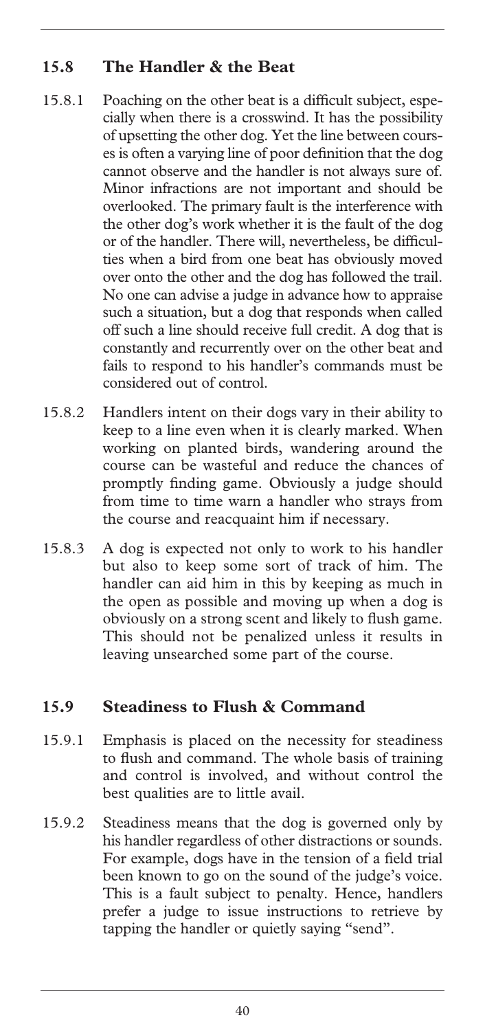## 15.8 The Handler & the Beat

15.8.1 Poaching on the other beat is a difficult subject, especially when there is a crosswind. It has the possibility of upsetting the other dog. Yet the line between courses is often a varying line of poor definition that the dog cannot observe and the handler is not always sure of. Minor infractions are not important and should be overlooked. The primary fault is the interference with the other dog's work whether it is the fault of the dog or of the handler. There will, nevertheless, be difficulties when a bird from one beat has obviously moved over onto the other and the dog has followed the trail. No one can advise a judge in advance how to appraise such a situation, but a dog that responds when called off such a line should receive full credit. A dog that is constantly and recurrently over on the other beat and fails to respond to his handler's commands must be considered out of control.

15.8.2 Handlers intent on their dogs vary in their ability to keep to a line even when it is clearly marked. When working on planted birds, wandering around the course can be wasteful and reduce the chances of promptly finding game. Obviously a judge should from time to time warn a handler who strays from the course and reacquaint him if necessary.

15.8.3 A dog is expected not only to work to his handler but also to keep some sort of track of him. The handler can aid him in this by keeping as much in the open as possible and moving up when a dog is obviously on a strong scent and likely to flush game. This should not be penalized unless it results in leaving unsearched some part of the course.

## 15.9 Steadiness to Flush & Command

15.9.1 Emphasis is placed on the necessity for steadiness to flush and command. The whole basis of training and control is involved, and without control the best qualities are to little avail.

15.9.2 Steadiness means that the dog is governed only by his handler regardless of other distractions or sounds. For example, dogs have in the tension of a field trial been known to go on the sound of the judge's voice. This is a fault subject to penalty. Hence, handlers prefer a judge to issue instructions to retrieve by tapping the handler or quietly saying "send".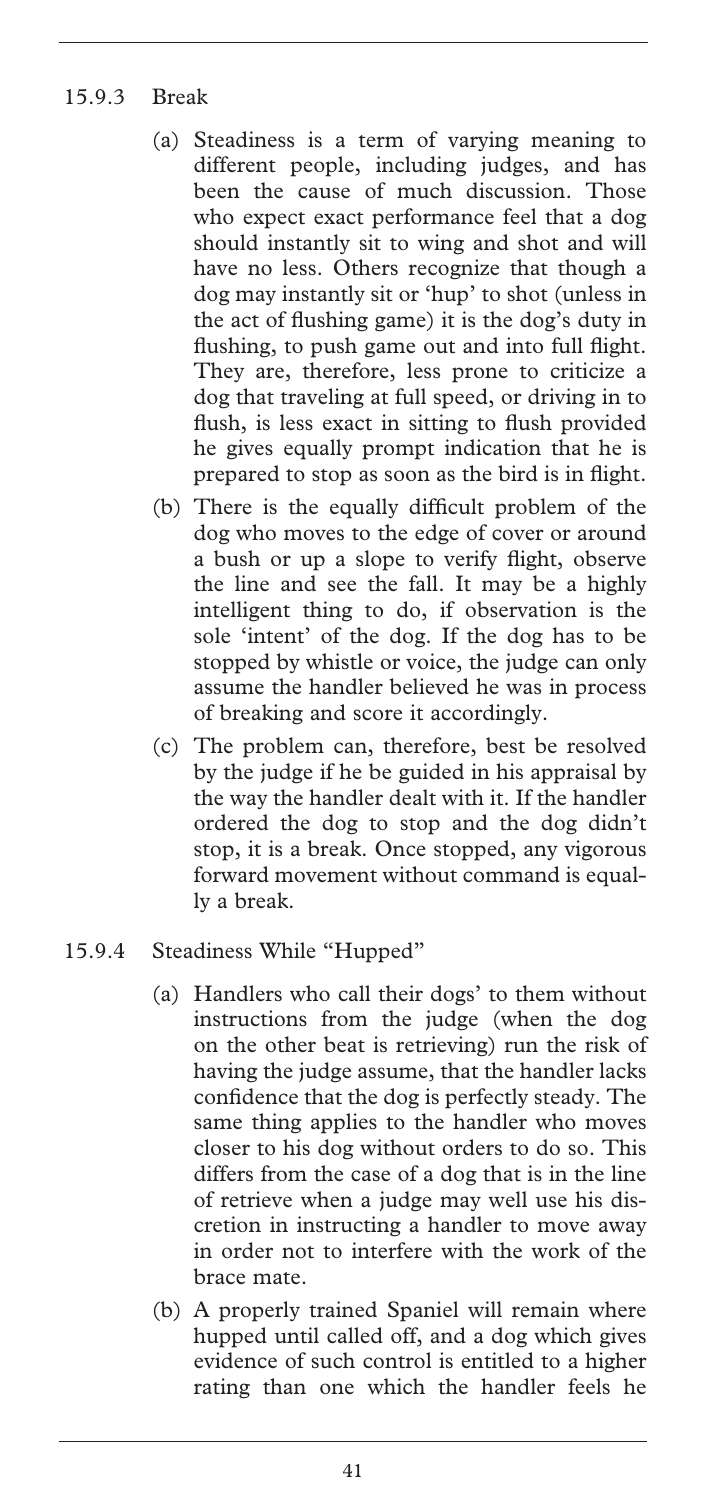15.9.3 Break

(a) Steadiness is a term of varying meaning to different people, including judges, and has been the cause of much discussion. Those who expect exact performance feel that a dog should instantly sit to wing and shot and will have no less. Others recognize that though a dog may instantly sit or 'hup' to shot (unless in the act of flushing game) it is the dog's duty in flushing, to push game out and into full flight. They are, therefore, less prone to criticize a dog that traveling at full speed, or driving in to flush, is less exact in sitting to flush provided he gives equally prompt indication that he is prepared to stop as soon as the bird is in flight.

(b) There is the equally difficult problem of the dog who moves to the edge of cover or around a bush or up a slope to verify flight, observe the line and see the fall. It may be a highly intelligent thing to do, if observation is the sole 'intent' of the dog. If the dog has to be stopped by whistle or voice, the judge can only assume the handler believed he was in process of breaking and score it accordingly.

(c) The problem can, therefore, best be resolved by the judge if he be guided in his appraisal by the way the handler dealt with it. If the handler ordered the dog to stop and the dog didn't stop, it is a break. Once stopped, any vigorous forward movement without command is equally a break.

15.9.4 Steadiness While "Hupped"

(a) Handlers who call their dogs' to them without instructions from the judge (when the dog on the other beat is retrieving) run the risk of having the judge assume, that the handler lacks confidence that the dog is perfectly steady. The same thing applies to the handler who moves closer to his dog without orders to do so. This differs from the case of a dog that is in the line of retrieve when a judge may well use his discretion in instructing a handler to move away in order not to interfere with the work of the brace mate.

(b) A properly trained Spaniel will remain where hupped until called off, and a dog which gives evidence of such control is entitled to a higher rating than one which the handler feels he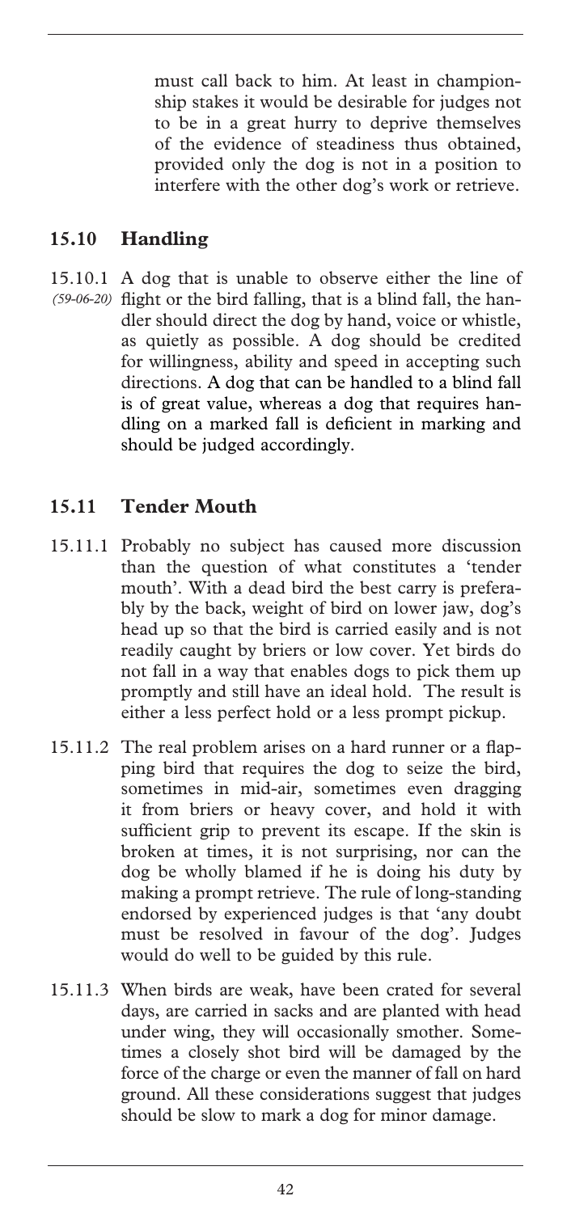must call back to him. At least in championship stakes it would be desirable for judges not to be in a great hurry to deprive themselves of the evidence of steadiness thus obtained, provided only the dog is not in a position to interfere with the other dog's work or retrieve.

## 15.10 Handling

15.10.1 *(59-06-20)* A dog that is unable to observe either the line of flight or the bird falling, that is a blind fall, the handler should direct the dog by hand, voice or whistle, as quietly as possible. A dog should be credited for willingness, ability and speed in accepting such directions. A dog that can be handled to a blind fall is of great value, whereas a dog that requires handling on a marked fall is deficient in marking and should be judged accordingly.

## 15.11 Tender Mouth

15.11.1 Probably no subject has caused more discussion than the question of what constitutes a 'tender mouth'. With a dead bird the best carry is preferably by the back, weight of bird on lower jaw, dog's head up so that the bird is carried easily and is not readily caught by briers or low cover. Yet birds do not fall in a way that enables dogs to pick them up promptly and still have an ideal hold. The result is either a less perfect hold or a less prompt pickup.

15.11.2 The real problem arises on a hard runner or a flapping bird that requires the dog to seize the bird, sometimes in mid-air, sometimes even dragging it from briers or heavy cover, and hold it with sufficient grip to prevent its escape. If the skin is broken at times, it is not surprising, nor can the dog be wholly blamed if he is doing his duty by making a prompt retrieve. The rule of long-standing endorsed by experienced judges is that 'any doubt must be resolved in favour of the dog'. Judges would do well to be guided by this rule.

15.11.3 When birds are weak, have been crated for several days, are carried in sacks and are planted with head under wing, they will occasionally smother. Sometimes a closely shot bird will be damaged by the force of the charge or even the manner of fall on hard ground. All these considerations suggest that judges should be slow to mark a dog for minor damage.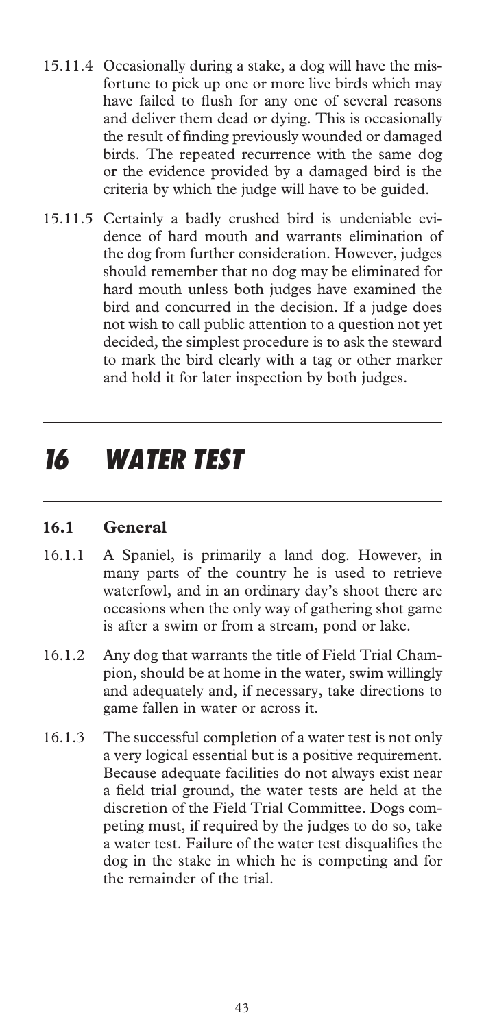15.11.4 Occasionally during a stake, a dog will have the misfortune to pick up one or more live birds which may have failed to flush for any one of several reasons and deliver them dead or dying. This is occasionally the result of finding previously wounded or damaged birds. The repeated recurrence with the same dog or the evidence provided by a damaged bird is the criteria by which the judge will have to be guided.

15.11.5 Certainly a badly crushed bird is undeniable evidence of hard mouth and warrants elimination of the dog from further consideration. However, judges should remember that no dog may be eliminated for hard mouth unless both judges have examined the bird and concurred in the decision. If a judge does not wish to call public attention to a question not yet decided, the simplest procedure is to ask the steward to mark the bird clearly with a tag or other marker and hold it for later inspection by both judges.

# *16 WATER TEST*

### 16.1 General

16.1.1 A Spaniel, is primarily a land dog. However, in many parts of the country he is used to retrieve waterfowl, and in an ordinary day's shoot there are occasions when the only way of gathering shot game is after a swim or from a stream, pond or lake.

16.1.2 Any dog that warrants the title of Field Trial Champion, should be at home in the water, swim willingly and adequately and, if necessary, take directions to game fallen in water or across it.

16.1.3 The successful completion of a water test is not only a very logical essential but is a positive requirement. Because adequate facilities do not always exist near a field trial ground, the water tests are held at the discretion of the Field Trial Committee. Dogs competing must, if required by the judges to do so, take a water test. Failure of the water test disqualifies the dog in the stake in which he is competing and for the remainder of the trial.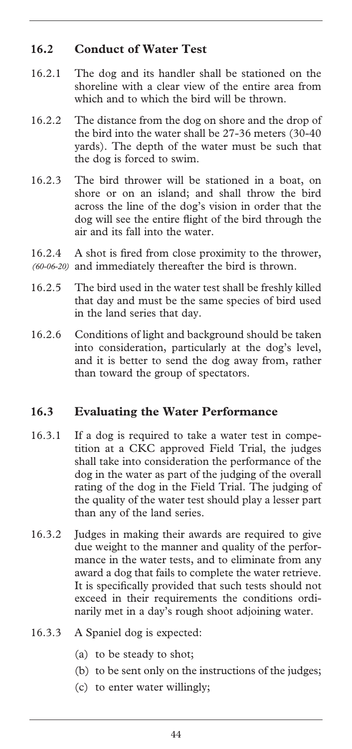## 16.2 Conduct of Water Test

16.2.1 The dog and its handler shall be stationed on the shoreline with a clear view of the entire area from which and to which the bird will be thrown.

16.2.2 The distance from the dog on shore and the drop of the bird into the water shall be 27-36 meters (30-40 yards). The depth of the water must be such that the dog is forced to swim.

16.2.3 The bird thrower will be stationed in a boat, on shore or on an island; and shall throw the bird across the line of the dog's vision in order that the dog will see the entire flight of the bird through the air and its fall into the water.

16.2.4 *(60-06-20)* A shot is fired from close proximity to the thrower, and immediately thereafter the bird is thrown.

16.2.5 The bird used in the water test shall be freshly killed that day and must be the same species of bird used in the land series that day.

16.2.6 Conditions of light and background should be taken into consideration, particularly at the dog's level, and it is better to send the dog away from, rather than toward the group of spectators.

## 16.3 Evaluating the Water Performance

16.3.1 If a dog is required to take a water test in competition at a CKC approved Field Trial, the judges shall take into consideration the performance of the dog in the water as part of the judging of the overall rating of the dog in the Field Trial. The judging of the quality of the water test should play a lesser part than any of the land series.

16.3.2 Judges in making their awards are required to give due weight to the manner and quality of the performance in the water tests, and to eliminate from any award a dog that fails to complete the water retrieve. It is specifically provided that such tests should not exceed in their requirements the conditions ordinarily met in a day's rough shoot adjoining water.

16.3.3 A Spaniel dog is expected:

(a) to be steady to shot;

(b) to be sent only on the instructions of the judges;

(c) to enter water willingly;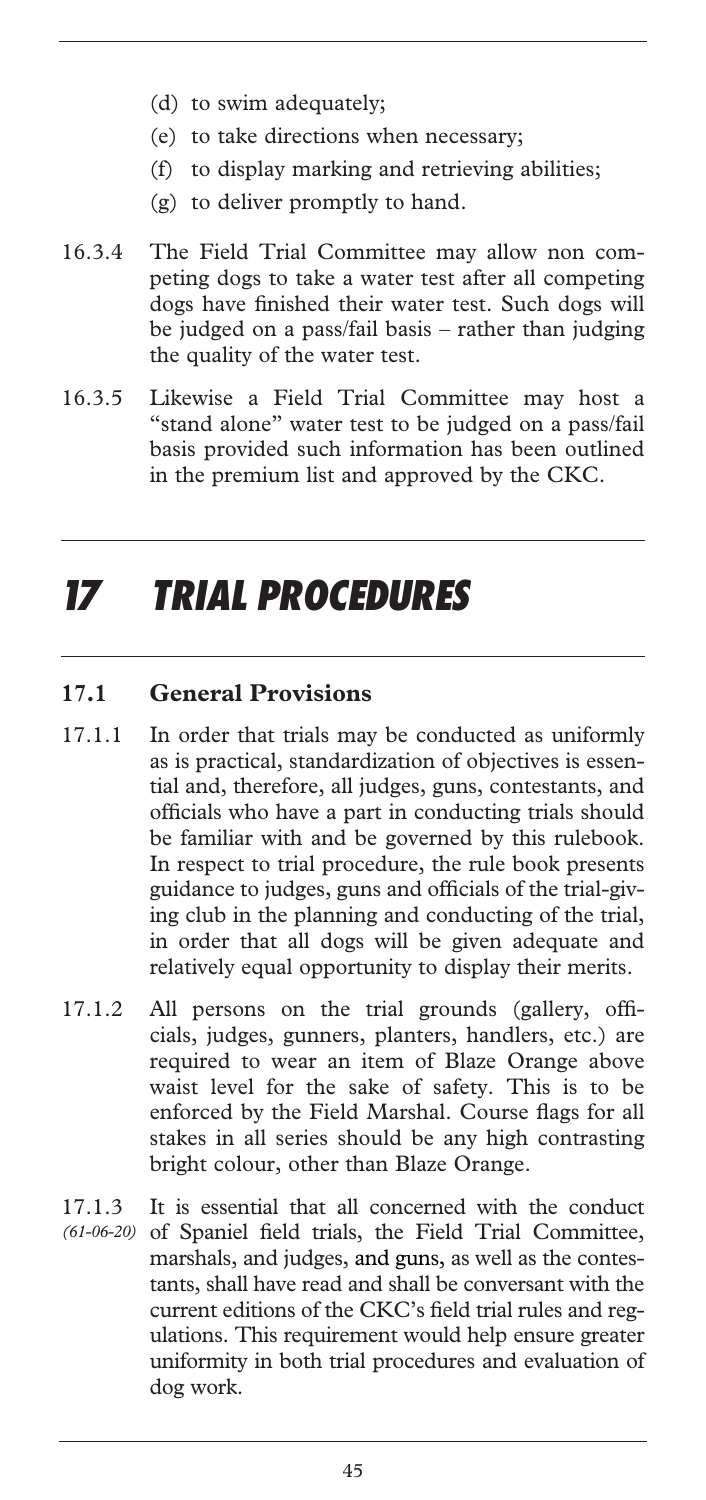(d) to swim adequately;

(e) to take directions when necessary;

(f) to display marking and retrieving abilities;

(g) to deliver promptly to hand.

16.3.4 The Field Trial Committee may allow non competing dogs to take a water test after all competing dogs have finished their water test. Such dogs will be judged on a pass/fail basis – rather than judging the quality of the water test.

16.3.5 Likewise a Field Trial Committee may host a "stand alone" water test to be judged on a pass/fail basis provided such information has been outlined in the premium list and approved by the CKC.

# 17 TRIAL PROCEDURES

## 17.1 General Provisions

17.1.1 In order that trials may be conducted as uniformly as is practical, standardization of objectives is essential and, therefore, all judges, guns, contestants, and officials who have a part in conducting trials should be familiar with and be governed by this rulebook. In respect to trial procedure, the rule book presents guidance to judges, guns and officials of the trial-giving club in the planning and conducting of the trial, in order that all dogs will be given adequate and relatively equal opportunity to display their merits.

17.1.2 All persons on the trial grounds (gallery, officials, judges, gunners, planters, handlers, etc.) are required to wear an item of Blaze Orange above waist level for the sake of safety. This is to be enforced by the Field Marshal. Course flags for all stakes in all series should be any high contrasting bright colour, other than Blaze Orange.

17.1.3 *(61-06-20)* It is essential that all concerned with the conduct of Spaniel field trials, the Field Trial Committee, marshals, and judges, and guns, as well as the contestants, shall have read and shall be conversant with the current editions of the CKC's field trial rules and regulations. This requirement would help ensure greater uniformity in both trial procedures and evaluation of dog work.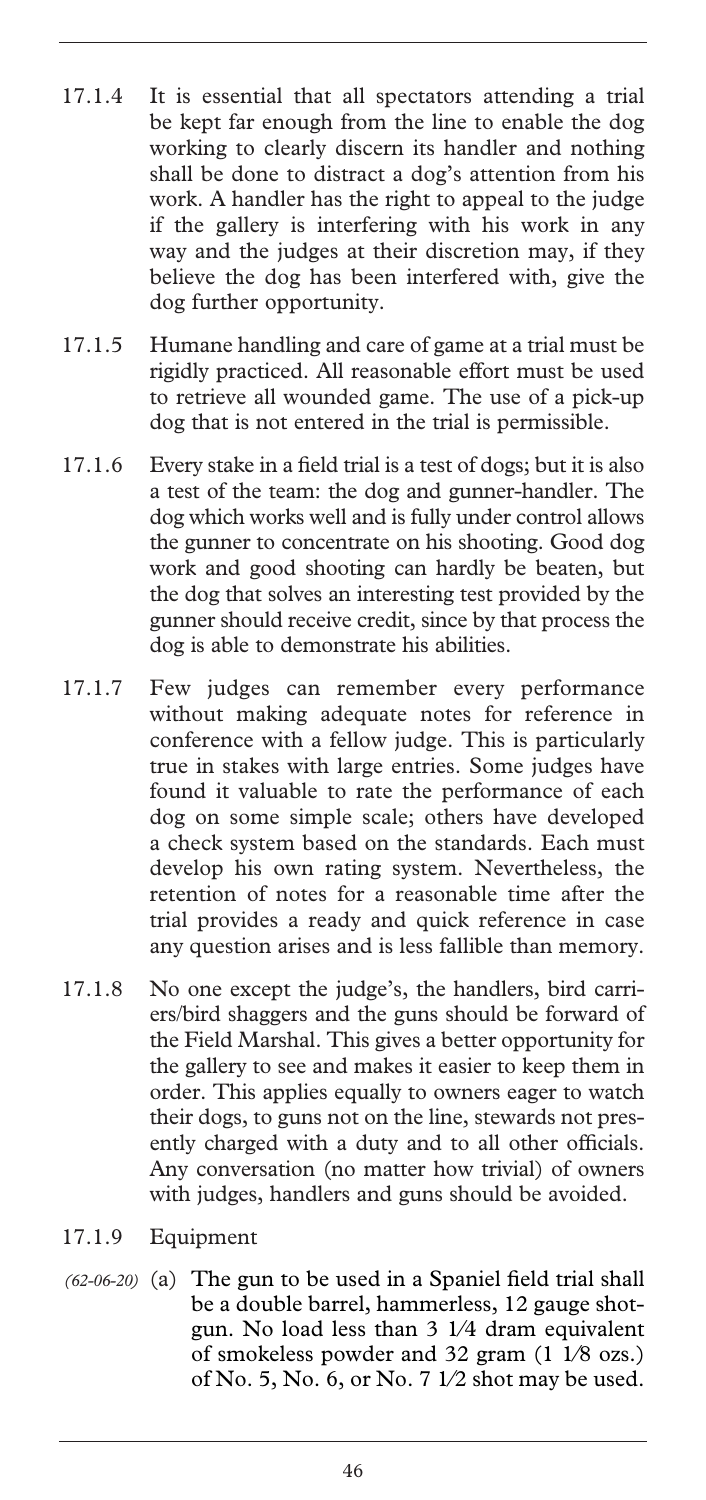17.1.4 It is essential that all spectators attending a trial be kept far enough from the line to enable the dog working to clearly discern its handler and nothing shall be done to distract a dog's attention from his work. A handler has the right to appeal to the judge if the gallery is interfering with his work in any way and the judges at their discretion may, if they believe the dog has been interfered with, give the dog further opportunity.

17.1.5 Humane handling and care of game at a trial must be rigidly practiced. All reasonable effort must be used to retrieve all wounded game. The use of a pick-up dog that is not entered in the trial is permissible.

17.1.6 Every stake in a field trial is a test of dogs; but it is also a test of the team: the dog and gunner-handler. The dog which works well and is fully under control allows the gunner to concentrate on his shooting. Good dog work and good shooting can hardly be beaten, but the dog that solves an interesting test provided by the gunner should receive credit, since by that process the dog is able to demonstrate his abilities.

17.1.7 Few judges can remember every performance without making adequate notes for reference in conference with a fellow judge. This is particularly true in stakes with large entries. Some judges have found it valuable to rate the performance of each dog on some simple scale; others have developed a check system based on the standards. Each must develop his own rating system. Nevertheless, the retention of notes for a reasonable time after the trial provides a ready and quick reference in case any question arises and is less fallible than memory.

17.1.8 No one except the judge's, the handlers, bird carriers/bird shaggers and the guns should be forward of the Field Marshal. This gives a better opportunity for the gallery to see and makes it easier to keep them in order. This applies equally to owners eager to watch their dogs, to guns not on the line, stewards not presently charged with a duty and to all other officials. Any conversation (no matter how trivial) of owners with judges, handlers and guns should be avoided.

17.1.9 Equipment

*(62-06-20)* (a) The gun to be used in a Spaniel field trial shall be a double barrel, hammerless, 12 gauge shotgun. No load less than 3 1⁄4 dram equivalent of smokeless powder and 32 gram (1 1⁄8 ozs.) of No. 5, No. 6, or No. 7 1⁄2 shot may be used.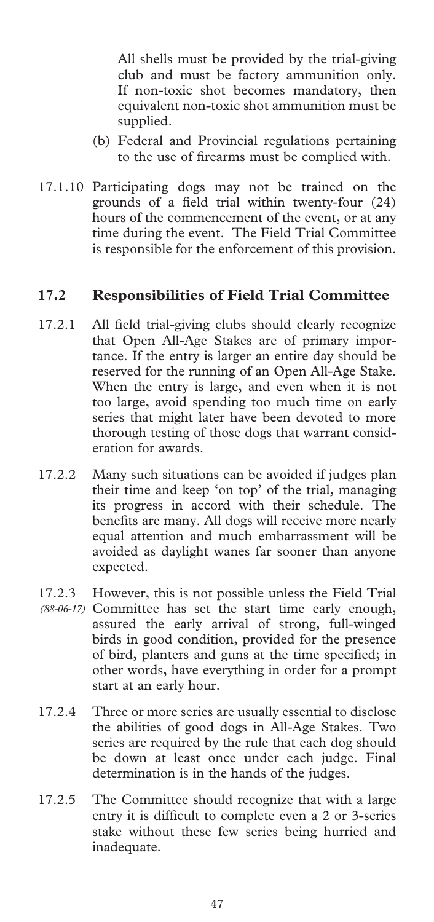All shells must be provided by the trial-giving club and must be factory ammunition only. If non-toxic shot becomes mandatory, then equivalent non-toxic shot ammunition must be supplied.

(b) Federal and Provincial regulations pertaining to the use of firearms must be complied with.

17.1.10 Participating dogs may not be trained on the grounds of a field trial within twenty-four (24) hours of the commencement of the event, or at any time during the event. The Field Trial Committee is responsible for the enforcement of this provision.

## 17.2 Responsibilities of Field Trial Committee

17.2.1 All field trial-giving clubs should clearly recognize that Open All-Age Stakes are of primary importance. If the entry is larger an entire day should be reserved for the running of an Open All-Age Stake. When the entry is large, and even when it is not too large, avoid spending too much time on early series that might later have been devoted to more thorough testing of those dogs that warrant consideration for awards.

17.2.2 Many such situations can be avoided if judges plan their time and keep 'on top' of the trial, managing its progress in accord with their schedule. The benefits are many. All dogs will receive more nearly equal attention and much embarrassment will be avoided as daylight wanes far sooner than anyone expected.

17.2.3 *(88-06-17)* However, this is not possible unless the Field Trial Committee has set the start time early enough, assured the early arrival of strong, full-winged birds in good condition, provided for the presence of bird, planters and guns at the time specified; in other words, have everything in order for a prompt start at an early hour.

17.2.4 Three or more series are usually essential to disclose the abilities of good dogs in All-Age Stakes. Two series are required by the rule that each dog should be down at least once under each judge. Final determination is in the hands of the judges.

17.2.5 The Committee should recognize that with a large entry it is difficult to complete even a 2 or 3-series stake without these few series being hurried and inadequate.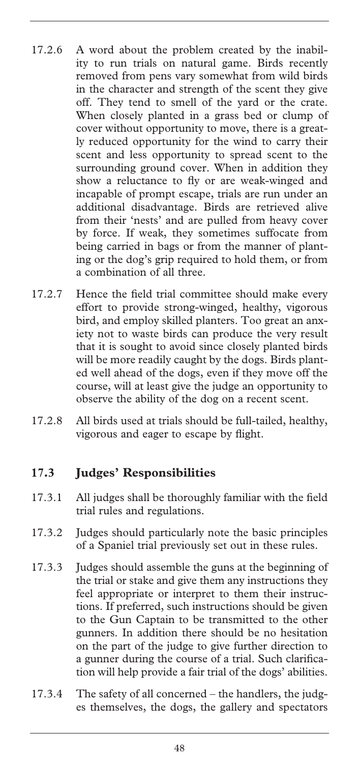17.2.6 A word about the problem created by the inability to run trials on natural game. Birds recently removed from pens vary somewhat from wild birds in the character and strength of the scent they give off. They tend to smell of the yard or the crate. When closely planted in a grass bed or clump of cover without opportunity to move, there is a greatly reduced opportunity for the wind to carry their scent and less opportunity to spread scent to the surrounding ground cover. When in addition they show a reluctance to fly or are weak-winged and incapable of prompt escape, trials are run under an additional disadvantage. Birds are retrieved alive from their 'nests' and are pulled from heavy cover by force. If weak, they sometimes suffocate from being carried in bags or from the manner of planting or the dog's grip required to hold them, or from a combination of all three.

17.2.7 Hence the field trial committee should make every effort to provide strong-winged, healthy, vigorous bird, and employ skilled planters. Too great an anxiety not to waste birds can produce the very result that it is sought to avoid since closely planted birds will be more readily caught by the dogs. Birds planted well ahead of the dogs, even if they move off the course, will at least give the judge an opportunity to observe the ability of the dog on a recent scent.

17.2.8 All birds used at trials should be full-tailed, healthy, vigorous and eager to escape by flight.

## 17.3 Judges' Responsibilities

17.3.1 All judges shall be thoroughly familiar with the field trial rules and regulations.

17.3.2 Judges should particularly note the basic principles of a Spaniel trial previously set out in these rules.

17.3.3 Judges should assemble the guns at the beginning of the trial or stake and give them any instructions they feel appropriate or interpret to them their instructions. If preferred, such instructions should be given to the Gun Captain to be transmitted to the other gunners. In addition there should be no hesitation on the part of the judge to give further direction to a gunner during the course of a trial. Such clarification will help provide a fair trial of the dogs' abilities.

17.3.4 The safety of all concerned – the handlers, the judges themselves, the dogs, the gallery and spectators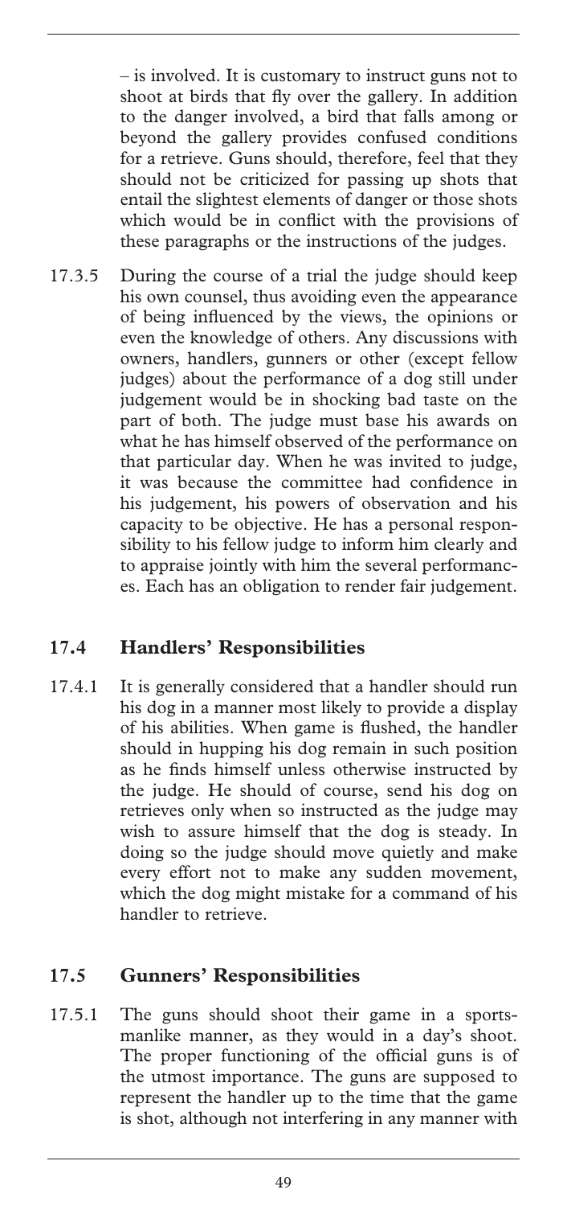– is involved. It is customary to instruct guns not to shoot at birds that fly over the gallery. In addition to the danger involved, a bird that falls among or beyond the gallery provides confused conditions for a retrieve. Guns should, therefore, feel that they should not be criticized for passing up shots that entail the slightest elements of danger or those shots which would be in conflict with the provisions of these paragraphs or the instructions of the judges.

17.3.5 During the course of a trial the judge should keep his own counsel, thus avoiding even the appearance of being influenced by the views, the opinions or even the knowledge of others. Any discussions with owners, handlers, gunners or other (except fellow judges) about the performance of a dog still under judgement would be in shocking bad taste on the part of both. The judge must base his awards on what he has himself observed of the performance on that particular day. When he was invited to judge, it was because the committee had confidence in his judgement, his powers of observation and his capacity to be objective. He has a personal responsibility to his fellow judge to inform him clearly and to appraise jointly with him the several performances. Each has an obligation to render fair judgement.

## 17.4 Handlers' Responsibilities

17.4.1 It is generally considered that a handler should run his dog in a manner most likely to provide a display of his abilities. When game is flushed, the handler should in hupping his dog remain in such position as he finds himself unless otherwise instructed by the judge. He should of course, send his dog on retrieves only when so instructed as the judge may wish to assure himself that the dog is steady. In doing so the judge should move quietly and make every effort not to make any sudden movement, which the dog might mistake for a command of his handler to retrieve.

## 17.5 Gunners' Responsibilities

17.5.1 The guns should shoot their game in a sportsmanlike manner, as they would in a day's shoot. The proper functioning of the official guns is of the utmost importance. The guns are supposed to represent the handler up to the time that the game is shot, although not interfering in any manner with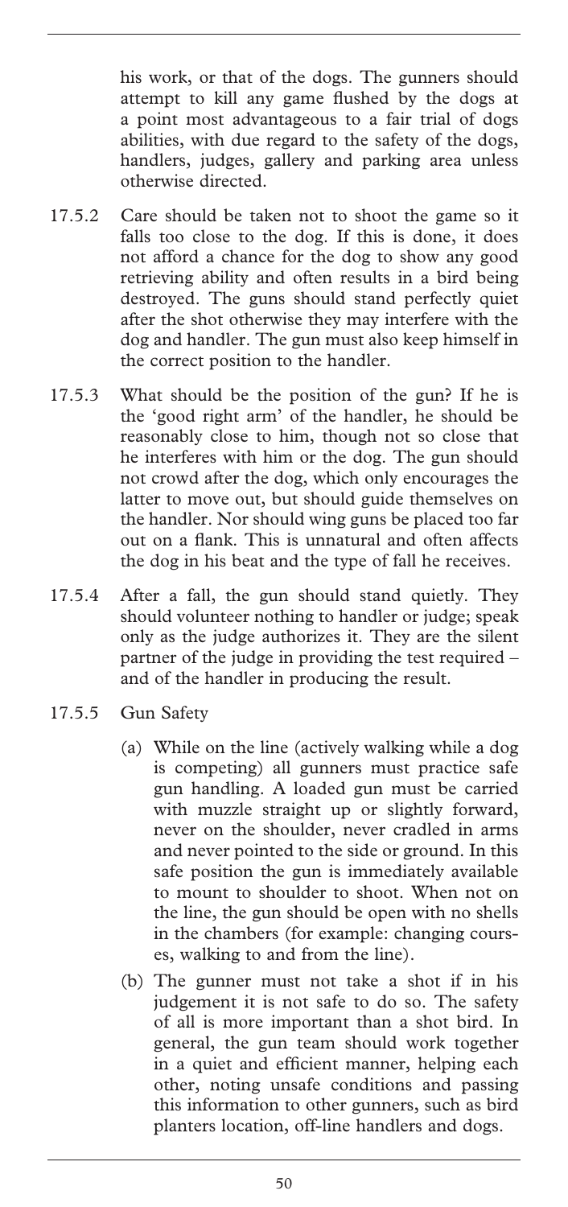his work, or that of the dogs. The gunners should attempt to kill any game flushed by the dogs at a point most advantageous to a fair trial of dogs abilities, with due regard to the safety of the dogs, handlers, judges, gallery and parking area unless otherwise directed.

17.5.2 Care should be taken not to shoot the game so it falls too close to the dog. If this is done, it does not afford a chance for the dog to show any good retrieving ability and often results in a bird being destroyed. The guns should stand perfectly quiet after the shot otherwise they may interfere with the dog and handler. The gun must also keep himself in the correct position to the handler.

17.5.3 What should be the position of the gun? If he is the 'good right arm' of the handler, he should be reasonably close to him, though not so close that he interferes with him or the dog. The gun should not crowd after the dog, which only encourages the latter to move out, but should guide themselves on the handler. Nor should wing guns be placed too far out on a flank. This is unnatural and often affects the dog in his beat and the type of fall he receives.

17.5.4 After a fall, the gun should stand quietly. They should volunteer nothing to handler or judge; speak only as the judge authorizes it. They are the silent partner of the judge in providing the test required – and of the handler in producing the result.

17.5.5 Gun Safety

(a) While on the line (actively walking while a dog is competing) all gunners must practice safe gun handling. A loaded gun must be carried with muzzle straight up or slightly forward, never on the shoulder, never cradled in arms and never pointed to the side or ground. In this safe position the gun is immediately available to mount to shoulder to shoot. When not on the line, the gun should be open with no shells in the chambers (for example: changing courses, walking to and from the line).

(b) The gunner must not take a shot if in his judgement it is not safe to do so. The safety of all is more important than a shot bird. In general, the gun team should work together in a quiet and efficient manner, helping each other, noting unsafe conditions and passing this information to other gunners, such as bird planters location, off-line handlers and dogs.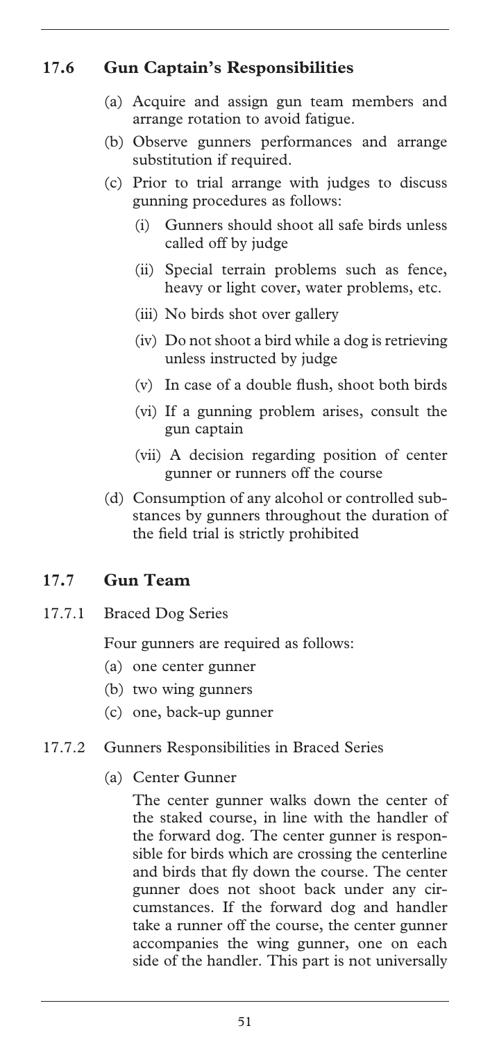## 17.6 Gun Captain's Responsibilities

(a) Acquire and assign gun team members and arrange rotation to avoid fatigue.

(b) Observe gunners performances and arrange substitution if required.

(c) Prior to trial arrange with judges to discuss gunning procedures as follows:

   (i) Gunners should shoot all safe birds unless called off by judge

   (ii) Special terrain problems such as fence, heavy or light cover, water problems, etc.

   (iii) No birds shot over gallery

   (iv) Do not shoot a bird while a dog is retrieving unless instructed by judge

   (v) In case of a double flush, shoot both birds

   (vi) If a gunning problem arises, consult the gun captain

   (vii) A decision regarding position of center gunner or runners off the course

(d) Consumption of any alcohol or controlled substances by gunners throughout the duration of the field trial is strictly prohibited

## 17.7 Gun Team

### 17.7.1 Braced Dog Series

Four gunners are required as follows:

(a) one center gunner

(b) two wing gunners

(c) one, back-up gunner

### 17.7.2 Gunners Responsibilities in Braced Series

(a) Center Gunner

The center gunner walks down the center of the staked course, in line with the handler of the forward dog. The center gunner is responsible for birds which are crossing the centerline and birds that fly down the course. The center gunner does not shoot back under any circumstances. If the forward dog and handler take a runner off the course, the center gunner accompanies the wing gunner, one on each side of the handler. This part is not universally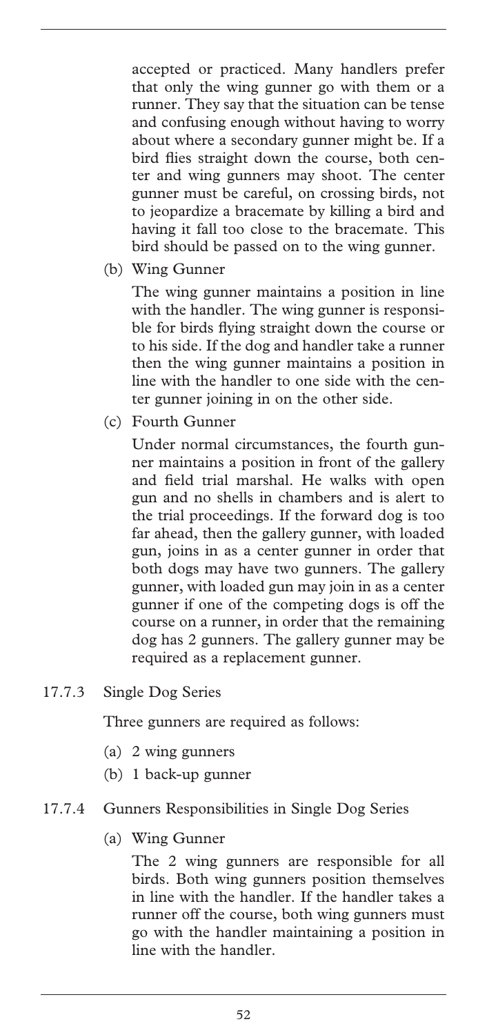accepted or practiced. Many handlers prefer that only the wing gunner go with them or a runner. They say that the situation can be tense and confusing enough without having to worry about where a secondary gunner might be. If a bird flies straight down the course, both center and wing gunners may shoot. The center gunner must be careful, on crossing birds, not to jeopardize a bracemate by killing a bird and having it fall too close to the bracemate. This bird should be passed on to the wing gunner.

(b) Wing Gunner

The wing gunner maintains a position in line with the handler. The wing gunner is responsible for birds flying straight down the course or to his side. If the dog and handler take a runner then the wing gunner maintains a position in line with the handler to one side with the center gunner joining in on the other side.

(c) Fourth Gunner

Under normal circumstances, the fourth gunner maintains a position in front of the gallery and field trial marshal. He walks with open gun and no shells in chambers and is alert to the trial proceedings. If the forward dog is too far ahead, then the gallery gunner, with loaded gun, joins in as a center gunner in order that both dogs may have two gunners. The gallery gunner, with loaded gun may join in as a center gunner if one of the competing dogs is off the course on a runner, in order that the remaining dog has 2 gunners. The gallery gunner may be required as a replacement gunner.

17.7.3 Single Dog Series

Three gunners are required as follows:

(a) 2 wing gunners

(b) 1 back-up gunner

17.7.4 Gunners Responsibilities in Single Dog Series

(a) Wing Gunner

The 2 wing gunners are responsible for all birds. Both wing gunners position themselves in line with the handler. If the handler takes a runner off the course, both wing gunners must go with the handler maintaining a position in line with the handler.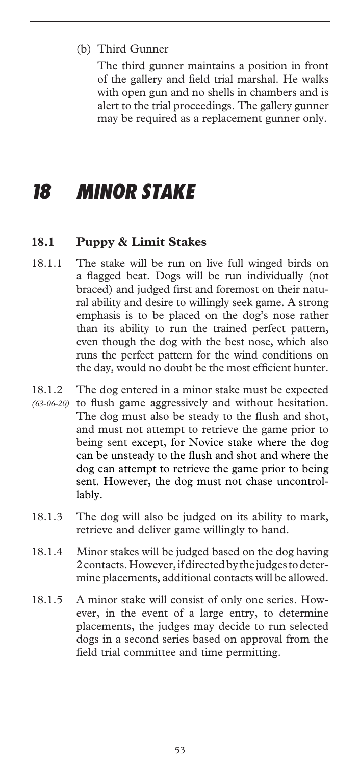(b) Third Gunner

The third gunner maintains a position in front of the gallery and field trial marshal. He walks with open gun and no shells in chambers and is alert to the trial proceedings. The gallery gunner may be required as a replacement gunner only.

# 18 MINOR STAKE

## 18.1 Puppy & Limit Stakes

18.1.1 The stake will be run on live full winged birds on a flagged beat. Dogs will be run individually (not braced) and judged first and foremost on their natural ability and desire to willingly seek game. A strong emphasis is to be placed on the dog's nose rather than its ability to run the trained perfect pattern, even though the dog with the best nose, which also runs the perfect pattern for the wind conditions on the day, would no doubt be the most efficient hunter.

18.1.2 *(63-06-20)* The dog entered in a minor stake must be expected to flush game aggressively and without hesitation. The dog must also be steady to the flush and shot, and must not attempt to retrieve the game prior to being sent except, for Novice stake where the dog can be unsteady to the flush and shot and where the dog can attempt to retrieve the game prior to being sent. However, the dog must not chase uncontrollably.

18.1.3 The dog will also be judged on its ability to mark, retrieve and deliver game willingly to hand.

18.1.4 Minor stakes will be judged based on the dog having 2 contacts. However, if directed by the judges to determine placements, additional contacts will be allowed.

18.1.5 A minor stake will consist of only one series. However, in the event of a large entry, to determine placements, the judges may decide to run selected dogs in a second series based on approval from the field trial committee and time permitting.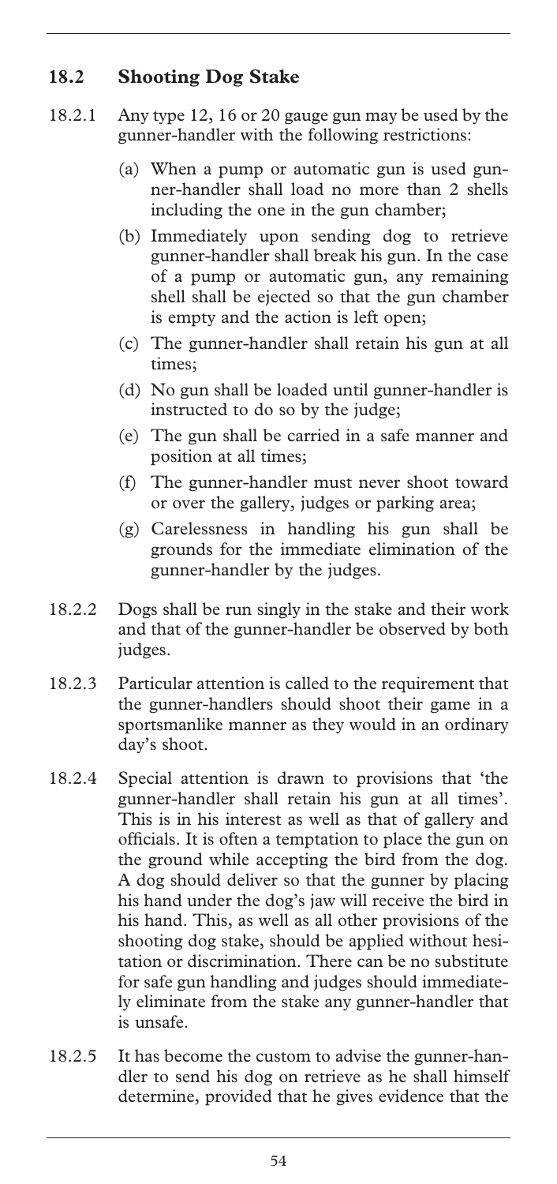## 18.2 Shooting Dog Stake

18.2.1 Any type 12, 16 or 20 gauge gun may be used by the gunner-handler with the following restrictions:

(a) When a pump or automatic gun is used gunner-handler shall load no more than 2 shells including the one in the gun chamber;

(b) Immediately upon sending dog to retrieve gunner-handler shall break his gun. In the case of a pump or automatic gun, any remaining shell shall be ejected so that the gun chamber is empty and the action is left open;

(c) The gunner-handler shall retain his gun at all times;

(d) No gun shall be loaded until gunner-handler is instructed to do so by the judge;

(e) The gun shall be carried in a safe manner and position at all times;

(f) The gunner-handler must never shoot toward or over the gallery, judges or parking area;

(g) Carelessness in handling his gun shall be grounds for the immediate elimination of the gunner-handler by the judges.

18.2.2 Dogs shall be run singly in the stake and their work and that of the gunner-handler be observed by both judges.

18.2.3 Particular attention is called to the requirement that the gunner-handlers should shoot their game in a sportsmanlike manner as they would in an ordinary day's shoot.

18.2.4 Special attention is drawn to provisions that 'the gunner-handler shall retain his gun at all times'. This is in his interest as well as that of gallery and officials. It is often a temptation to place the gun on the ground while accepting the bird from the dog. A dog should deliver so that the gunner by placing his hand under the dog's jaw will receive the bird in his hand. This, as well as all other provisions of the shooting dog stake, should be applied without hesitation or discrimination. There can be no substitute for safe gun handling and judges should immediately eliminate from the stake any gunner-handler that is unsafe.

18.2.5 It has become the custom to advise the gunner-handler to send his dog on retrieve as he shall himself determine, provided that he gives evidence that the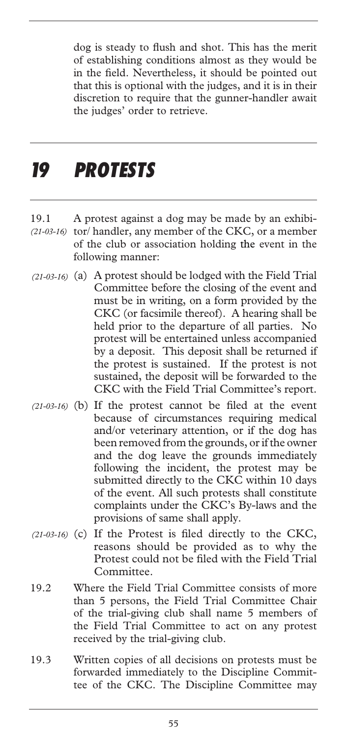dog is steady to flush and shot. This has the merit of establishing conditions almost as they would be in the field. Nevertheless, it should be pointed out that this is optional with the judges, and it is in their discretion to require that the gunner-handler await the judges' order to retrieve.

# 19 PROTESTS

19.1 *(21-03-16)* A protest against a dog may be made by an exhibitor/ handler, any member of the CKC, or a member of the club or association holding the event in the following manner:

*(21-03-16)* (a) A protest should be lodged with the Field Trial Committee before the closing of the event and must be in writing, on a form provided by the CKC (or facsimile thereof). A hearing shall be held prior to the departure of all parties. No protest will be entertained unless accompanied by a deposit. This deposit shall be returned if the protest is sustained. If the protest is not sustained, the deposit will be forwarded to the CKC with the Field Trial Committee's report.

*(21-03-16)* (b) If the protest cannot be filed at the event because of circumstances requiring medical and/or veterinary attention, or if the dog has been removed from the grounds, or if the owner and the dog leave the grounds immediately following the incident, the protest may be submitted directly to the CKC within 10 days of the event. All such protests shall constitute complaints under the CKC's By-laws and the provisions of same shall apply.

*(21-03-16)* (c) If the Protest is filed directly to the CKC, reasons should be provided as to why the Protest could not be filed with the Field Trial Committee.

19.2 Where the Field Trial Committee consists of more than 5 persons, the Field Trial Committee Chair of the trial-giving club shall name 5 members of the Field Trial Committee to act on any protest received by the trial-giving club.

19.3 Written copies of all decisions on protests must be forwarded immediately to the Discipline Committee of the CKC. The Discipline Committee may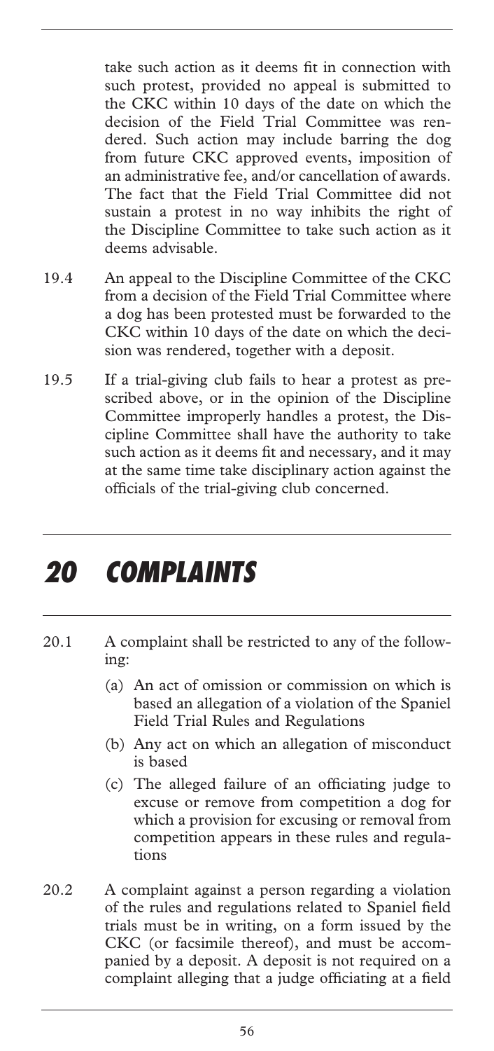take such action as it deems fit in connection with such protest, provided no appeal is submitted to the CKC within 10 days of the date on which the decision of the Field Trial Committee was rendered. Such action may include barring the dog from future CKC approved events, imposition of an administrative fee, and/or cancellation of awards. The fact that the Field Trial Committee did not sustain a protest in no way inhibits the right of the Discipline Committee to take such action as it deems advisable.

19.4 An appeal to the Discipline Committee of the CKC from a decision of the Field Trial Committee where a dog has been protested must be forwarded to the CKC within 10 days of the date on which the decision was rendered, together with a deposit.

19.5 If a trial-giving club fails to hear a protest as prescribed above, or in the opinion of the Discipline Committee improperly handles a protest, the Discipline Committee shall have the authority to take such action as it deems fit and necessary, and it may at the same time take disciplinary action against the officials of the trial-giving club concerned.

# 20 COMPLAINTS

20.1 A complaint shall be restricted to any of the following:

(a) An act of omission or commission on which is based an allegation of a violation of the Spaniel Field Trial Rules and Regulations

(b) Any act on which an allegation of misconduct is based

(c) The alleged failure of an officiating judge to excuse or remove from competition a dog for which a provision for excusing or removal from competition appears in these rules and regulations

20.2 A complaint against a person regarding a violation of the rules and regulations related to Spaniel field trials must be in writing, on a form issued by the CKC (or facsimile thereof), and must be accompanied by a deposit. A deposit is not required on a complaint alleging that a judge officiating at a field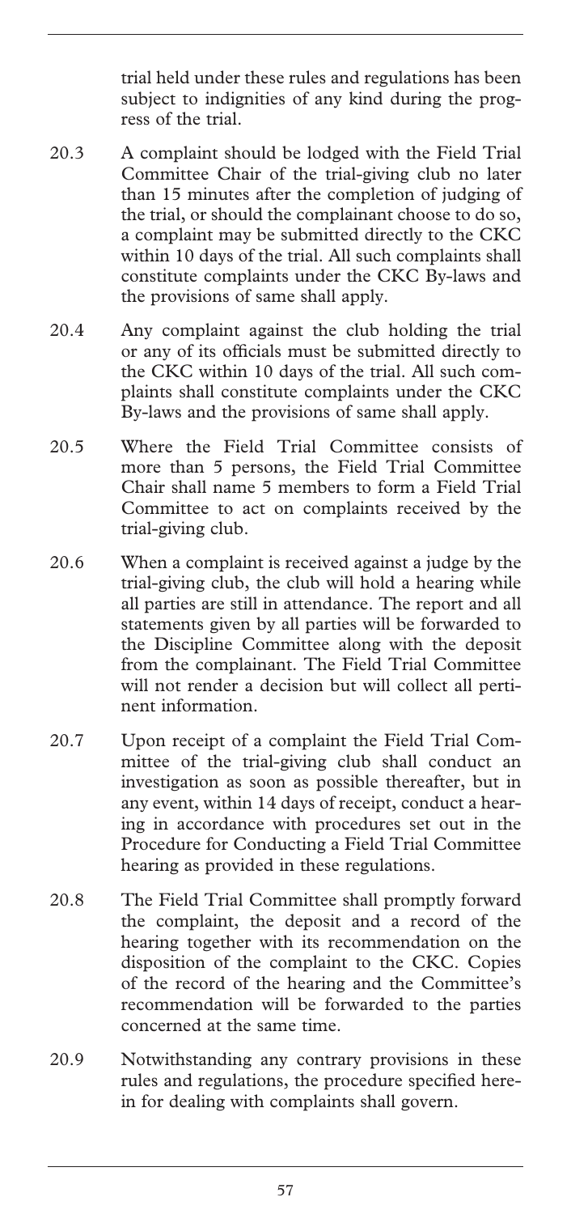trial held under these rules and regulations has been subject to indignities of any kind during the progress of the trial.

20.3 A complaint should be lodged with the Field Trial Committee Chair of the trial-giving club no later than 15 minutes after the completion of judging of the trial, or should the complainant choose to do so, a complaint may be submitted directly to the CKC within 10 days of the trial. All such complaints shall constitute complaints under the CKC By-laws and the provisions of same shall apply.

20.4 Any complaint against the club holding the trial or any of its officials must be submitted directly to the CKC within 10 days of the trial. All such complaints shall constitute complaints under the CKC By-laws and the provisions of same shall apply.

20.5 Where the Field Trial Committee consists of more than 5 persons, the Field Trial Committee Chair shall name 5 members to form a Field Trial Committee to act on complaints received by the trial-giving club.

20.6 When a complaint is received against a judge by the trial-giving club, the club will hold a hearing while all parties are still in attendance. The report and all statements given by all parties will be forwarded to the Discipline Committee along with the deposit from the complainant. The Field Trial Committee will not render a decision but will collect all pertinent information.

20.7 Upon receipt of a complaint the Field Trial Committee of the trial-giving club shall conduct an investigation as soon as possible thereafter, but in any event, within 14 days of receipt, conduct a hearing in accordance with procedures set out in the Procedure for Conducting a Field Trial Committee hearing as provided in these regulations.

20.8 The Field Trial Committee shall promptly forward the complaint, the deposit and a record of the hearing together with its recommendation on the disposition of the complaint to the CKC. Copies of the record of the hearing and the Committee's recommendation will be forwarded to the parties concerned at the same time.

20.9 Notwithstanding any contrary provisions in these rules and regulations, the procedure specified herein for dealing with complaints shall govern.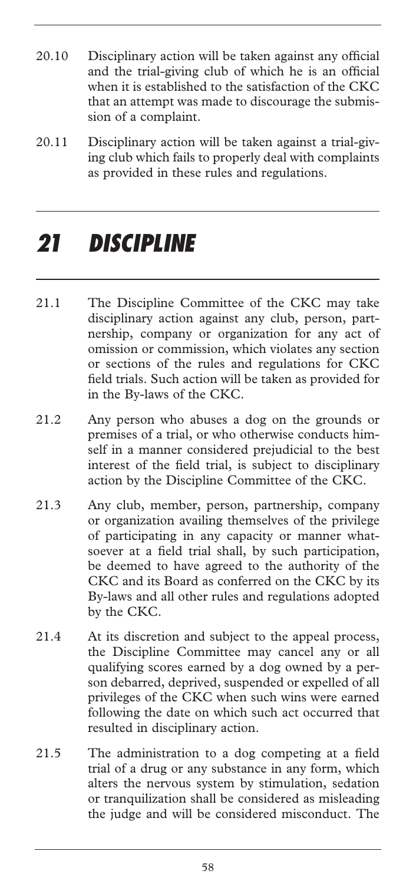20.10 Disciplinary action will be taken against any official and the trial-giving club of which he is an official when it is established to the satisfaction of the CKC that an attempt was made to discourage the submission of a complaint.

20.11 Disciplinary action will be taken against a trial-giving club which fails to properly deal with complaints as provided in these rules and regulations.

# *21 DISCIPLINE*

21.1 The Discipline Committee of the CKC may take disciplinary action against any club, person, partnership, company or organization for any act of omission or commission, which violates any section or sections of the rules and regulations for CKC field trials. Such action will be taken as provided for in the By-laws of the CKC.

21.2 Any person who abuses a dog on the grounds or premises of a trial, or who otherwise conducts himself in a manner considered prejudicial to the best interest of the field trial, is subject to disciplinary action by the Discipline Committee of the CKC.

21.3 Any club, member, person, partnership, company or organization availing themselves of the privilege of participating in any capacity or manner whatsoever at a field trial shall, by such participation, be deemed to have agreed to the authority of the CKC and its Board as conferred on the CKC by its By-laws and all other rules and regulations adopted by the CKC.

21.4 At its discretion and subject to the appeal process, the Discipline Committee may cancel any or all qualifying scores earned by a dog owned by a person debarred, deprived, suspended or expelled of all privileges of the CKC when such wins were earned following the date on which such act occurred that resulted in disciplinary action.

21.5 The administration to a dog competing at a field trial of a drug or any substance in any form, which alters the nervous system by stimulation, sedation or tranquilization shall be considered as misleading the judge and will be considered misconduct. The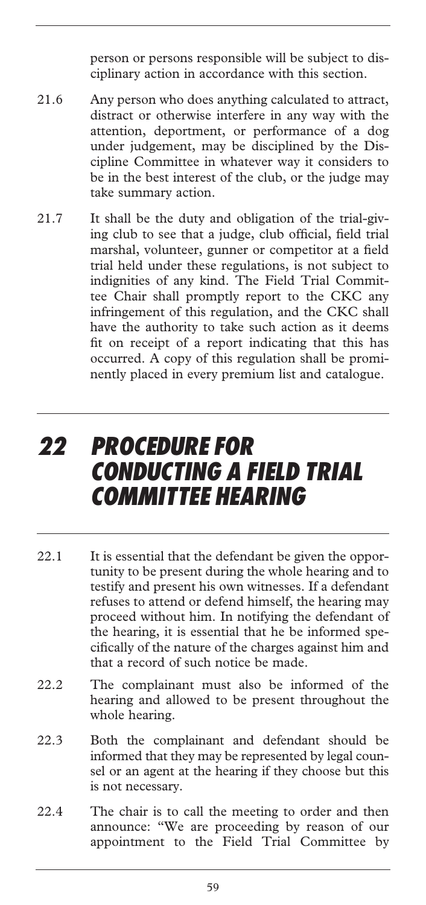person or persons responsible will be subject to disciplinary action in accordance with this section.

21.6 Any person who does anything calculated to attract, distract or otherwise interfere in any way with the attention, deportment, or performance of a dog under judgement, may be disciplined by the Discipline Committee in whatever way it considers to be in the best interest of the club, or the judge may take summary action.

21.7 It shall be the duty and obligation of the trial-giving club to see that a judge, club official, field trial marshal, volunteer, gunner or competitor at a field trial held under these regulations, is not subject to indignities of any kind. The Field Trial Committee Chair shall promptly report to the CKC any infringement of this regulation, and the CKC shall have the authority to take such action as it deems fit on receipt of a report indicating that this has occurred. A copy of this regulation shall be prominently placed in every premium list and catalogue.

# 22 PROCEDURE FOR CONDUCTING A FIELD TRIAL COMMITTEE HEARING

22.1 It is essential that the defendant be given the opportunity to be present during the whole hearing and to testify and present his own witnesses. If a defendant refuses to attend or defend himself, the hearing may proceed without him. In notifying the defendant of the hearing, it is essential that he be informed specifically of the nature of the charges against him and that a record of such notice be made.

22.2 The complainant must also be informed of the hearing and allowed to be present throughout the whole hearing.

22.3 Both the complainant and defendant should be informed that they may be represented by legal counsel or an agent at the hearing if they choose but this is not necessary.

22.4 The chair is to call the meeting to order and then announce: "We are proceeding by reason of our appointment to the Field Trial Committee by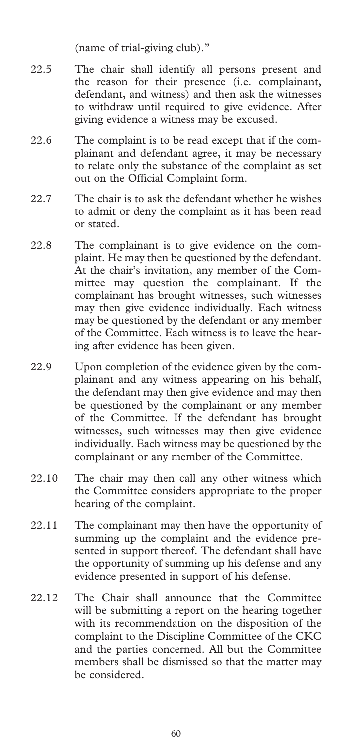(name of trial-giving club)."

22.5 The chair shall identify all persons present and the reason for their presence (i.e. complainant, defendant, and witness) and then ask the witnesses to withdraw until required to give evidence. After giving evidence a witness may be excused.

22.6 The complaint is to be read except that if the complainant and defendant agree, it may be necessary to relate only the substance of the complaint as set out on the Official Complaint form.

22.7 The chair is to ask the defendant whether he wishes to admit or deny the complaint as it has been read or stated.

22.8 The complainant is to give evidence on the complaint. He may then be questioned by the defendant. At the chair's invitation, any member of the Committee may question the complainant. If the complainant has brought witnesses, such witnesses may then give evidence individually. Each witness may be questioned by the defendant or any member of the Committee. Each witness is to leave the hearing after evidence has been given.

22.9 Upon completion of the evidence given by the complainant and any witness appearing on his behalf, the defendant may then give evidence and may then be questioned by the complainant or any member of the Committee. If the defendant has brought witnesses, such witnesses may then give evidence individually. Each witness may be questioned by the complainant or any member of the Committee.

22.10 The chair may then call any other witness which the Committee considers appropriate to the proper hearing of the complaint.

22.11 The complainant may then have the opportunity of summing up the complaint and the evidence presented in support thereof. The defendant shall have the opportunity of summing up his defense and any evidence presented in support of his defense.

22.12 The Chair shall announce that the Committee will be submitting a report on the hearing together with its recommendation on the disposition of the complaint to the Discipline Committee of the CKC and the parties concerned. All but the Committee members shall be dismissed so that the matter may be considered.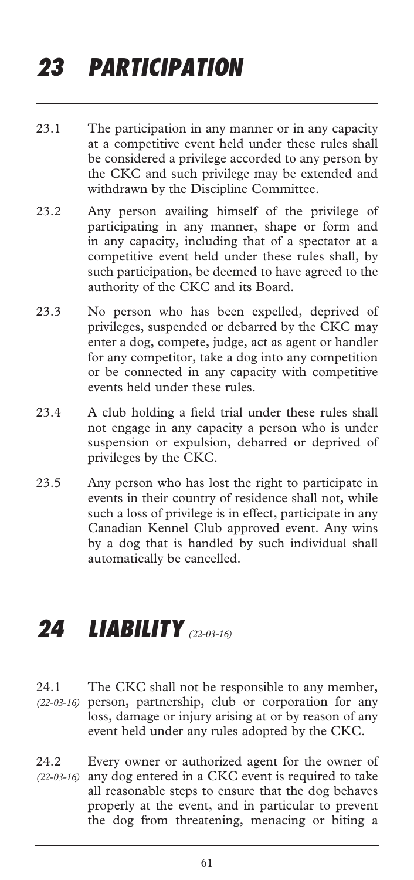# 23 PARTICIPATION

23.1 The participation in any manner or in any capacity at a competitive event held under these rules shall be considered a privilege accorded to any person by the CKC and such privilege may be extended and withdrawn by the Discipline Committee.

23.2 Any person availing himself of the privilege of participating in any manner, shape or form and in any capacity, including that of a spectator at a competitive event held under these rules shall, by such participation, be deemed to have agreed to the authority of the CKC and its Board.

23.3 No person who has been expelled, deprived of privileges, suspended or debarred by the CKC may enter a dog, compete, judge, act as agent or handler for any competitor, take a dog into any competition or be connected in any capacity with competitive events held under these rules.

23.4 A club holding a field trial under these rules shall not engage in any capacity a person who is under suspension or expulsion, debarred or deprived of privileges by the CKC.

23.5 Any person who has lost the right to participate in events in their country of residence shall not, while such a loss of privilege is in effect, participate in any Canadian Kennel Club approved event. Any wins by a dog that is handled by such individual shall automatically be cancelled.

# 24 LIABILITY *(22-03-16)*

24.1 *(22-03-16)* The CKC shall not be responsible to any member, person, partnership, club or corporation for any loss, damage or injury arising at or by reason of any event held under any rules adopted by the CKC.

24.2 *(22-03-16)* Every owner or authorized agent for the owner of any dog entered in a CKC event is required to take all reasonable steps to ensure that the dog behaves properly at the event, and in particular to prevent the dog from threatening, menacing or biting a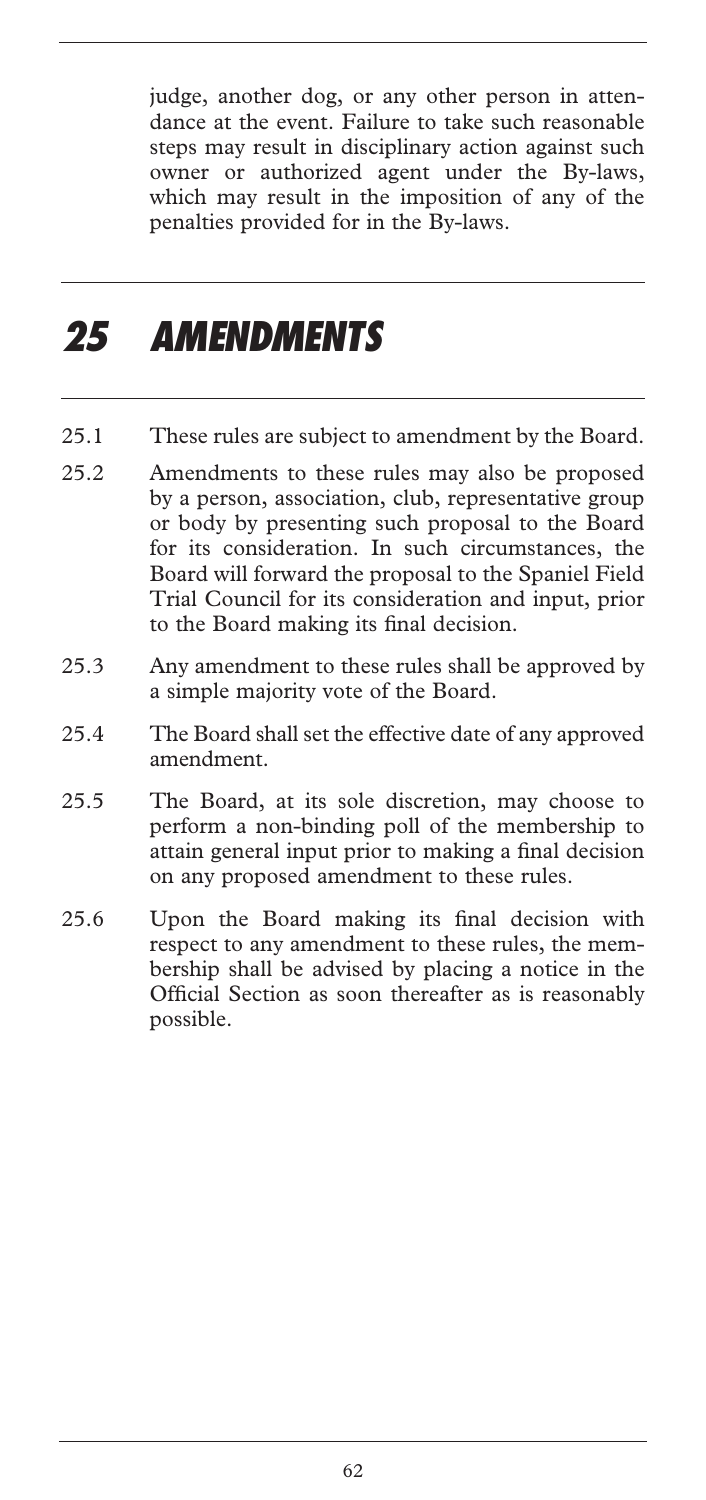judge, another dog, or any other person in attendance at the event. Failure to take such reasonable steps may result in disciplinary action against such owner or authorized agent under the By-laws, which may result in the imposition of any of the penalties provided for in the By-laws.

# 25 AMENDMENTS

25.1 These rules are subject to amendment by the Board.

25.2 Amendments to these rules may also be proposed by a person, association, club, representative group or body by presenting such proposal to the Board for its consideration. In such circumstances, the Board will forward the proposal to the Spaniel Field Trial Council for its consideration and input, prior to the Board making its final decision.

25.3 Any amendment to these rules shall be approved by a simple majority vote of the Board.

25.4 The Board shall set the effective date of any approved amendment.

25.5 The Board, at its sole discretion, may choose to perform a non-binding poll of the membership to attain general input prior to making a final decision on any proposed amendment to these rules.

25.6 Upon the Board making its final decision with respect to any amendment to these rules, the membership shall be advised by placing a notice in the Official Section as soon thereafter as is reasonably possible.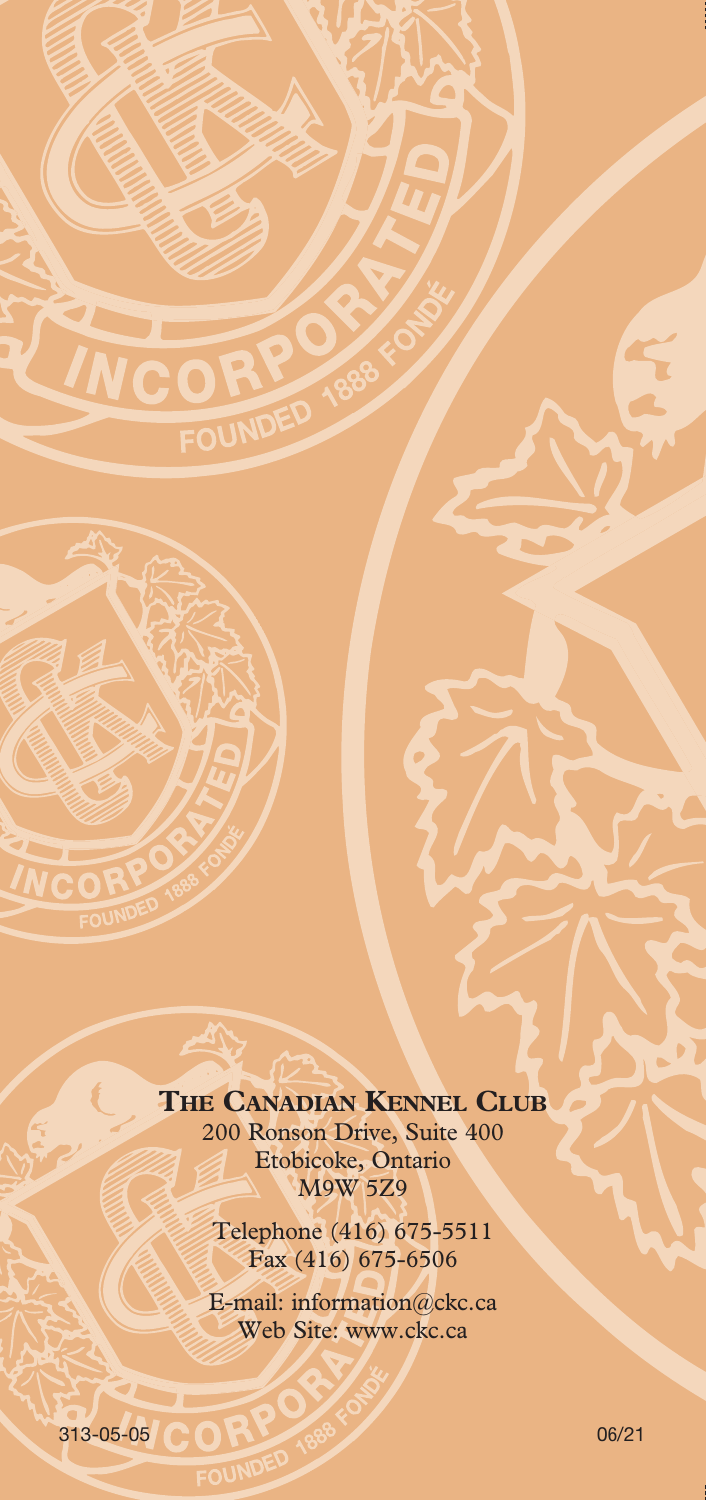**THE CANADIAN KENNEL CLUB**

200 Ronson Drive, Suite 400
Etobicoke, Ontario
M9W 5Z9

Telephone (416) 675-5511
Fax (416) 675-6506

E-mail: information@ckc.ca
Web Site: www.ckc.ca

313-05-05 06/21